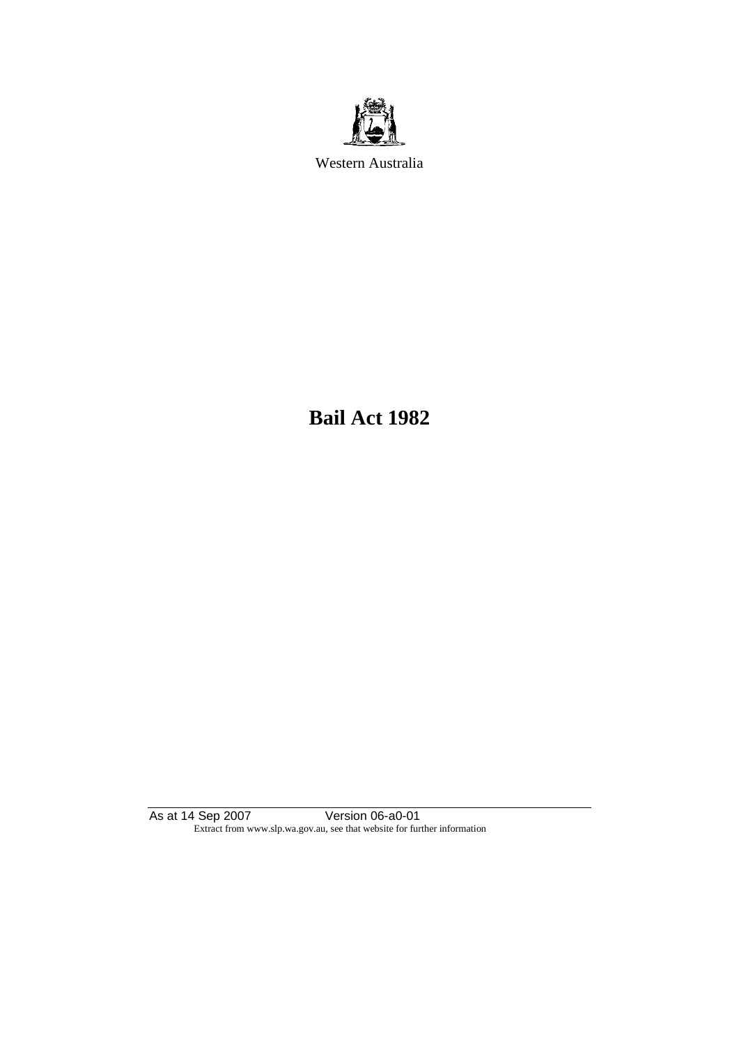Western Australia

# Bail Act 1982

As at 14 Sep 2007 Version 06-a0-01

Extract from www.slp.wa.gov.au, see that website for further information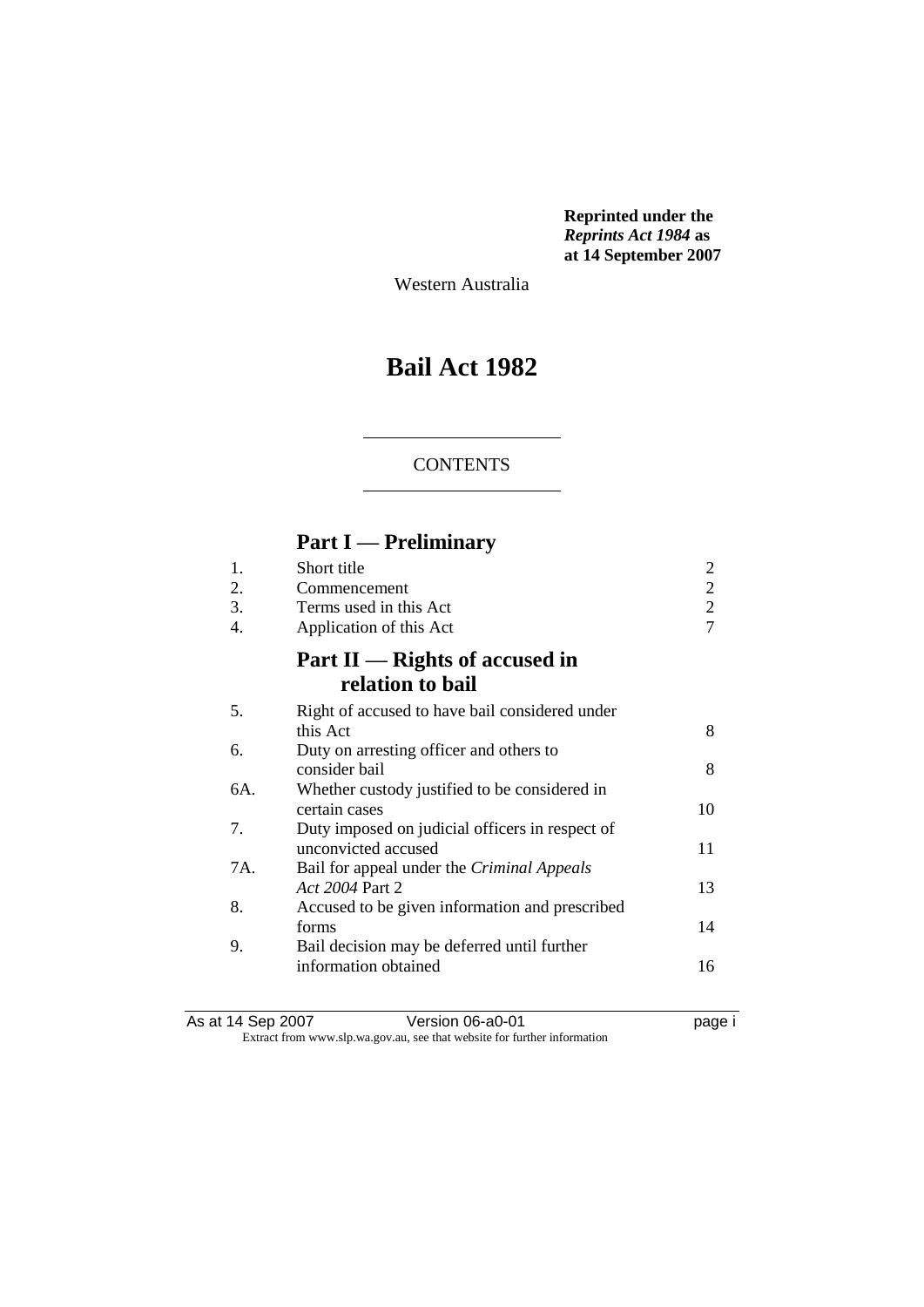**Reprinted under the *Reprints Act 1984* as at 14 September 2007**

Western Australia

# Bail Act 1982

CONTENTS

## Part I — Preliminary

| | | |
|---|---|---|
| 1. | Short title | 2 |
| 2. | Commencement | 2 |
| 3. | Terms used in this Act | 2 |
| 4. | Application of this Act | 7 |

## Part II — Rights of accused in relation to bail

| | | |
|---|---|---|
| 5. | Right of accused to have bail considered under this Act | 8 |
| 6. | Duty on arresting officer and others to consider bail | 8 |
| 6A. | Whether custody justified to be considered in certain cases | 10 |
| 7. | Duty imposed on judicial officers in respect of unconvicted accused | 11 |
| 7A. | Bail for appeal under the *Criminal Appeals Act 2004* Part 2 | 13 |
| 8. | Accused to be given information and prescribed forms | 14 |
| 9. | Bail decision may be deferred until further information obtained | 16 |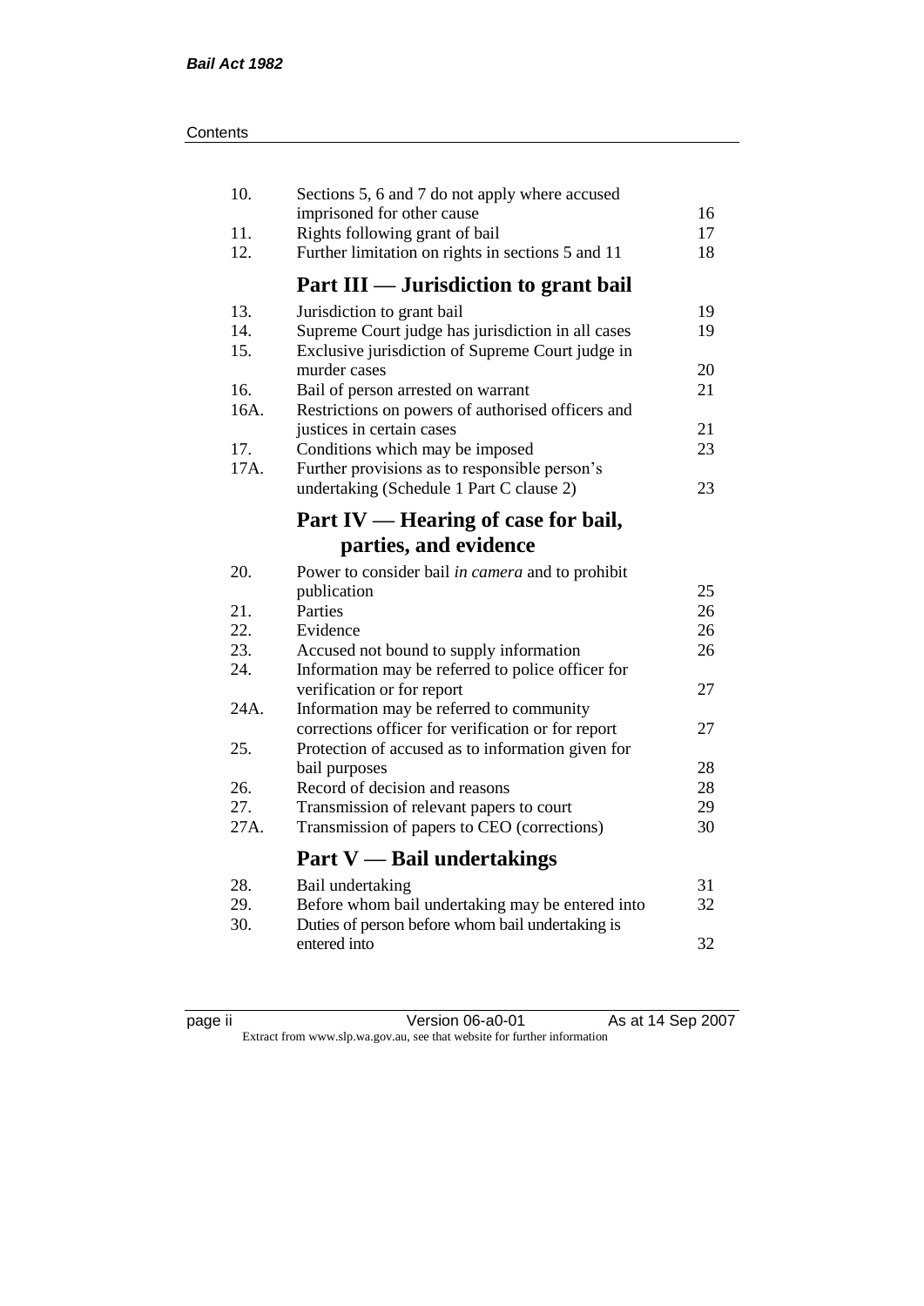| | | |
|---|---|---|
| 10. | Sections 5, 6 and 7 do not apply where accused imprisoned for other cause | 16 |
| 11. | Rights following grant of bail | 17 |
| 12. | Further limitation on rights in sections 5 and 11 | 18 |

## Part III — Jurisdiction to grant bail

| | | |
|---|---|---|
| 13. | Jurisdiction to grant bail | 19 |
| 14. | Supreme Court judge has jurisdiction in all cases | 19 |
| 15. | Exclusive jurisdiction of Supreme Court judge in murder cases | 20 |
| 16. | Bail of person arrested on warrant | 21 |
| 16A. | Restrictions on powers of authorised officers and justices in certain cases | 21 |
| 17. | Conditions which may be imposed | 23 |
| 17A. | Further provisions as to responsible person's undertaking (Schedule 1 Part C clause 2) | 23 |

## Part IV — Hearing of case for bail, parties, and evidence

| | | |
|---|---|---|
| 20. | Power to consider bail *in camera* and to prohibit publication | 25 |
| 21. | Parties | 26 |
| 22. | Evidence | 26 |
| 23. | Accused not bound to supply information | 26 |
| 24. | Information may be referred to police officer for verification or for report | 27 |
| 24A. | Information may be referred to community corrections officer for verification or for report | 27 |
| 25. | Protection of accused as to information given for bail purposes | 28 |
| 26. | Record of decision and reasons | 28 |
| 27. | Transmission of relevant papers to court | 29 |
| 27A. | Transmission of papers to CEO (corrections) | 30 |

## Part V — Bail undertakings

| | | |
|---|---|---|
| 28. | Bail undertaking | 31 |
| 29. | Before whom bail undertaking may be entered into | 32 |
| 30. | Duties of person before whom bail undertaking is entered into | 32 |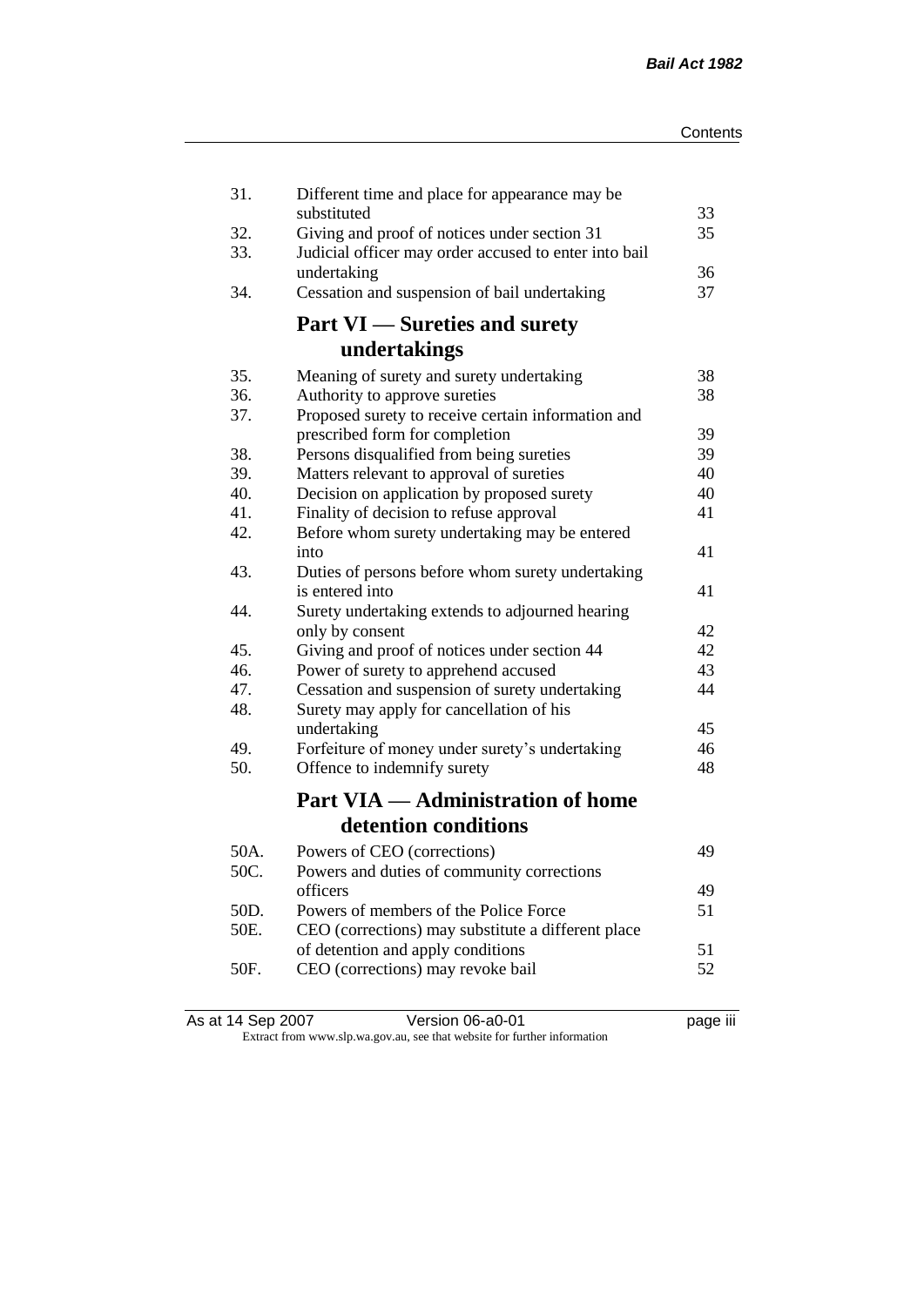| | | |
|---|---|---|
| 31. | Different time and place for appearance may be substituted | 33 |
| 32. | Giving and proof of notices under section 31 | 35 |
| 33. | Judicial officer may order accused to enter into bail undertaking | 36 |
| 34. | Cessation and suspension of bail undertaking | 37 |

## Part VI — Sureties and surety undertakings

| | | |
|---|---|---|
| 35. | Meaning of surety and surety undertaking | 38 |
| 36. | Authority to approve sureties | 38 |
| 37. | Proposed surety to receive certain information and prescribed form for completion | 39 |
| 38. | Persons disqualified from being sureties | 39 |
| 39. | Matters relevant to approval of sureties | 40 |
| 40. | Decision on application by proposed surety | 40 |
| 41. | Finality of decision to refuse approval | 41 |
| 42. | Before whom surety undertaking may be entered into | 41 |
| 43. | Duties of persons before whom surety undertaking is entered into | 41 |
| 44. | Surety undertaking extends to adjourned hearing only by consent | 42 |
| 45. | Giving and proof of notices under section 44 | 42 |
| 46. | Power of surety to apprehend accused | 43 |
| 47. | Cessation and suspension of surety undertaking | 44 |
| 48. | Surety may apply for cancellation of his undertaking | 45 |
| 49. | Forfeiture of money under surety's undertaking | 46 |
| 50. | Offence to indemnify surety | 48 |

## Part VIA — Administration of home detention conditions

| | | |
|---|---|---|
| 50A. | Powers of CEO (corrections) | 49 |
| 50C. | Powers and duties of community corrections officers | 49 |
| 50D. | Powers of members of the Police Force | 51 |
| 50E. | CEO (corrections) may substitute a different place of detention and apply conditions | 51 |
| 50F. | CEO (corrections) may revoke bail | 52 |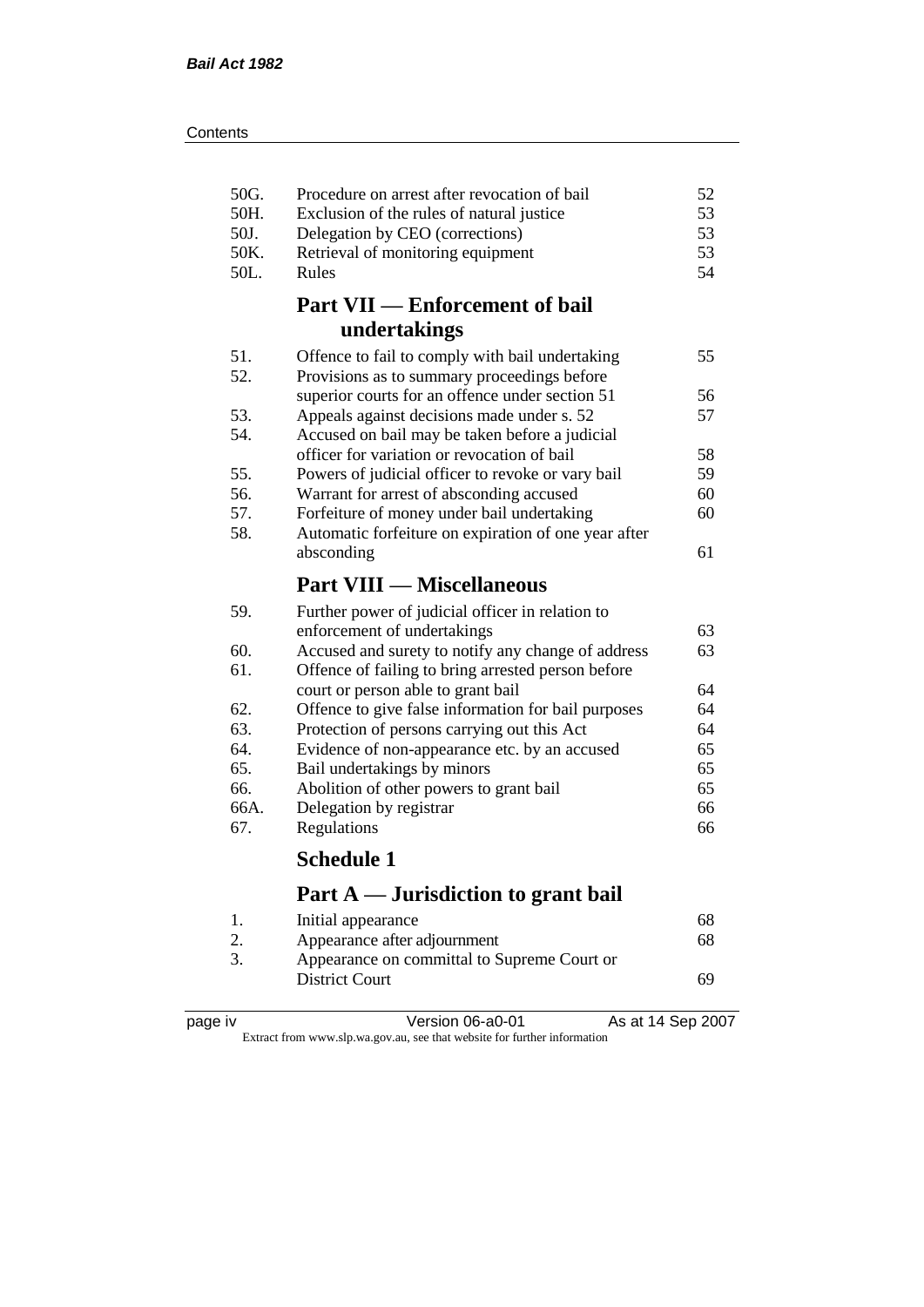| | | |
|---|---|---|
| 50G. | Procedure on arrest after revocation of bail | 52 |
| 50H. | Exclusion of the rules of natural justice | 53 |
| 50J. | Delegation by CEO (corrections) | 53 |
| 50K. | Retrieval of monitoring equipment | 53 |
| 50L. | Rules | 54 |

## Part VII — Enforcement of bail undertakings

| | | |
|---|---|---|
| 51. | Offence to fail to comply with bail undertaking | 55 |
| 52. | Provisions as to summary proceedings before superior courts for an offence under section 51 | 56 |
| 53. | Appeals against decisions made under s. 52 | 57 |
| 54. | Accused on bail may be taken before a judicial officer for variation or revocation of bail | 58 |
| 55. | Powers of judicial officer to revoke or vary bail | 59 |
| 56. | Warrant for arrest of absconding accused | 60 |
| 57. | Forfeiture of money under bail undertaking | 60 |
| 58. | Automatic forfeiture on expiration of one year after absconding | 61 |

## Part VIII — Miscellaneous

| | | |
|---|---|---|
| 59. | Further power of judicial officer in relation to enforcement of undertakings | 63 |
| 60. | Accused and surety to notify any change of address | 63 |
| 61. | Offence of failing to bring arrested person before court or person able to grant bail | 64 |
| 62. | Offence to give false information for bail purposes | 64 |
| 63. | Protection of persons carrying out this Act | 64 |
| 64. | Evidence of non-appearance etc. by an accused | 65 |
| 65. | Bail undertakings by minors | 65 |
| 66. | Abolition of other powers to grant bail | 65 |
| 66A. | Delegation by registrar | 66 |
| 67. | Regulations | 66 |

## Schedule 1

## Part A — Jurisdiction to grant bail

| | | |
|---|---|---|
| 1. | Initial appearance | 68 |
| 2. | Appearance after adjournment | 68 |
| 3. | Appearance on committal to Supreme Court or District Court | 69 |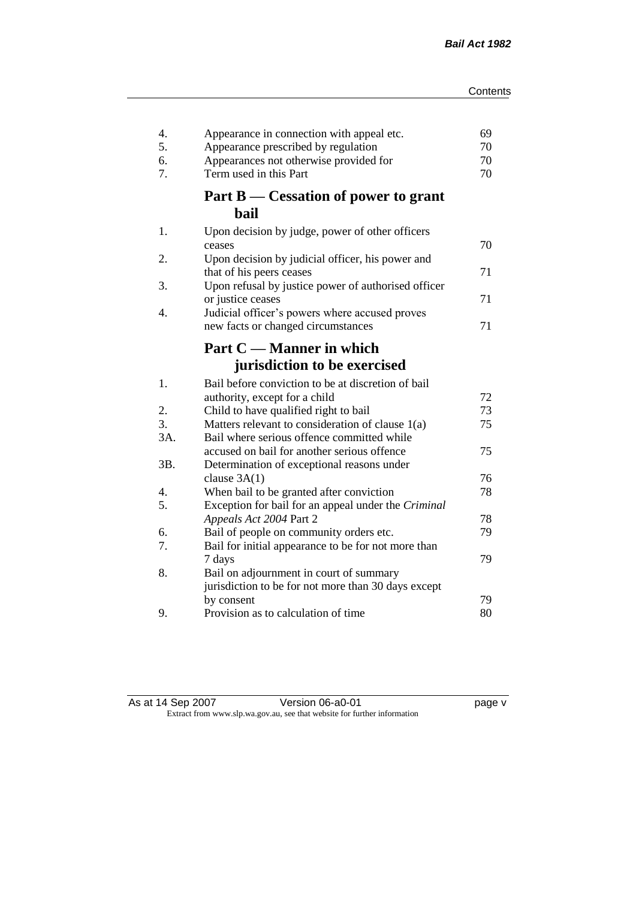| | | |
|---|---|---|
| 4. | Appearance in connection with appeal etc. | 69 |
| 5. | Appearance prescribed by regulation | 70 |
| 6. | Appearances not otherwise provided for | 70 |
| 7. | Term used in this Part | 70 |

## Part B — Cessation of power to grant bail

| | | |
|---|---|---|
| 1. | Upon decision by judge, power of other officers ceases | 70 |
| 2. | Upon decision by judicial officer, his power and that of his peers ceases | 71 |
| 3. | Upon refusal by justice power of authorised officer or justice ceases | 71 |
| 4. | Judicial officer's powers where accused proves new facts or changed circumstances | 71 |

## Part C — Manner in which jurisdiction to be exercised

| | | |
|---|---|---|
| 1. | Bail before conviction to be at discretion of bail authority, except for a child | 72 |
| 2. | Child to have qualified right to bail | 73 |
| 3. | Matters relevant to consideration of clause 1(a) | 75 |
| 3A. | Bail where serious offence committed while accused on bail for another serious offence | 75 |
| 3B. | Determination of exceptional reasons under clause 3A(1) | 76 |
| 4. | When bail to be granted after conviction | 78 |
| 5. | Exception for bail for an appeal under the *Criminal Appeals Act 2004* Part 2 | 78 |
| 6. | Bail of people on community orders etc. | 79 |
| 7. | Bail for initial appearance to be for not more than 7 days | 79 |
| 8. | Bail on adjournment in court of summary jurisdiction to be for not more than 30 days except by consent | 79 |
| 9. | Provision as to calculation of time | 80 |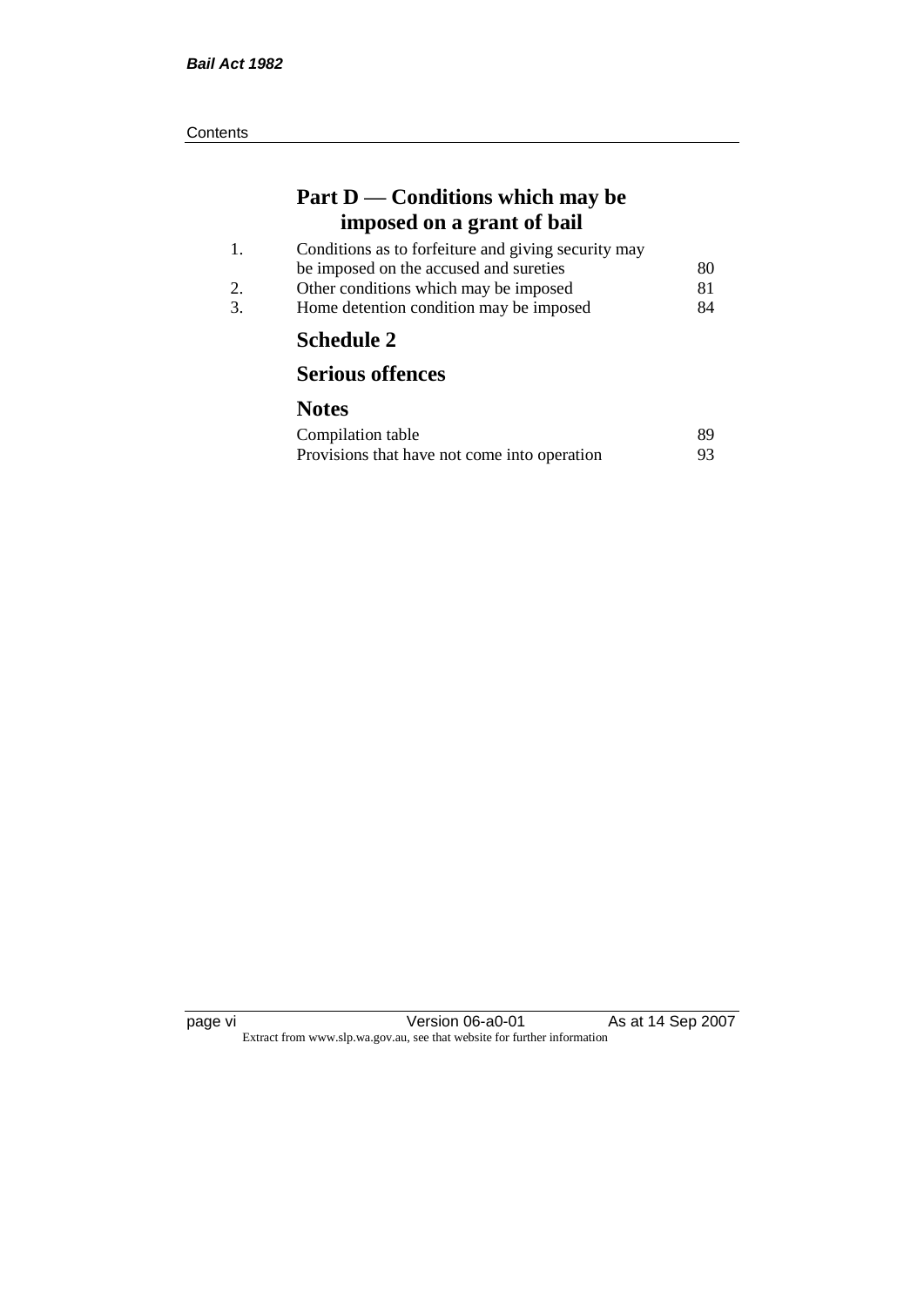## Part D — Conditions which may be imposed on a grant of bail

| | | |
|---|---|---|
| 1. | Conditions as to forfeiture and giving security may be imposed on the accused and sureties | 80 |
| 2. | Other conditions which may be imposed | 81 |
| 3. | Home detention condition may be imposed | 84 |

## Schedule 2

## Serious offences

## Notes

| | |
|---|---|
| Compilation table | 89 |
| Provisions that have not come into operation | 93 |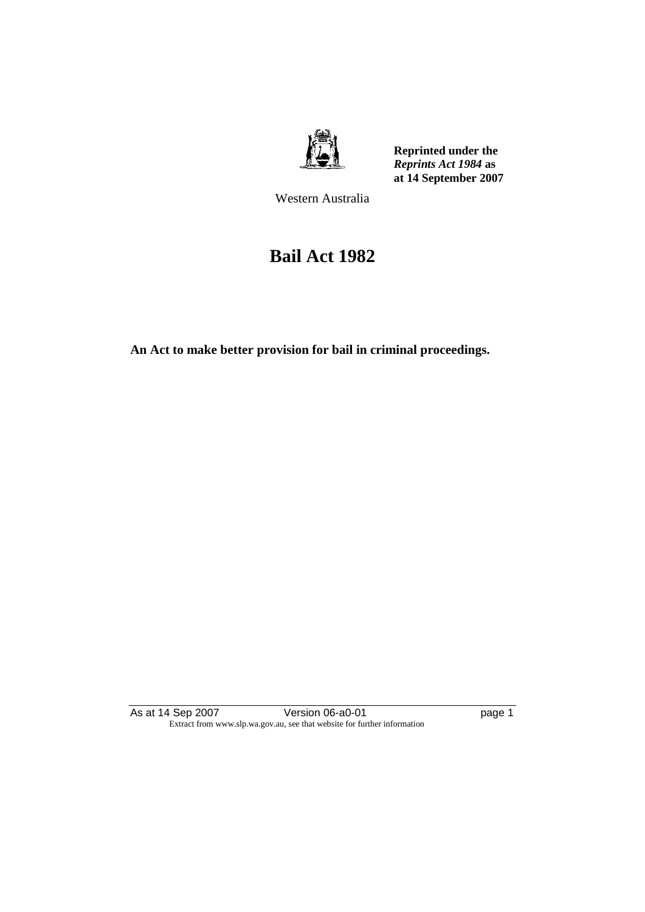**Reprinted under the *Reprints Act 1984* as at 14 September 2007**

Western Australia

# Bail Act 1982

**An Act to make better provision for bail in criminal proceedings.**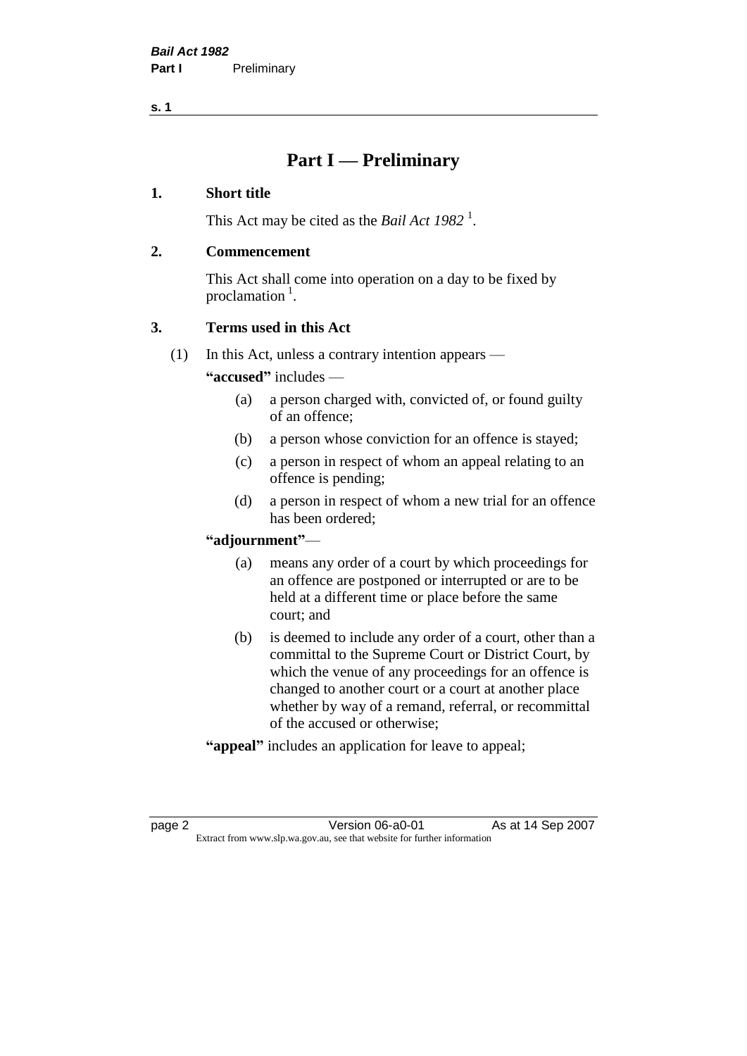# Part I — Preliminary

## 1. Short title

This Act may be cited as the *Bail Act 1982* [1].

## 2. Commencement

This Act shall come into operation on a day to be fixed by proclamation [1].

## 3. Terms used in this Act

(1) In this Act, unless a contrary intention appears —

**"accused"** includes —

- (a) a person charged with, convicted of, or found guilty of an offence;
- (b) a person whose conviction for an offence is stayed;
- (c) a person in respect of whom an appeal relating to an offence is pending;
- (d) a person in respect of whom a new trial for an offence has been ordered;

**"adjournment"**—

- (a) means any order of a court by which proceedings for an offence are postponed or interrupted or are to be held at a different time or place before the same court; and
- (b) is deemed to include any order of a court, other than a committal to the Supreme Court or District Court, by which the venue of any proceedings for an offence is changed to another court or a court at another place whether by way of a remand, referral, or recommittal of the accused or otherwise;

**"appeal"** includes an application for leave to appeal;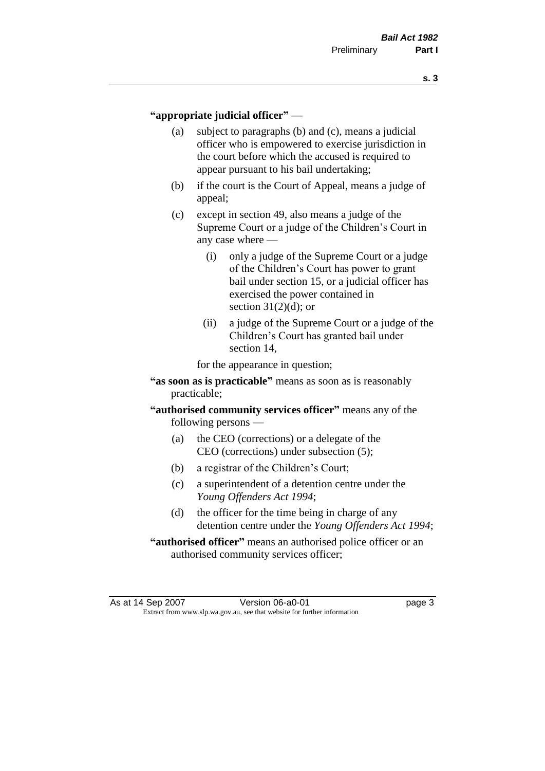**"appropriate judicial officer"** —

(a) subject to paragraphs (b) and (c), means a judicial officer who is empowered to exercise jurisdiction in the court before which the accused is required to appear pursuant to his bail undertaking;

(b) if the court is the Court of Appeal, means a judge of appeal;

(c) except in section 49, also means a judge of the Supreme Court or a judge of the Children's Court in any case where —

  (i) only a judge of the Supreme Court or a judge of the Children's Court has power to grant bail under section 15, or a judicial officer has exercised the power contained in section 31(2)(d); or

  (ii) a judge of the Supreme Court or a judge of the Children's Court has granted bail under section 14,

for the appearance in question;

**"as soon as is practicable"** means as soon as is reasonably practicable;

**"authorised community services officer"** means any of the following persons —

(a) the CEO (corrections) or a delegate of the CEO (corrections) under subsection (5);

(b) a registrar of the Children's Court;

(c) a superintendent of a detention centre under the *Young Offenders Act 1994*;

(d) the officer for the time being in charge of any detention centre under the *Young Offenders Act 1994*;

**"authorised officer"** means an authorised police officer or an authorised community services officer;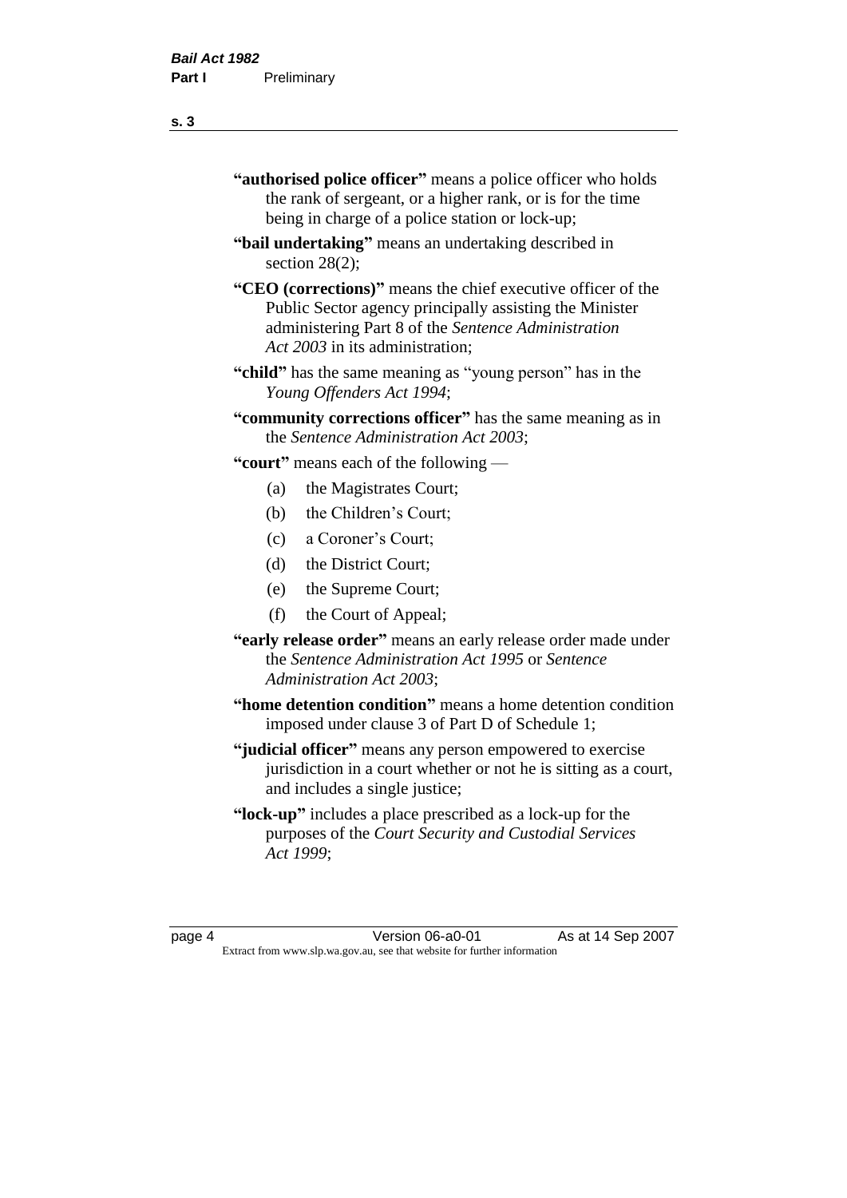"**authorised police officer**" means a police officer who holds the rank of sergeant, or a higher rank, or is for the time being in charge of a police station or lock-up;

"**bail undertaking**" means an undertaking described in section 28(2);

"**CEO (corrections)**" means the chief executive officer of the Public Sector agency principally assisting the Minister administering Part 8 of the *Sentence Administration Act 2003* in its administration;

"**child**" has the same meaning as "young person" has in the *Young Offenders Act 1994*;

"**community corrections officer**" has the same meaning as in the *Sentence Administration Act 2003*;

"**court**" means each of the following —

(a) the Magistrates Court;

(b) the Children's Court;

(c) a Coroner's Court;

(d) the District Court;

(e) the Supreme Court;

(f) the Court of Appeal;

"**early release order**" means an early release order made under the *Sentence Administration Act 1995* or *Sentence Administration Act 2003*;

"**home detention condition**" means a home detention condition imposed under clause 3 of Part D of Schedule 1;

"**judicial officer**" means any person empowered to exercise jurisdiction in a court whether or not he is sitting as a court, and includes a single justice;

"**lock-up**" includes a place prescribed as a lock-up for the purposes of the *Court Security and Custodial Services Act 1999*;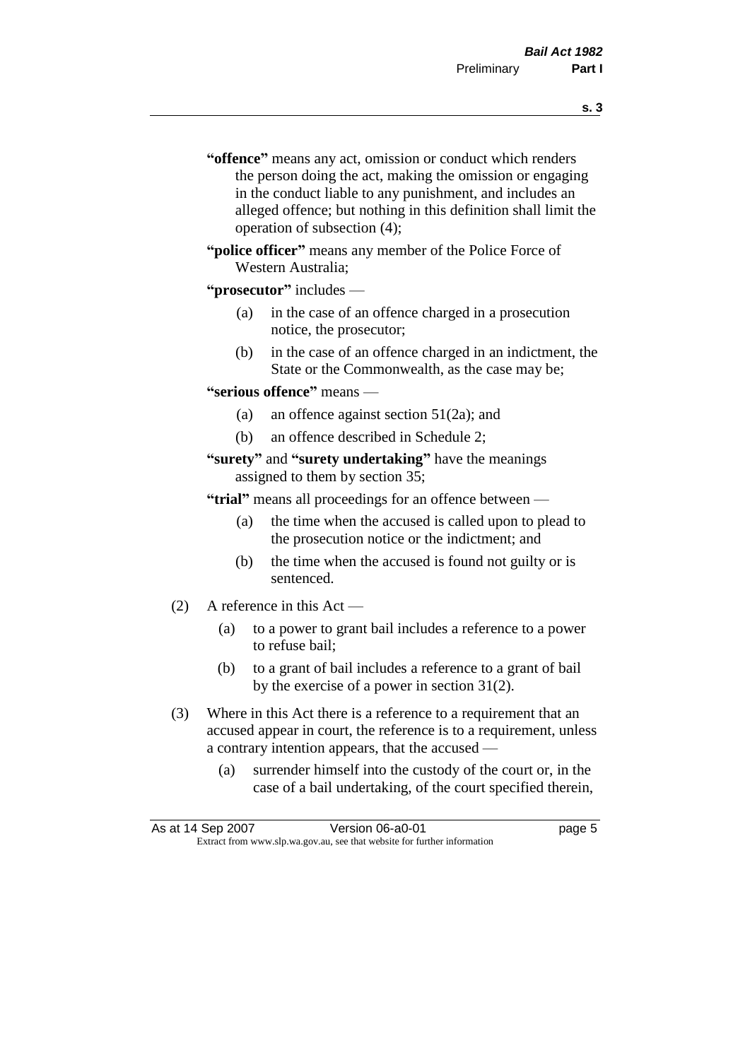"**offence**" means any act, omission or conduct which renders the person doing the act, making the omission or engaging in the conduct liable to any punishment, and includes an alleged offence; but nothing in this definition shall limit the operation of subsection (4);

"**police officer**" means any member of the Police Force of Western Australia;

"**prosecutor**" includes —

- (a) in the case of an offence charged in a prosecution notice, the prosecutor;
- (b) in the case of an offence charged in an indictment, the State or the Commonwealth, as the case may be;

"**serious offence**" means —

- (a) an offence against section 51(2a); and
- (b) an offence described in Schedule 2;

"**surety**" and "**surety undertaking**" have the meanings assigned to them by section 35;

"**trial**" means all proceedings for an offence between —

- (a) the time when the accused is called upon to plead to the prosecution notice or the indictment; and
- (b) the time when the accused is found not guilty or is sentenced.

(2) A reference in this Act —

- (a) to a power to grant bail includes a reference to a power to refuse bail;
- (b) to a grant of bail includes a reference to a grant of bail by the exercise of a power in section 31(2).

(3) Where in this Act there is a reference to a requirement that an accused appear in court, the reference is to a requirement, unless a contrary intention appears, that the accused —

- (a) surrender himself into the custody of the court or, in the case of a bail undertaking, of the court specified therein,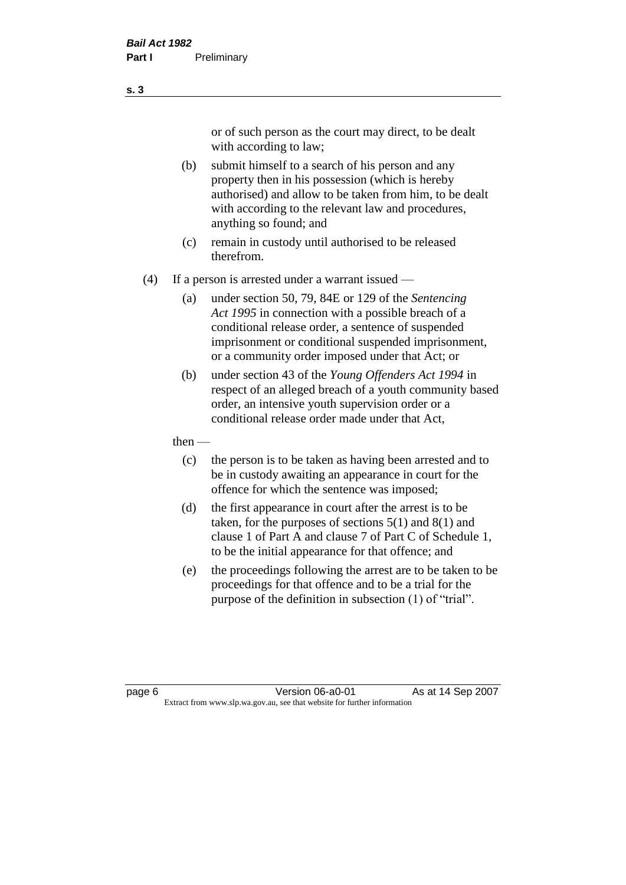or of such person as the court may direct, to be dealt with according to law;

(b) submit himself to a search of his person and any property then in his possession (which is hereby authorised) and allow to be taken from him, to be dealt with according to the relevant law and procedures, anything so found; and

(c) remain in custody until authorised to be released therefrom.

(4) If a person is arrested under a warrant issued —

(a) under section 50, 79, 84E or 129 of the *Sentencing Act 1995* in connection with a possible breach of a conditional release order, a sentence of suspended imprisonment or conditional suspended imprisonment, or a community order imposed under that Act; or

(b) under section 43 of the *Young Offenders Act 1994* in respect of an alleged breach of a youth community based order, an intensive youth supervision order or a conditional release order made under that Act,

then —

(c) the person is to be taken as having been arrested and to be in custody awaiting an appearance in court for the offence for which the sentence was imposed;

(d) the first appearance in court after the arrest is to be taken, for the purposes of sections 5(1) and 8(1) and clause 1 of Part A and clause 7 of Part C of Schedule 1, to be the initial appearance for that offence; and

(e) the proceedings following the arrest are to be taken to be proceedings for that offence and to be a trial for the purpose of the definition in subsection (1) of "trial".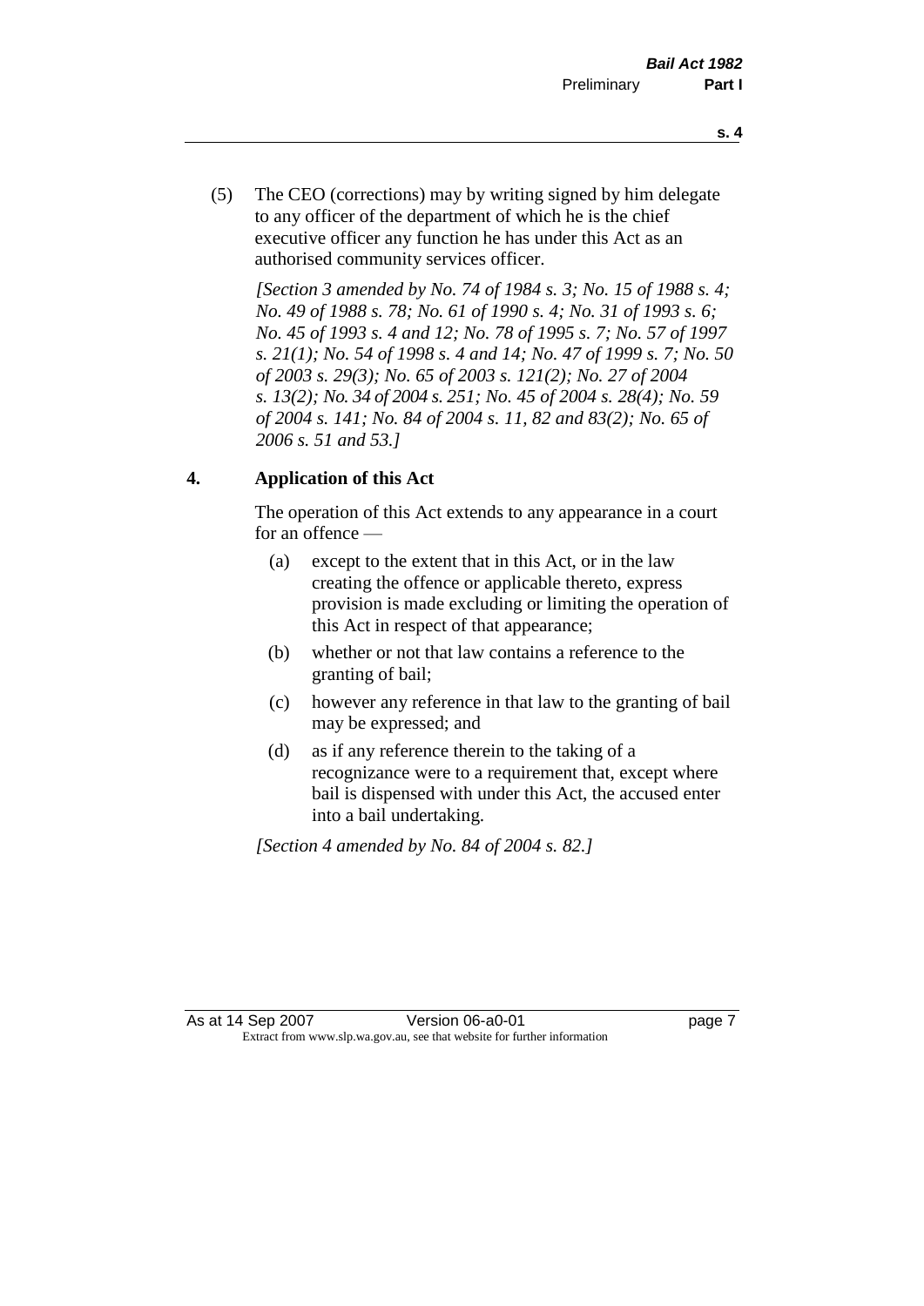(5) The CEO (corrections) may by writing signed by him delegate to any officer of the department of which he is the chief executive officer any function he has under this Act as an authorised community services officer.

*[Section 3 amended by No. 74 of 1984 s. 3; No. 15 of 1988 s. 4; No. 49 of 1988 s. 78; No. 61 of 1990 s. 4; No. 31 of 1993 s. 6; No. 45 of 1993 s. 4 and 12; No. 78 of 1995 s. 7; No. 57 of 1997 s. 21(1); No. 54 of 1998 s. 4 and 14; No. 47 of 1999 s. 7; No. 50 of 2003 s. 29(3); No. 65 of 2003 s. 121(2); No. 27 of 2004 s. 13(2); No. 34 of 2004 s. 251; No. 45 of 2004 s. 28(4); No. 59 of 2004 s. 141; No. 84 of 2004 s. 11, 82 and 83(2); No. 65 of 2006 s. 51 and 53.]*

## 4. Application of this Act

The operation of this Act extends to any appearance in a court for an offence —

(a) except to the extent that in this Act, or in the law creating the offence or applicable thereto, express provision is made excluding or limiting the operation of this Act in respect of that appearance;

(b) whether or not that law contains a reference to the granting of bail;

(c) however any reference in that law to the granting of bail may be expressed; and

(d) as if any reference therein to the taking of a recognizance were to a requirement that, except where bail is dispensed with under this Act, the accused enter into a bail undertaking.

*[Section 4 amended by No. 84 of 2004 s. 82.]*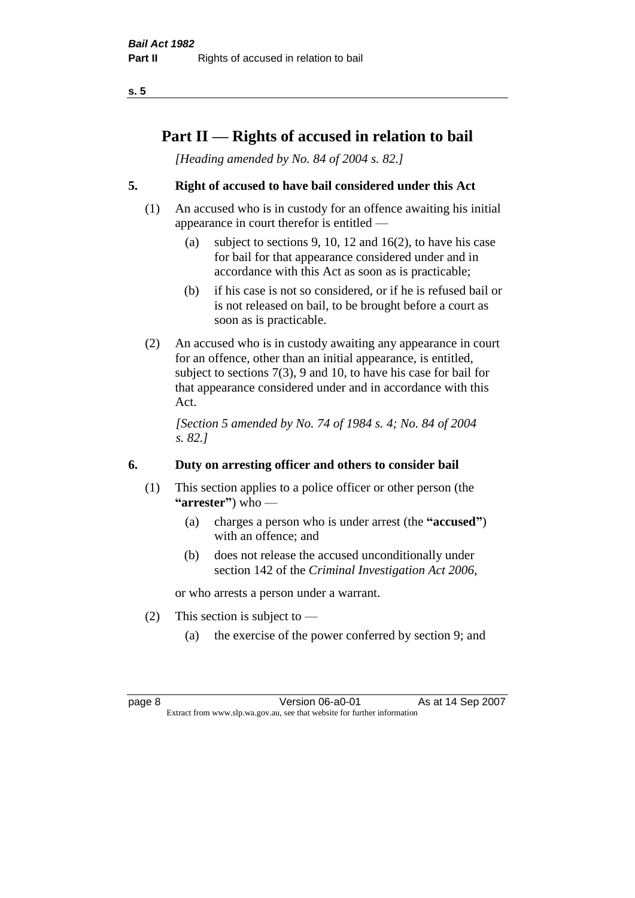# Part II — Rights of accused in relation to bail

*[Heading amended by No. 84 of 2004 s. 82.]*

## 5. Right of accused to have bail considered under this Act

(1) An accused who is in custody for an offence awaiting his initial appearance in court therefor is entitled —

- (a) subject to sections 9, 10, 12 and 16(2), to have his case for bail for that appearance considered under and in accordance with this Act as soon as is practicable;
- (b) if his case is not so considered, or if he is refused bail or is not released on bail, to be brought before a court as soon as is practicable.

(2) An accused who is in custody awaiting any appearance in court for an offence, other than an initial appearance, is entitled, subject to sections 7(3), 9 and 10, to have his case for bail for that appearance considered under and in accordance with this Act.

*[Section 5 amended by No. 74 of 1984 s. 4; No. 84 of 2004 s. 82.]*

## 6. Duty on arresting officer and others to consider bail

(1) This section applies to a police officer or other person (the **"arrester"**) who —

- (a) charges a person who is under arrest (the **"accused"**) with an offence; and
- (b) does not release the accused unconditionally under section 142 of the *Criminal Investigation Act 2006*,

or who arrests a person under a warrant.

(2) This section is subject to —

- (a) the exercise of the power conferred by section 9; and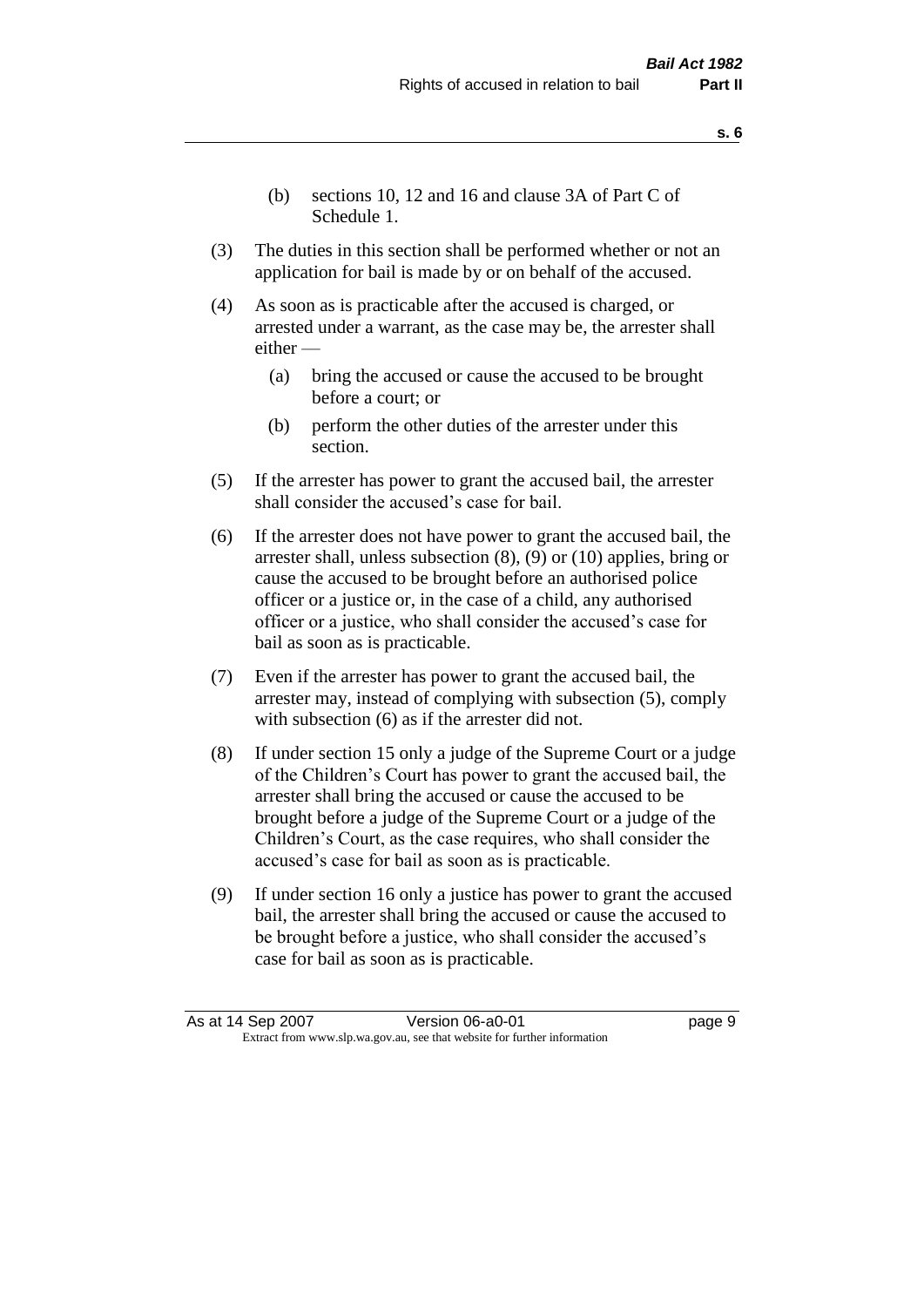(b) sections 10, 12 and 16 and clause 3A of Part C of Schedule 1.

(3) The duties in this section shall be performed whether or not an application for bail is made by or on behalf of the accused.

(4) As soon as is practicable after the accused is charged, or arrested under a warrant, as the case may be, the arrester shall either —

   (a) bring the accused or cause the accused to be brought before a court; or

   (b) perform the other duties of the arrester under this section.

(5) If the arrester has power to grant the accused bail, the arrester shall consider the accused's case for bail.

(6) If the arrester does not have power to grant the accused bail, the arrester shall, unless subsection (8), (9) or (10) applies, bring or cause the accused to be brought before an authorised police officer or a justice or, in the case of a child, any authorised officer or a justice, who shall consider the accused's case for bail as soon as is practicable.

(7) Even if the arrester has power to grant the accused bail, the arrester may, instead of complying with subsection (5), comply with subsection (6) as if the arrester did not.

(8) If under section 15 only a judge of the Supreme Court or a judge of the Children's Court has power to grant the accused bail, the arrester shall bring the accused or cause the accused to be brought before a judge of the Supreme Court or a judge of the Children's Court, as the case requires, who shall consider the accused's case for bail as soon as is practicable.

(9) If under section 16 only a justice has power to grant the accused bail, the arrester shall bring the accused or cause the accused to be brought before a justice, who shall consider the accused's case for bail as soon as is practicable.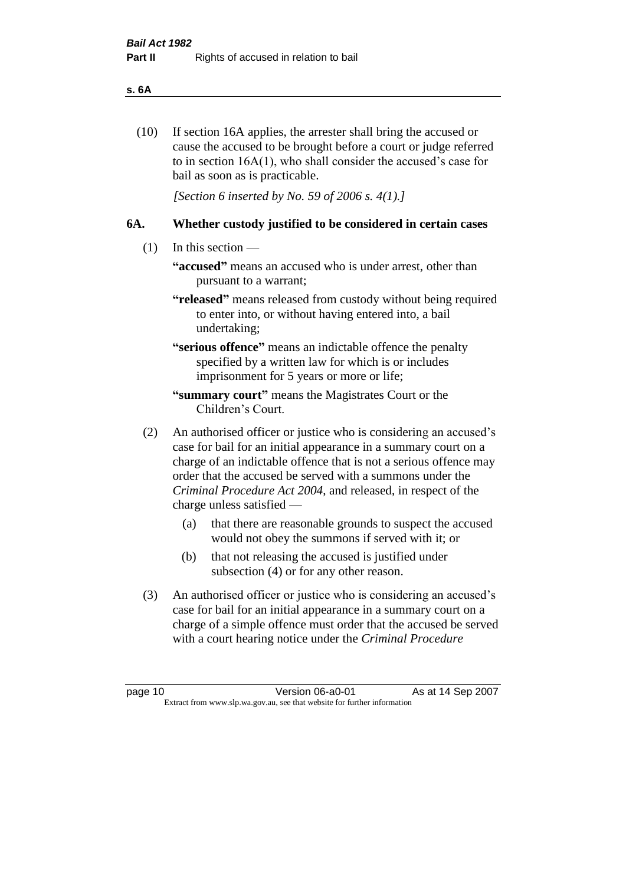(10) If section 16A applies, the arrester shall bring the accused or cause the accused to be brought before a court or judge referred to in section 16A(1), who shall consider the accused's case for bail as soon as is practicable.

*[Section 6 inserted by No. 59 of 2006 s. 4(1).]*

## 6A. Whether custody justified to be considered in certain cases

(1) In this section —

**"accused"** means an accused who is under arrest, other than pursuant to a warrant;

**"released"** means released from custody without being required to enter into, or without having entered into, a bail undertaking;

**"serious offence"** means an indictable offence the penalty specified by a written law for which is or includes imprisonment for 5 years or more or life;

**"summary court"** means the Magistrates Court or the Children's Court.

(2) An authorised officer or justice who is considering an accused's case for bail for an initial appearance in a summary court on a charge of an indictable offence that is not a serious offence may order that the accused be served with a summons under the *Criminal Procedure Act 2004*, and released, in respect of the charge unless satisfied —

(a) that there are reasonable grounds to suspect the accused would not obey the summons if served with it; or

(b) that not releasing the accused is justified under subsection (4) or for any other reason.

(3) An authorised officer or justice who is considering an accused's case for bail for an initial appearance in a summary court on a charge of a simple offence must order that the accused be served with a court hearing notice under the *Criminal Procedure*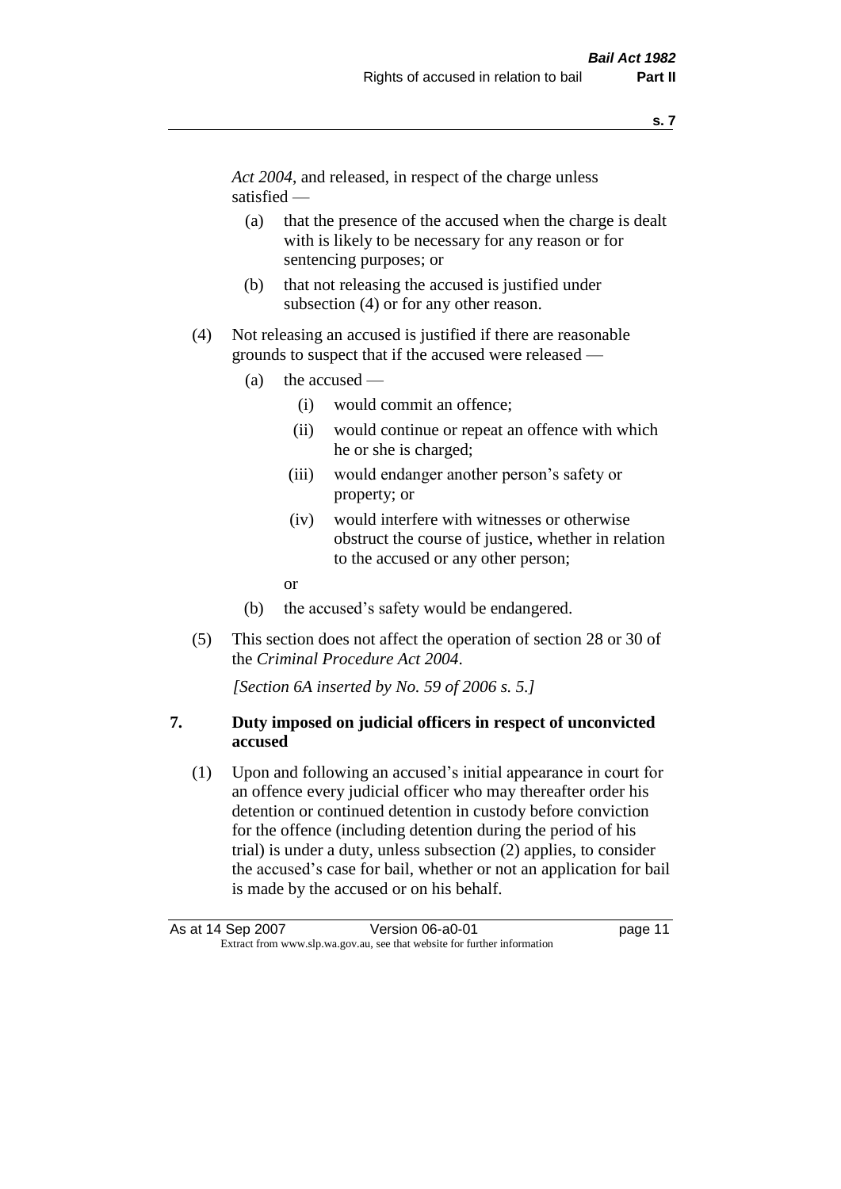*Act 2004*, and released, in respect of the charge unless satisfied —

- (a) that the presence of the accused when the charge is dealt with is likely to be necessary for any reason or for sentencing purposes; or
- (b) that not releasing the accused is justified under subsection (4) or for any other reason.

(4) Not releasing an accused is justified if there are reasonable grounds to suspect that if the accused were released —

- (a) the accused —
  - (i) would commit an offence;
  - (ii) would continue or repeat an offence with which he or she is charged;
  - (iii) would endanger another person's safety or property; or
  - (iv) would interfere with witnesses or otherwise obstruct the course of justice, whether in relation to the accused or any other person;

  or
- (b) the accused's safety would be endangered.

(5) This section does not affect the operation of section 28 or 30 of the *Criminal Procedure Act 2004*.

*[Section 6A inserted by No. 59 of 2006 s. 5.]*

## 7. Duty imposed on judicial officers in respect of unconvicted accused

(1) Upon and following an accused's initial appearance in court for an offence every judicial officer who may thereafter order his detention or continued detention in custody before conviction for the offence (including detention during the period of his trial) is under a duty, unless subsection (2) applies, to consider the accused's case for bail, whether or not an application for bail is made by the accused or on his behalf.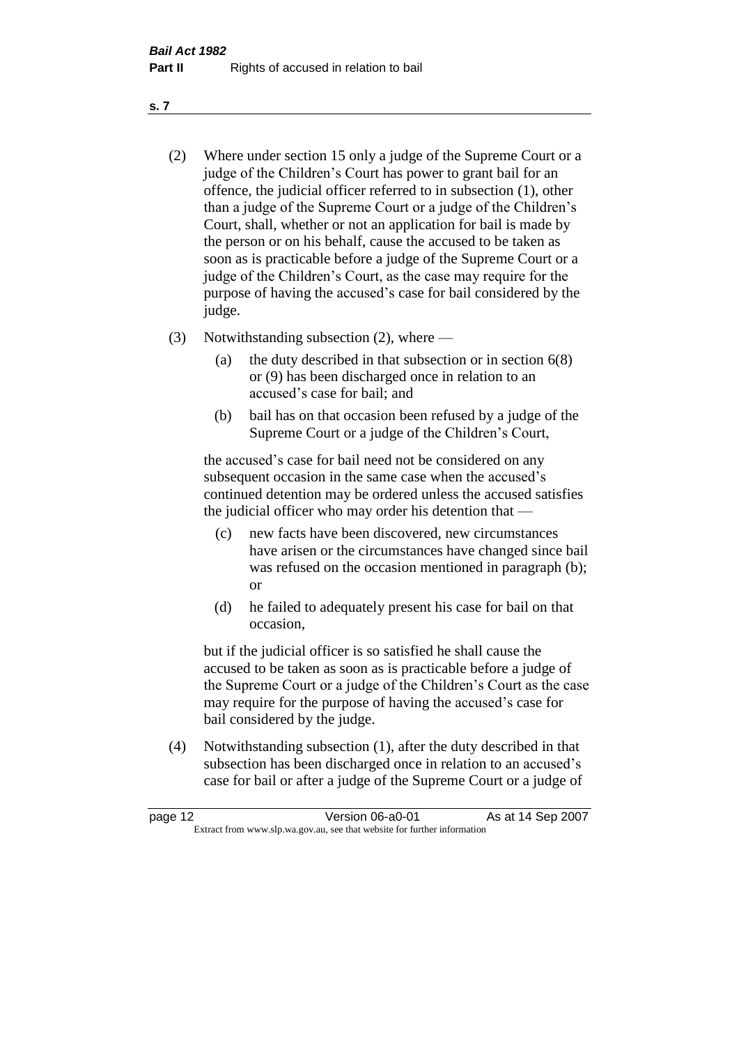(2) Where under section 15 only a judge of the Supreme Court or a judge of the Children's Court has power to grant bail for an offence, the judicial officer referred to in subsection (1), other than a judge of the Supreme Court or a judge of the Children's Court, shall, whether or not an application for bail is made by the person or on his behalf, cause the accused to be taken as soon as is practicable before a judge of the Supreme Court or a judge of the Children's Court, as the case may require for the purpose of having the accused's case for bail considered by the judge.

(3) Notwithstanding subsection (2), where —

   (a) the duty described in that subsection or in section 6(8) or (9) has been discharged once in relation to an accused's case for bail; and

   (b) bail has on that occasion been refused by a judge of the Supreme Court or a judge of the Children's Court,

   the accused's case for bail need not be considered on any subsequent occasion in the same case when the accused's continued detention may be ordered unless the accused satisfies the judicial officer who may order his detention that —

   (c) new facts have been discovered, new circumstances have arisen or the circumstances have changed since bail was refused on the occasion mentioned in paragraph (b); or

   (d) he failed to adequately present his case for bail on that occasion,

   but if the judicial officer is so satisfied he shall cause the accused to be taken as soon as is practicable before a judge of the Supreme Court or a judge of the Children's Court as the case may require for the purpose of having the accused's case for bail considered by the judge.

(4) Notwithstanding subsection (1), after the duty described in that subsection has been discharged once in relation to an accused's case for bail or after a judge of the Supreme Court or a judge of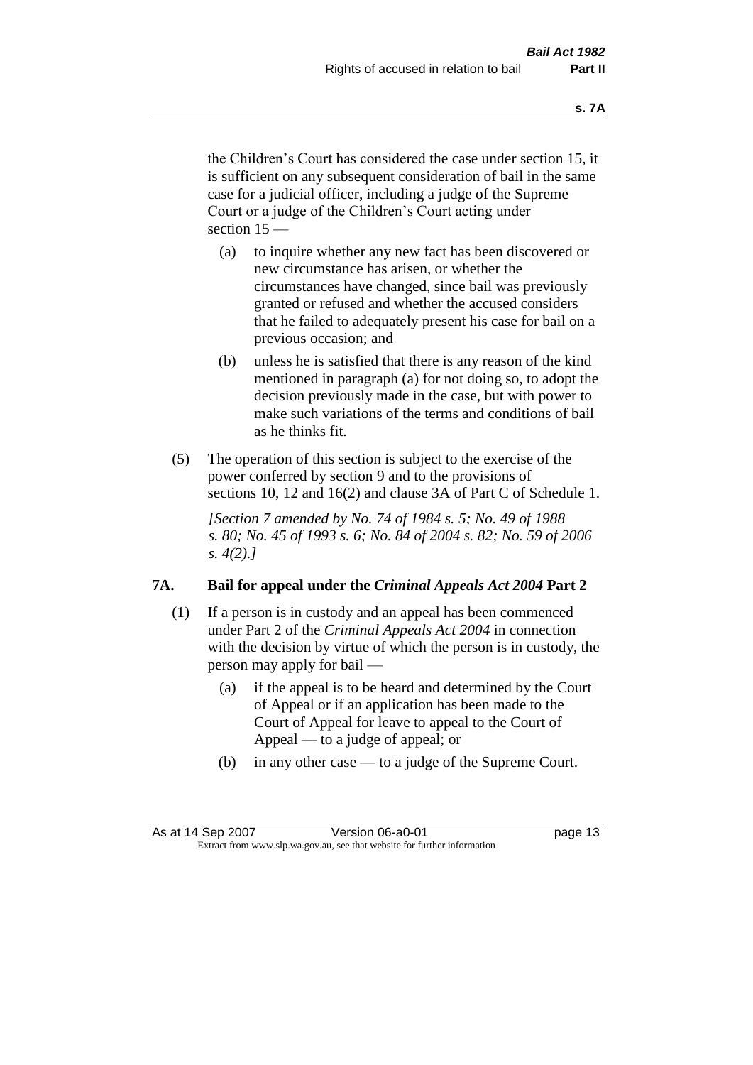the Children's Court has considered the case under section 15, it is sufficient on any subsequent consideration of bail in the same case for a judicial officer, including a judge of the Supreme Court or a judge of the Children's Court acting under section 15 —

- (a) to inquire whether any new fact has been discovered or new circumstance has arisen, or whether the circumstances have changed, since bail was previously granted or refused and whether the accused considers that he failed to adequately present his case for bail on a previous occasion; and
- (b) unless he is satisfied that there is any reason of the kind mentioned in paragraph (a) for not doing so, to adopt the decision previously made in the case, but with power to make such variations of the terms and conditions of bail as he thinks fit.

(5) The operation of this section is subject to the exercise of the power conferred by section 9 and to the provisions of sections 10, 12 and 16(2) and clause 3A of Part C of Schedule 1.

*[Section 7 amended by No. 74 of 1984 s. 5; No. 49 of 1988 s. 80; No. 45 of 1993 s. 6; No. 84 of 2004 s. 82; No. 59 of 2006 s. 4(2).]*

## 7A. Bail for appeal under the *Criminal Appeals Act 2004* Part 2

(1) If a person is in custody and an appeal has been commenced under Part 2 of the *Criminal Appeals Act 2004* in connection with the decision by virtue of which the person is in custody, the person may apply for bail —

- (a) if the appeal is to be heard and determined by the Court of Appeal or if an application has been made to the Court of Appeal for leave to appeal to the Court of Appeal — to a judge of appeal; or
- (b) in any other case — to a judge of the Supreme Court.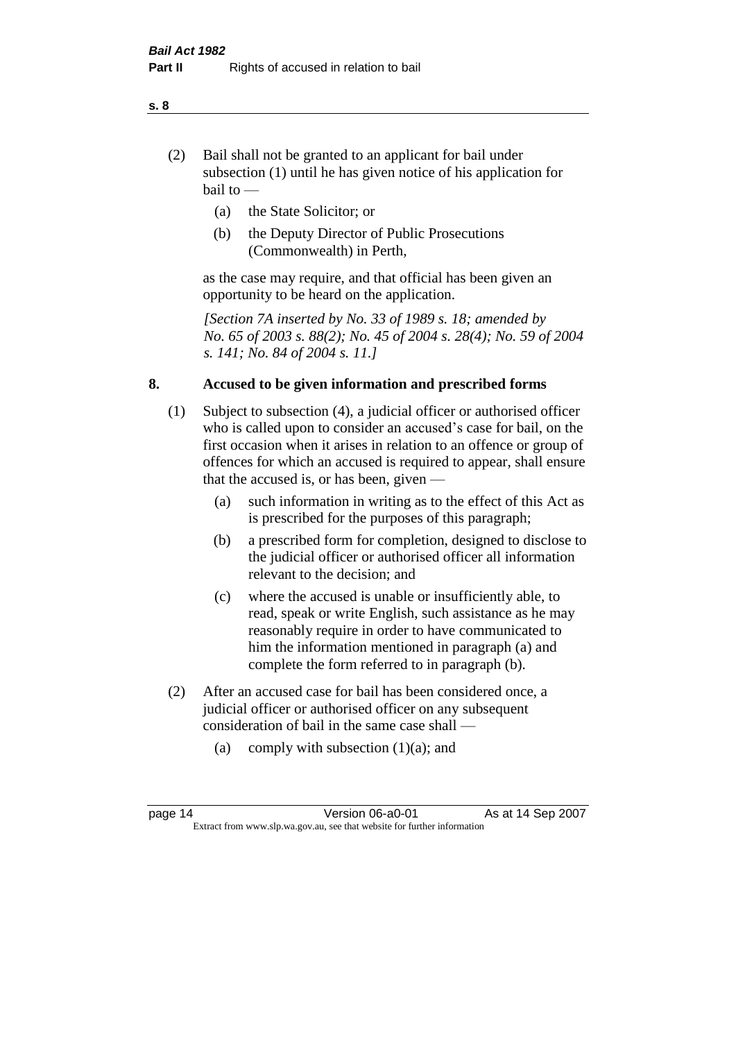(2) Bail shall not be granted to an applicant for bail under subsection (1) until he has given notice of his application for bail to —

(a) the State Solicitor; or

(b) the Deputy Director of Public Prosecutions (Commonwealth) in Perth,

as the case may require, and that official has been given an opportunity to be heard on the application.

*[Section 7A inserted by No. 33 of 1989 s. 18; amended by No. 65 of 2003 s. 88(2); No. 45 of 2004 s. 28(4); No. 59 of 2004 s. 141; No. 84 of 2004 s. 11.]*

## 8. Accused to be given information and prescribed forms

(1) Subject to subsection (4), a judicial officer or authorised officer who is called upon to consider an accused's case for bail, on the first occasion when it arises in relation to an offence or group of offences for which an accused is required to appear, shall ensure that the accused is, or has been, given —

(a) such information in writing as to the effect of this Act as is prescribed for the purposes of this paragraph;

(b) a prescribed form for completion, designed to disclose to the judicial officer or authorised officer all information relevant to the decision; and

(c) where the accused is unable or insufficiently able, to read, speak or write English, such assistance as he may reasonably require in order to have communicated to him the information mentioned in paragraph (a) and complete the form referred to in paragraph (b).

(2) After an accused case for bail has been considered once, a judicial officer or authorised officer on any subsequent consideration of bail in the same case shall —

(a) comply with subsection (1)(a); and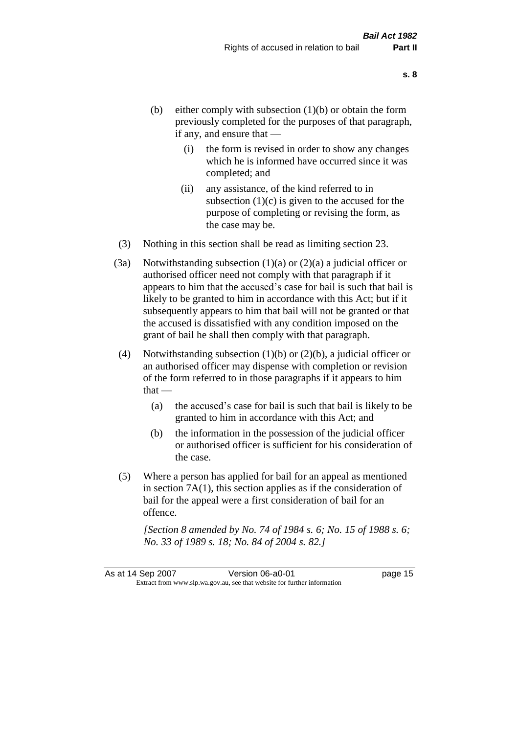(b) either comply with subsection (1)(b) or obtain the form previously completed for the purposes of that paragraph, if any, and ensure that —

   (i) the form is revised in order to show any changes which he is informed have occurred since it was completed; and

   (ii) any assistance, of the kind referred to in subsection (1)(c) is given to the accused for the purpose of completing or revising the form, as the case may be.

(3) Nothing in this section shall be read as limiting section 23.

(3a) Notwithstanding subsection (1)(a) or (2)(a) a judicial officer or authorised officer need not comply with that paragraph if it appears to him that the accused's case for bail is such that bail is likely to be granted to him in accordance with this Act; but if it subsequently appears to him that bail will not be granted or that the accused is dissatisfied with any condition imposed on the grant of bail he shall then comply with that paragraph.

(4) Notwithstanding subsection (1)(b) or (2)(b), a judicial officer or an authorised officer may dispense with completion or revision of the form referred to in those paragraphs if it appears to him that —

   (a) the accused's case for bail is such that bail is likely to be granted to him in accordance with this Act; and

   (b) the information in the possession of the judicial officer or authorised officer is sufficient for his consideration of the case.

(5) Where a person has applied for bail for an appeal as mentioned in section 7A(1), this section applies as if the consideration of bail for the appeal were a first consideration of bail for an offence.

*[Section 8 amended by No. 74 of 1984 s. 6; No. 15 of 1988 s. 6; No. 33 of 1989 s. 18; No. 84 of 2004 s. 82.]*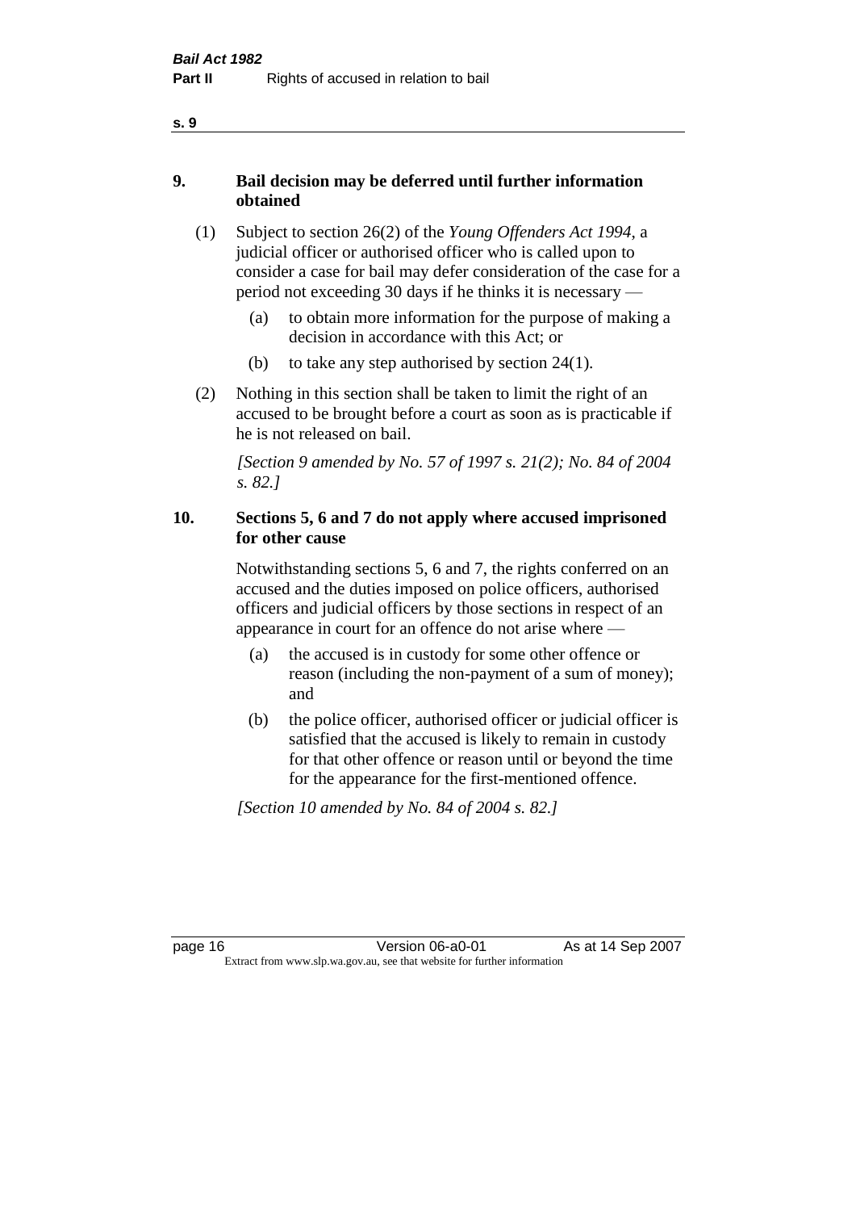## 9. Bail decision may be deferred until further information obtained

(1) Subject to section 26(2) of the *Young Offenders Act 1994*, a judicial officer or authorised officer who is called upon to consider a case for bail may defer consideration of the case for a period not exceeding 30 days if he thinks it is necessary —

  (a) to obtain more information for the purpose of making a decision in accordance with this Act; or

  (b) to take any step authorised by section 24(1).

(2) Nothing in this section shall be taken to limit the right of an accused to be brought before a court as soon as is practicable if he is not released on bail.

*[Section 9 amended by No. 57 of 1997 s. 21(2); No. 84 of 2004 s. 82.]*

## 10. Sections 5, 6 and 7 do not apply where accused imprisoned for other cause

Notwithstanding sections 5, 6 and 7, the rights conferred on an accused and the duties imposed on police officers, authorised officers and judicial officers by those sections in respect of an appearance in court for an offence do not arise where —

  (a) the accused is in custody for some other offence or reason (including the non-payment of a sum of money); and

  (b) the police officer, authorised officer or judicial officer is satisfied that the accused is likely to remain in custody for that other offence or reason until or beyond the time for the appearance for the first-mentioned offence.

*[Section 10 amended by No. 84 of 2004 s. 82.]*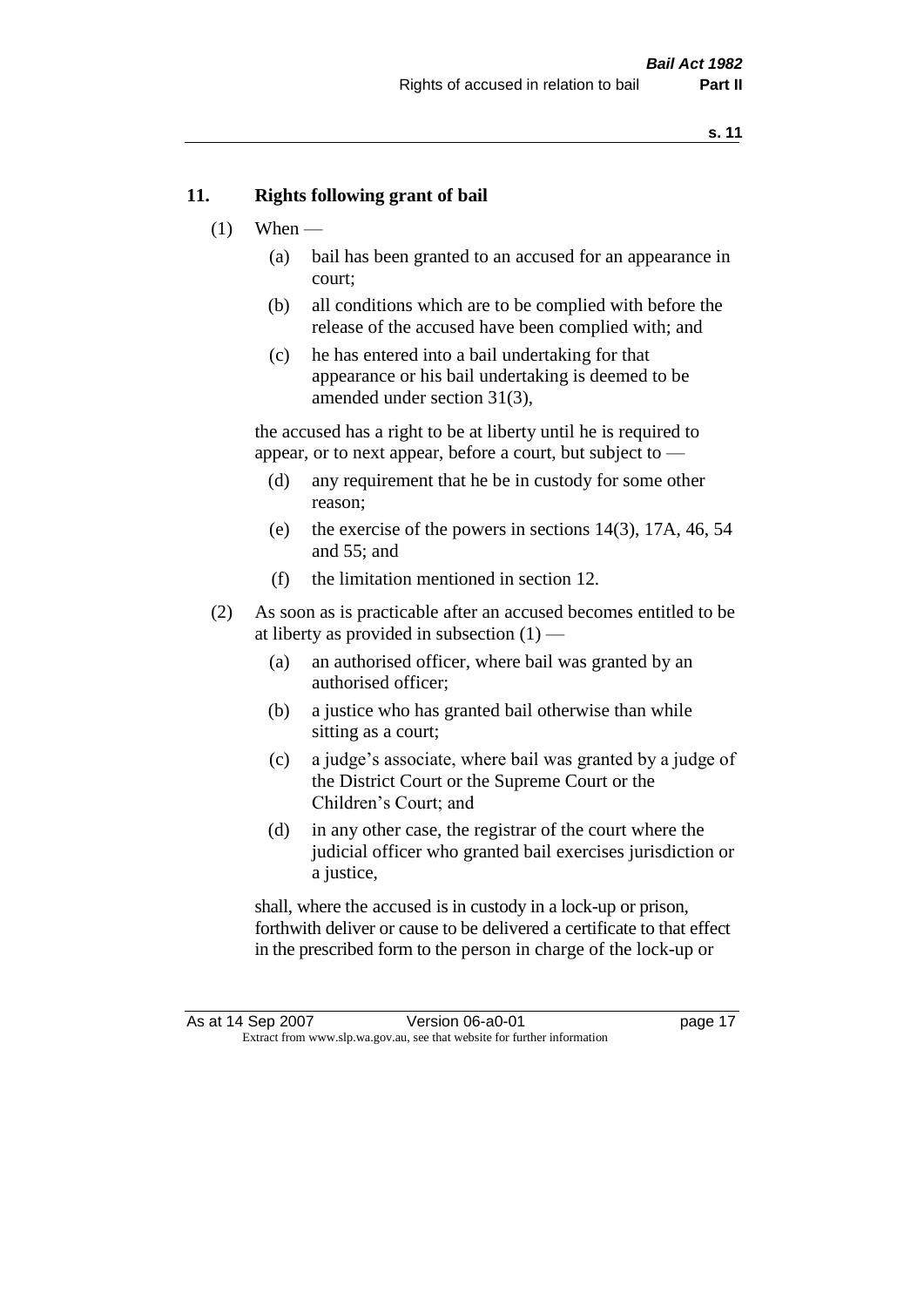## 11. Rights following grant of bail

(1) When —

(a) bail has been granted to an accused for an appearance in court;

(b) all conditions which are to be complied with before the release of the accused have been complied with; and

(c) he has entered into a bail undertaking for that appearance or his bail undertaking is deemed to be amended under section 31(3),

the accused has a right to be at liberty until he is required to appear, or to next appear, before a court, but subject to —

(d) any requirement that he be in custody for some other reason;

(e) the exercise of the powers in sections 14(3), 17A, 46, 54 and 55; and

(f) the limitation mentioned in section 12.

(2) As soon as is practicable after an accused becomes entitled to be at liberty as provided in subsection (1) —

(a) an authorised officer, where bail was granted by an authorised officer;

(b) a justice who has granted bail otherwise than while sitting as a court;

(c) a judge's associate, where bail was granted by a judge of the District Court or the Supreme Court or the Children's Court; and

(d) in any other case, the registrar of the court where the judicial officer who granted bail exercises jurisdiction or a justice,

shall, where the accused is in custody in a lock-up or prison, forthwith deliver or cause to be delivered a certificate to that effect in the prescribed form to the person in charge of the lock-up or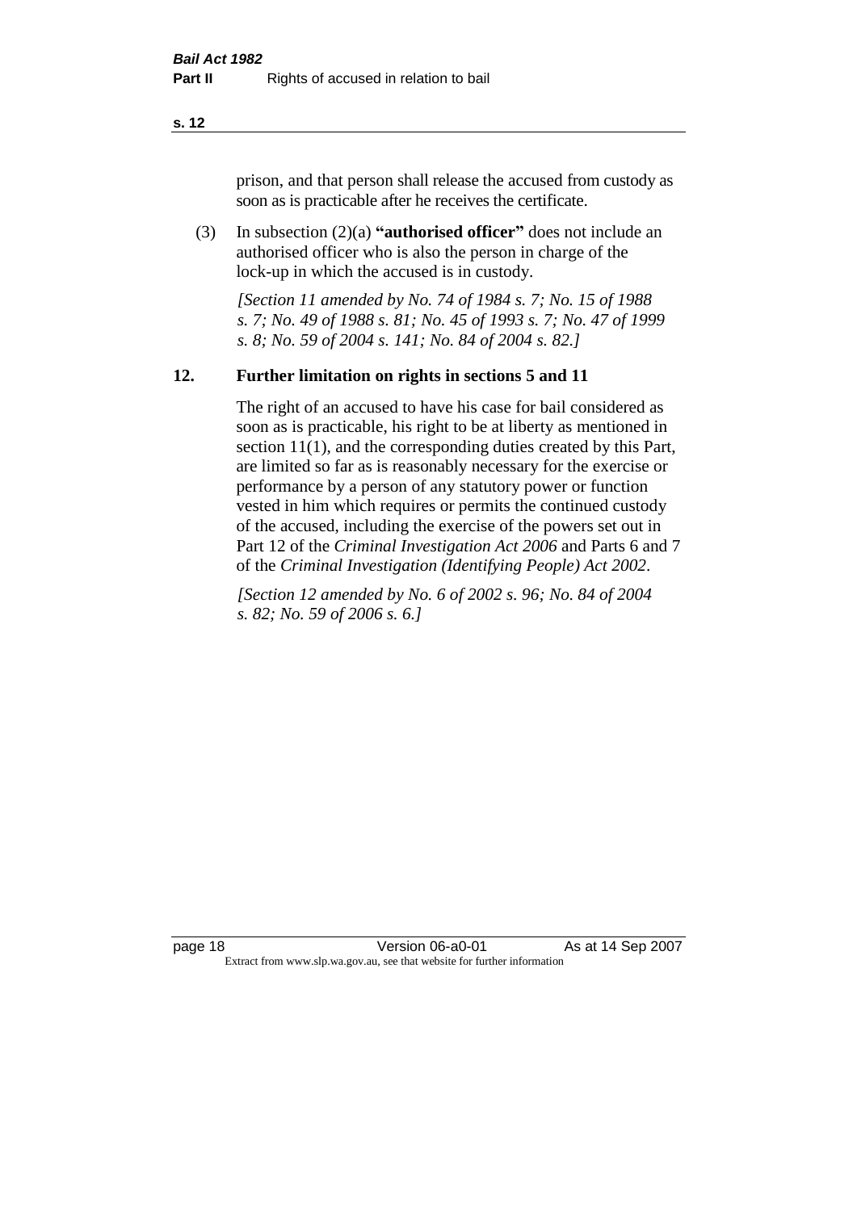prison, and that person shall release the accused from custody as soon as is practicable after he receives the certificate.

(3) In subsection (2)(a) **"authorised officer"** does not include an authorised officer who is also the person in charge of the lock-up in which the accused is in custody.

*[Section 11 amended by No. 74 of 1984 s. 7; No. 15 of 1988 s. 7; No. 49 of 1988 s. 81; No. 45 of 1993 s. 7; No. 47 of 1999 s. 8; No. 59 of 2004 s. 141; No. 84 of 2004 s. 82.]*

## 12. Further limitation on rights in sections 5 and 11

The right of an accused to have his case for bail considered as soon as is practicable, his right to be at liberty as mentioned in section 11(1), and the corresponding duties created by this Part, are limited so far as is reasonably necessary for the exercise or performance by a person of any statutory power or function vested in him which requires or permits the continued custody of the accused, including the exercise of the powers set out in Part 12 of the *Criminal Investigation Act 2006* and Parts 6 and 7 of the *Criminal Investigation (Identifying People) Act 2002*.

*[Section 12 amended by No. 6 of 2002 s. 96; No. 84 of 2004 s. 82; No. 59 of 2006 s. 6.]*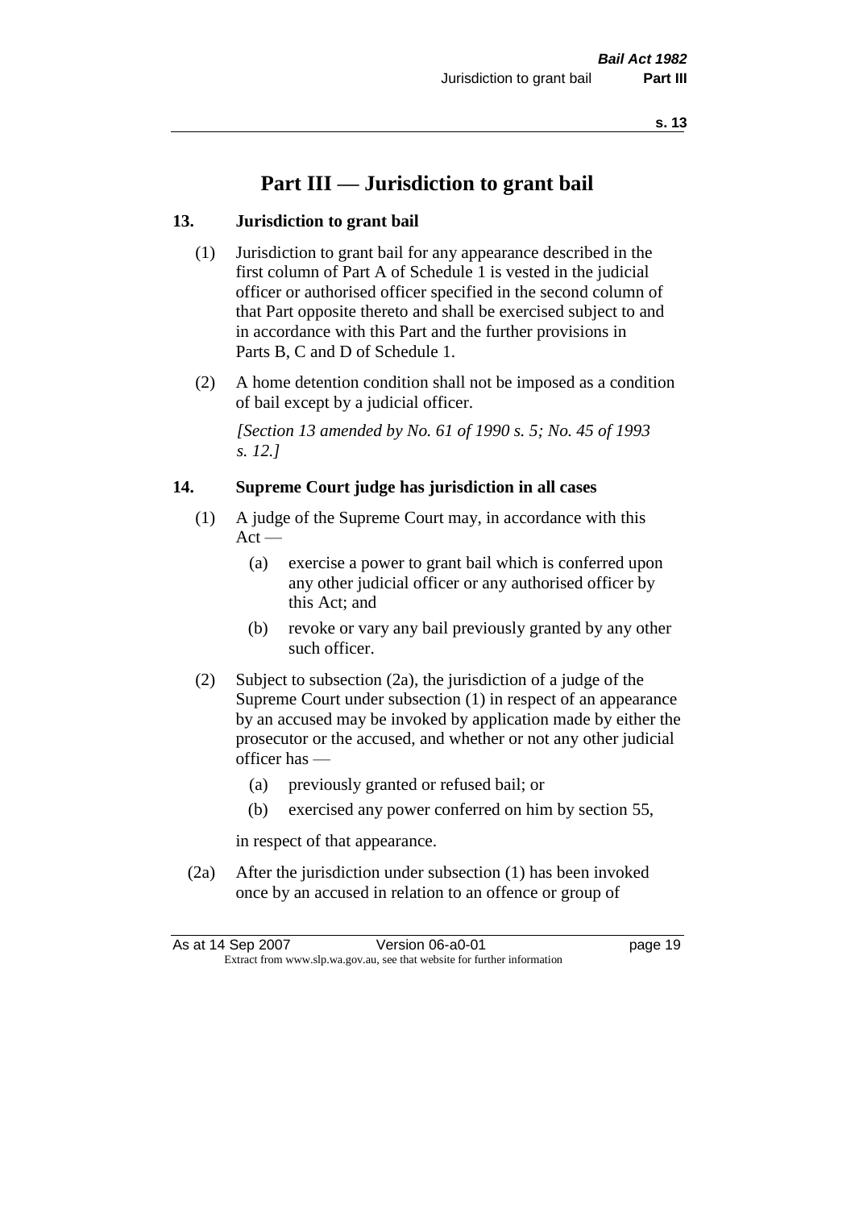# Part III — Jurisdiction to grant bail

## 13. Jurisdiction to grant bail

(1) Jurisdiction to grant bail for any appearance described in the first column of Part A of Schedule 1 is vested in the judicial officer or authorised officer specified in the second column of that Part opposite thereto and shall be exercised subject to and in accordance with this Part and the further provisions in Parts B, C and D of Schedule 1.

(2) A home detention condition shall not be imposed as a condition of bail except by a judicial officer.

*[Section 13 amended by No. 61 of 1990 s. 5; No. 45 of 1993 s. 12.]*

## 14. Supreme Court judge has jurisdiction in all cases

(1) A judge of the Supreme Court may, in accordance with this Act —

- (a) exercise a power to grant bail which is conferred upon any other judicial officer or any authorised officer by this Act; and
- (b) revoke or vary any bail previously granted by any other such officer.

(2) Subject to subsection (2a), the jurisdiction of a judge of the Supreme Court under subsection (1) in respect of an appearance by an accused may be invoked by application made by either the prosecutor or the accused, and whether or not any other judicial officer has —

- (a) previously granted or refused bail; or
- (b) exercised any power conferred on him by section 55,

in respect of that appearance.

(2a) After the jurisdiction under subsection (1) has been invoked once by an accused in relation to an offence or group of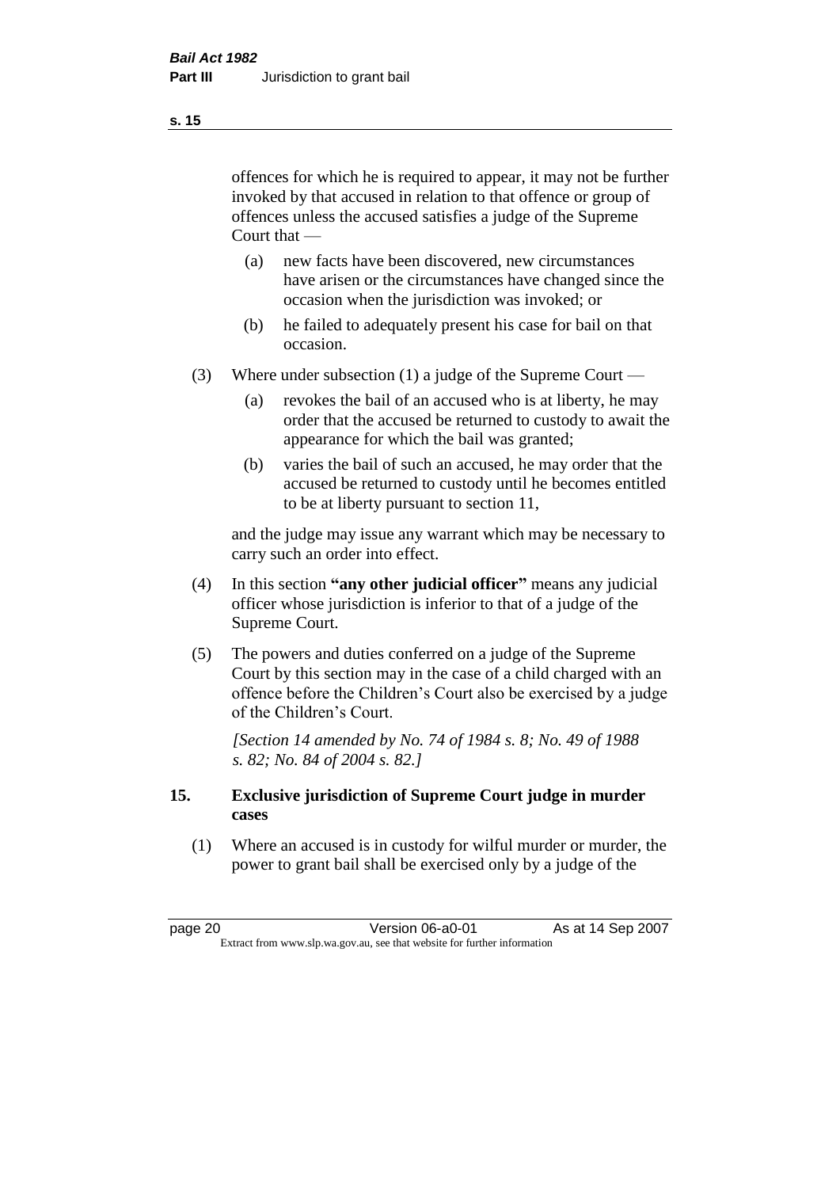offences for which he is required to appear, it may not be further invoked by that accused in relation to that offence or group of offences unless the accused satisfies a judge of the Supreme Court that —

(a) new facts have been discovered, new circumstances have arisen or the circumstances have changed since the occasion when the jurisdiction was invoked; or

(b) he failed to adequately present his case for bail on that occasion.

(3) Where under subsection (1) a judge of the Supreme Court —

(a) revokes the bail of an accused who is at liberty, he may order that the accused be returned to custody to await the appearance for which the bail was granted;

(b) varies the bail of such an accused, he may order that the accused be returned to custody until he becomes entitled to be at liberty pursuant to section 11,

and the judge may issue any warrant which may be necessary to carry such an order into effect.

(4) In this section **"any other judicial officer"** means any judicial officer whose jurisdiction is inferior to that of a judge of the Supreme Court.

(5) The powers and duties conferred on a judge of the Supreme Court by this section may in the case of a child charged with an offence before the Children's Court also be exercised by a judge of the Children's Court.

*[Section 14 amended by No. 74 of 1984 s. 8; No. 49 of 1988 s. 82; No. 84 of 2004 s. 82.]*

## 15. Exclusive jurisdiction of Supreme Court judge in murder cases

(1) Where an accused is in custody for wilful murder or murder, the power to grant bail shall be exercised only by a judge of the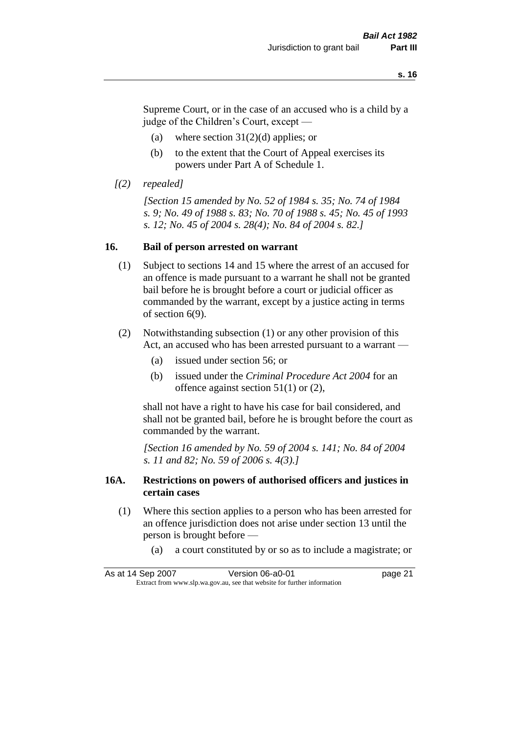Supreme Court, or in the case of an accused who is a child by a judge of the Children's Court, except —

(a) where section 31(2)(d) applies; or

(b) to the extent that the Court of Appeal exercises its powers under Part A of Schedule 1.

*[(2) repealed]*

*[Section 15 amended by No. 52 of 1984 s. 35; No. 74 of 1984 s. 9; No. 49 of 1988 s. 83; No. 70 of 1988 s. 45; No. 45 of 1993 s. 12; No. 45 of 2004 s. 28(4); No. 84 of 2004 s. 82.]*

## 16. Bail of person arrested on warrant

(1) Subject to sections 14 and 15 where the arrest of an accused for an offence is made pursuant to a warrant he shall not be granted bail before he is brought before a court or judicial officer as commanded by the warrant, except by a justice acting in terms of section 6(9).

(2) Notwithstanding subsection (1) or any other provision of this Act, an accused who has been arrested pursuant to a warrant —

(a) issued under section 56; or

(b) issued under the *Criminal Procedure Act 2004* for an offence against section 51(1) or (2),

shall not have a right to have his case for bail considered, and shall not be granted bail, before he is brought before the court as commanded by the warrant.

*[Section 16 amended by No. 59 of 2004 s. 141; No. 84 of 2004 s. 11 and 82; No. 59 of 2006 s. 4(3).]*

## 16A. Restrictions on powers of authorised officers and justices in certain cases

(1) Where this section applies to a person who has been arrested for an offence jurisdiction does not arise under section 13 until the person is brought before —

(a) a court constituted by or so as to include a magistrate; or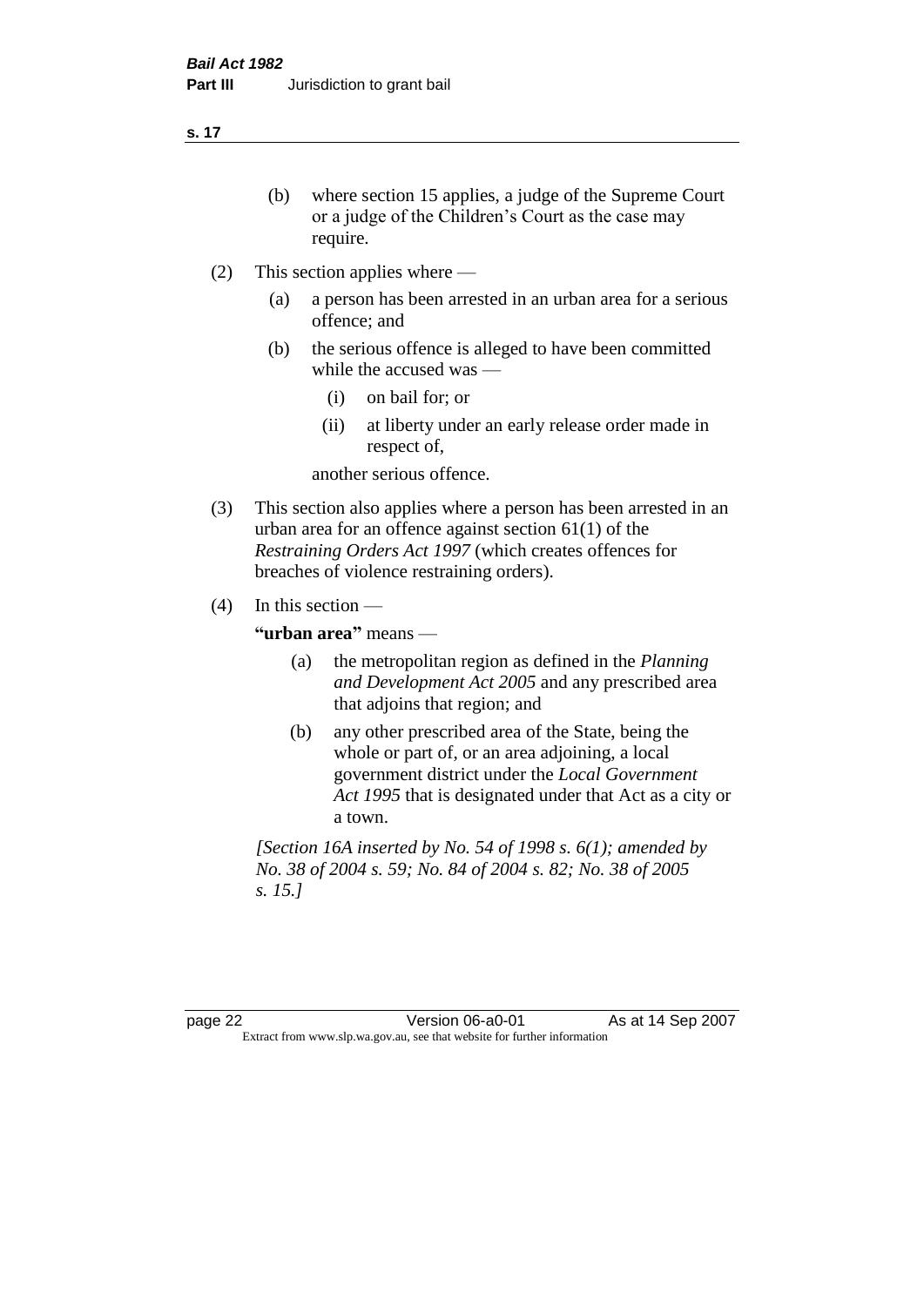(b) where section 15 applies, a judge of the Supreme Court or a judge of the Children's Court as the case may require.

(2) This section applies where —

(a) a person has been arrested in an urban area for a serious offence; and

(b) the serious offence is alleged to have been committed while the accused was —

(i) on bail for; or

(ii) at liberty under an early release order made in respect of,

another serious offence.

(3) This section also applies where a person has been arrested in an urban area for an offence against section 61(1) of the *Restraining Orders Act 1997* (which creates offences for breaches of violence restraining orders).

(4) In this section —

**"urban area"** means —

(a) the metropolitan region as defined in the *Planning and Development Act 2005* and any prescribed area that adjoins that region; and

(b) any other prescribed area of the State, being the whole or part of, or an area adjoining, a local government district under the *Local Government Act 1995* that is designated under that Act as a city or a town.

*[Section 16A inserted by No. 54 of 1998 s. 6(1); amended by No. 38 of 2004 s. 59; No. 84 of 2004 s. 82; No. 38 of 2005 s. 15.]*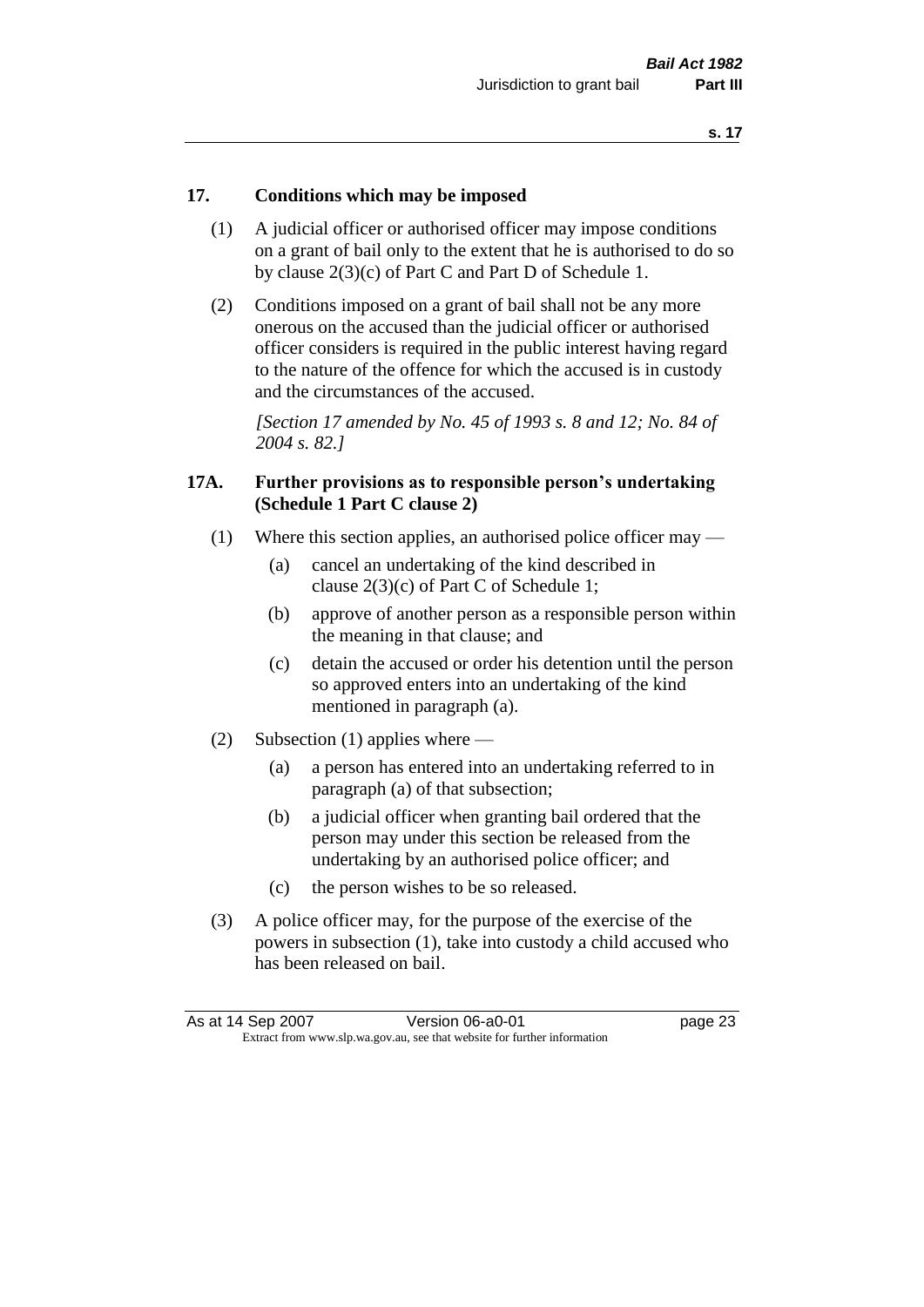## 17. Conditions which may be imposed

(1) A judicial officer or authorised officer may impose conditions on a grant of bail only to the extent that he is authorised to do so by clause 2(3)(c) of Part C and Part D of Schedule 1.

(2) Conditions imposed on a grant of bail shall not be any more onerous on the accused than the judicial officer or authorised officer considers is required in the public interest having regard to the nature of the offence for which the accused is in custody and the circumstances of the accused.

*[Section 17 amended by No. 45 of 1993 s. 8 and 12; No. 84 of 2004 s. 82.]*

## 17A. Further provisions as to responsible person's undertaking (Schedule 1 Part C clause 2)

(1) Where this section applies, an authorised police officer may —

(a) cancel an undertaking of the kind described in clause 2(3)(c) of Part C of Schedule 1;

(b) approve of another person as a responsible person within the meaning in that clause; and

(c) detain the accused or order his detention until the person so approved enters into an undertaking of the kind mentioned in paragraph (a).

(2) Subsection (1) applies where —

(a) a person has entered into an undertaking referred to in paragraph (a) of that subsection;

(b) a judicial officer when granting bail ordered that the person may under this section be released from the undertaking by an authorised police officer; and

(c) the person wishes to be so released.

(3) A police officer may, for the purpose of the exercise of the powers in subsection (1), take into custody a child accused who has been released on bail.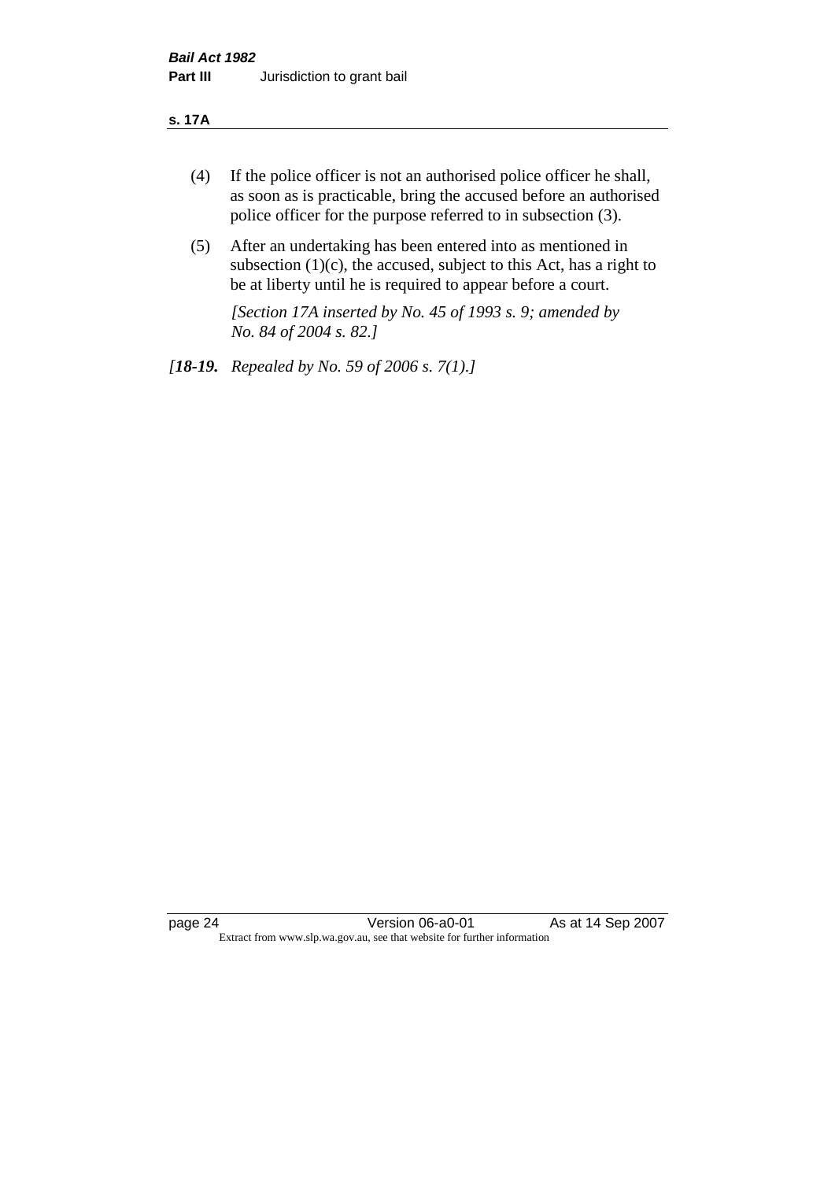(4) If the police officer is not an authorised police officer he shall, as soon as is practicable, bring the accused before an authorised police officer for the purpose referred to in subsection (3).

(5) After an undertaking has been entered into as mentioned in subsection (1)(c), the accused, subject to this Act, has a right to be at liberty until he is required to appear before a court.

*[Section 17A inserted by No. 45 of 1993 s. 9; amended by No. 84 of 2004 s. 82.]*

*[**18-19.** Repealed by No. 59 of 2006 s. 7(1).]*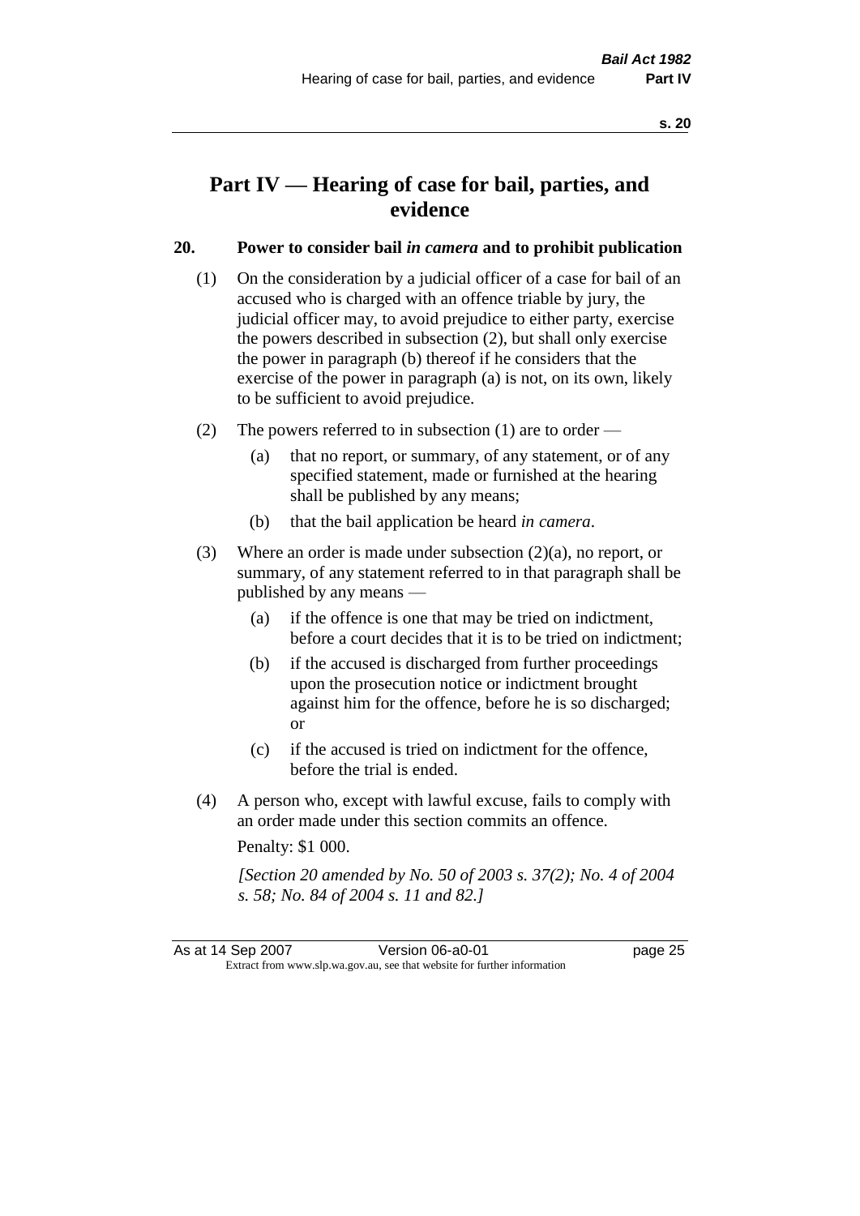# Part IV — Hearing of case for bail, parties, and evidence

## 20. Power to consider bail *in camera* and to prohibit publication

(1) On the consideration by a judicial officer of a case for bail of an accused who is charged with an offence triable by jury, the judicial officer may, to avoid prejudice to either party, exercise the powers described in subsection (2), but shall only exercise the power in paragraph (b) thereof if he considers that the exercise of the power in paragraph (a) is not, on its own, likely to be sufficient to avoid prejudice.

(2) The powers referred to in subsection (1) are to order —

- (a) that no report, or summary, of any statement, or of any specified statement, made or furnished at the hearing shall be published by any means;
- (b) that the bail application be heard *in camera*.

(3) Where an order is made under subsection (2)(a), no report, or summary, of any statement referred to in that paragraph shall be published by any means —

- (a) if the offence is one that may be tried on indictment, before a court decides that it is to be tried on indictment;
- (b) if the accused is discharged from further proceedings upon the prosecution notice or indictment brought against him for the offence, before he is so discharged; or
- (c) if the accused is tried on indictment for the offence, before the trial is ended.

(4) A person who, except with lawful excuse, fails to comply with an order made under this section commits an offence.

Penalty: $1 000.

*[Section 20 amended by No. 50 of 2003 s. 37(2); No. 4 of 2004 s. 58; No. 84 of 2004 s. 11 and 82.]*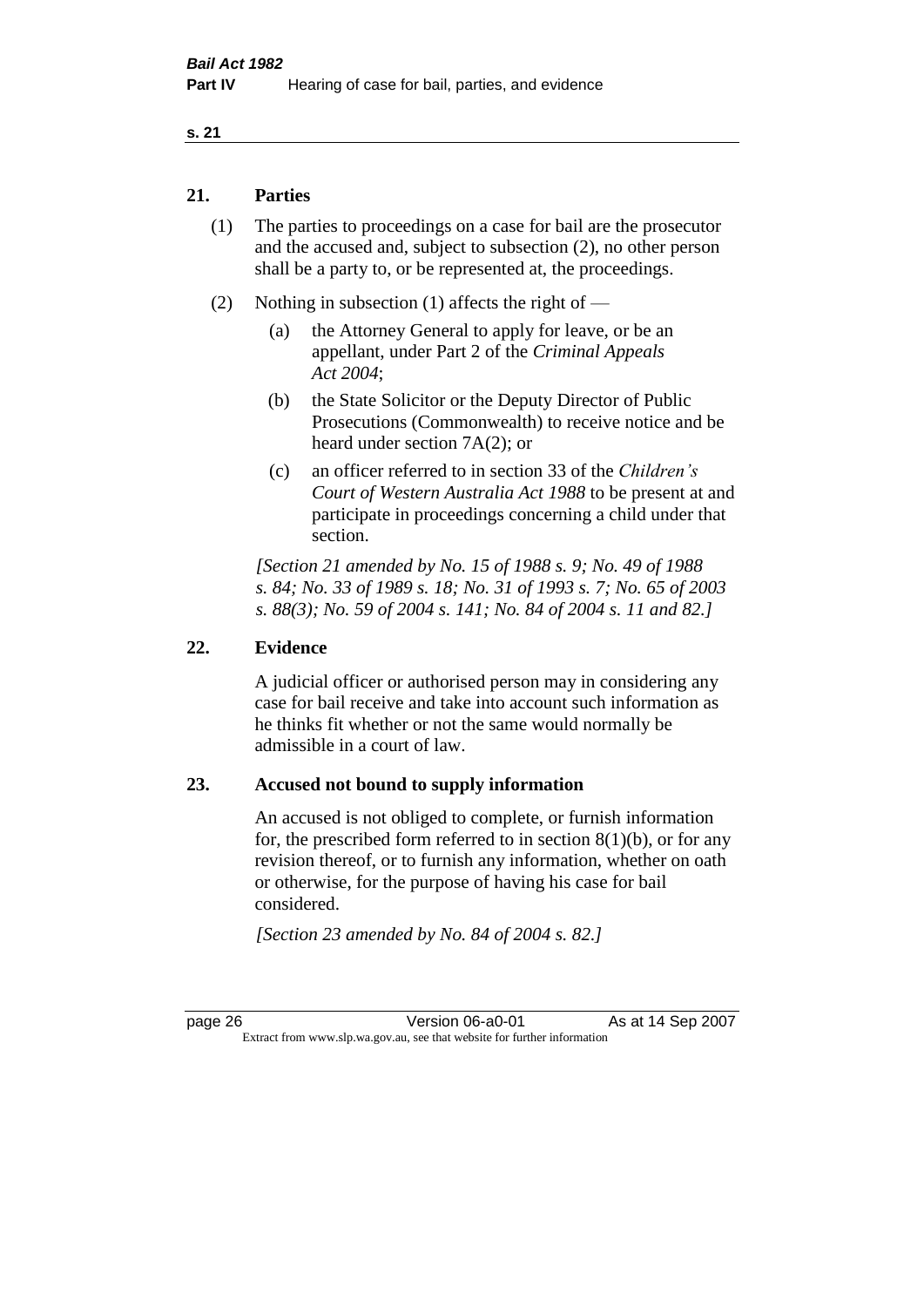## 21. Parties

(1) The parties to proceedings on a case for bail are the prosecutor and the accused and, subject to subsection (2), no other person shall be a party to, or be represented at, the proceedings.

(2) Nothing in subsection (1) affects the right of —

(a) the Attorney General to apply for leave, or be an appellant, under Part 2 of the *Criminal Appeals Act 2004*;

(b) the State Solicitor or the Deputy Director of Public Prosecutions (Commonwealth) to receive notice and be heard under section 7A(2); or

(c) an officer referred to in section 33 of the *Children's Court of Western Australia Act 1988* to be present at and participate in proceedings concerning a child under that section.

*[Section 21 amended by No. 15 of 1988 s. 9; No. 49 of 1988 s. 84; No. 33 of 1989 s. 18; No. 31 of 1993 s. 7; No. 65 of 2003 s. 88(3); No. 59 of 2004 s. 141; No. 84 of 2004 s. 11 and 82.]*

## 22. Evidence

A judicial officer or authorised person may in considering any case for bail receive and take into account such information as he thinks fit whether or not the same would normally be admissible in a court of law.

## 23. Accused not bound to supply information

An accused is not obliged to complete, or furnish information for, the prescribed form referred to in section 8(1)(b), or for any revision thereof, or to furnish any information, whether on oath or otherwise, for the purpose of having his case for bail considered.

*[Section 23 amended by No. 84 of 2004 s. 82.]*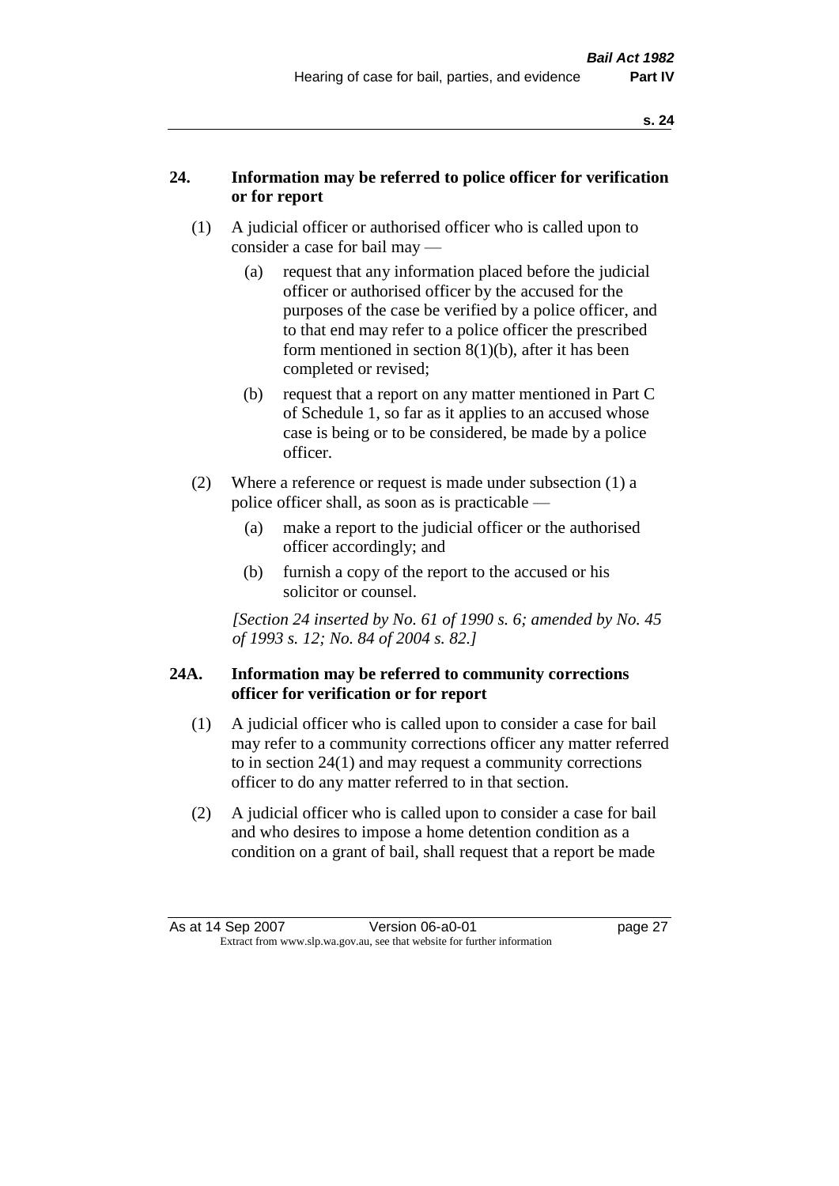## 24. Information may be referred to police officer for verification or for report

(1) A judicial officer or authorised officer who is called upon to consider a case for bail may —

(a) request that any information placed before the judicial officer or authorised officer by the accused for the purposes of the case be verified by a police officer, and to that end may refer to a police officer the prescribed form mentioned in section 8(1)(b), after it has been completed or revised;

(b) request that a report on any matter mentioned in Part C of Schedule 1, so far as it applies to an accused whose case is being or to be considered, be made by a police officer.

(2) Where a reference or request is made under subsection (1) a police officer shall, as soon as is practicable —

(a) make a report to the judicial officer or the authorised officer accordingly; and

(b) furnish a copy of the report to the accused or his solicitor or counsel.

*[Section 24 inserted by No. 61 of 1990 s. 6; amended by No. 45 of 1993 s. 12; No. 84 of 2004 s. 82.]*

## 24A. Information may be referred to community corrections officer for verification or for report

(1) A judicial officer who is called upon to consider a case for bail may refer to a community corrections officer any matter referred to in section 24(1) and may request a community corrections officer to do any matter referred to in that section.

(2) A judicial officer who is called upon to consider a case for bail and who desires to impose a home detention condition as a condition on a grant of bail, shall request that a report be made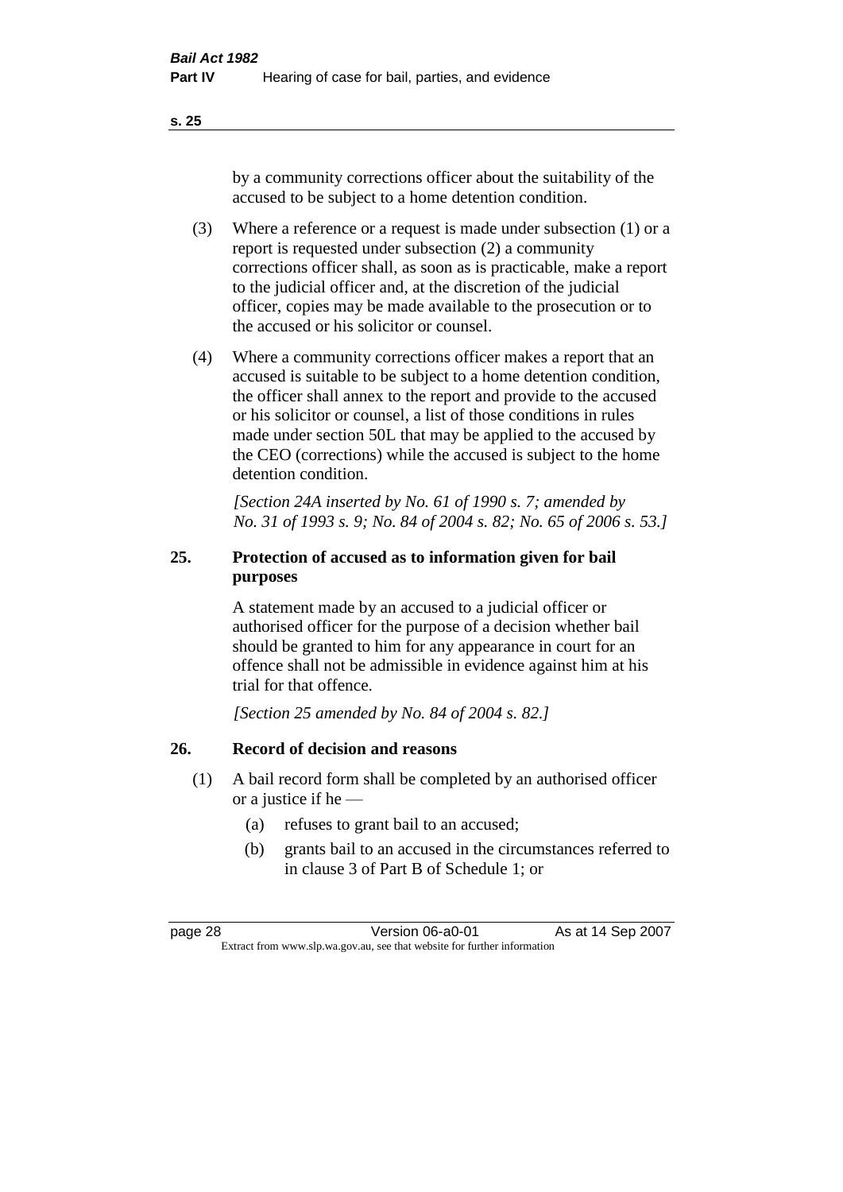by a community corrections officer about the suitability of the accused to be subject to a home detention condition.

(3) Where a reference or a request is made under subsection (1) or a report is requested under subsection (2) a community corrections officer shall, as soon as is practicable, make a report to the judicial officer and, at the discretion of the judicial officer, copies may be made available to the prosecution or to the accused or his solicitor or counsel.

(4) Where a community corrections officer makes a report that an accused is suitable to be subject to a home detention condition, the officer shall annex to the report and provide to the accused or his solicitor or counsel, a list of those conditions in rules made under section 50L that may be applied to the accused by the CEO (corrections) while the accused is subject to the home detention condition.

*[Section 24A inserted by No. 61 of 1990 s. 7; amended by No. 31 of 1993 s. 9; No. 84 of 2004 s. 82; No. 65 of 2006 s. 53.]*

### 25. Protection of accused as to information given for bail purposes

A statement made by an accused to a judicial officer or authorised officer for the purpose of a decision whether bail should be granted to him for any appearance in court for an offence shall not be admissible in evidence against him at his trial for that offence.

*[Section 25 amended by No. 84 of 2004 s. 82.]*

### 26. Record of decision and reasons

(1) A bail record form shall be completed by an authorised officer or a justice if he —

(a) refuses to grant bail to an accused;

(b) grants bail to an accused in the circumstances referred to in clause 3 of Part B of Schedule 1; or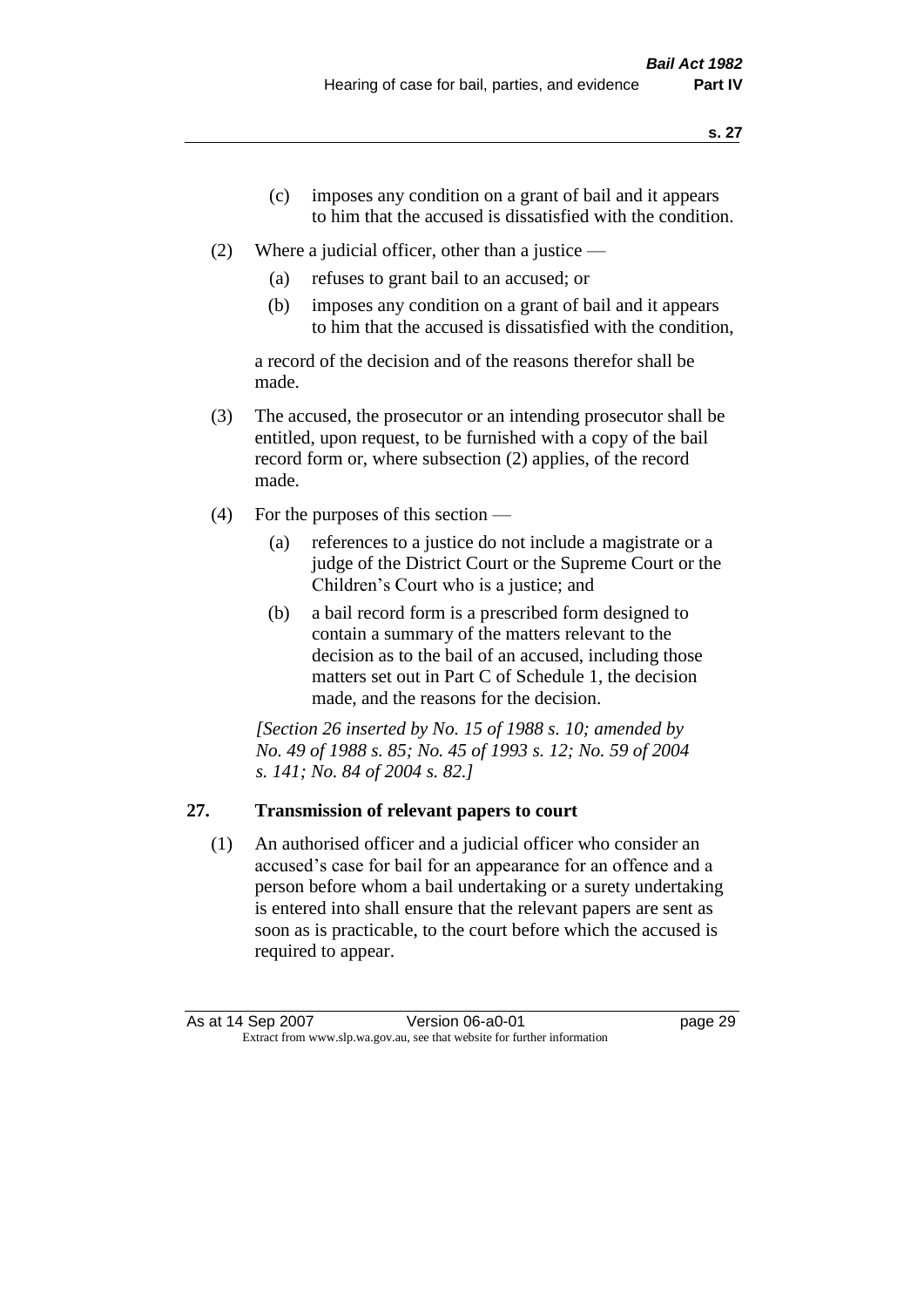(c) imposes any condition on a grant of bail and it appears to him that the accused is dissatisfied with the condition.

(2) Where a judicial officer, other than a justice —

(a) refuses to grant bail to an accused; or

(b) imposes any condition on a grant of bail and it appears to him that the accused is dissatisfied with the condition,

a record of the decision and of the reasons therefor shall be made.

(3) The accused, the prosecutor or an intending prosecutor shall be entitled, upon request, to be furnished with a copy of the bail record form or, where subsection (2) applies, of the record made.

(4) For the purposes of this section —

(a) references to a justice do not include a magistrate or a judge of the District Court or the Supreme Court or the Children's Court who is a justice; and

(b) a bail record form is a prescribed form designed to contain a summary of the matters relevant to the decision as to the bail of an accused, including those matters set out in Part C of Schedule 1, the decision made, and the reasons for the decision.

*[Section 26 inserted by No. 15 of 1988 s. 10; amended by No. 49 of 1988 s. 85; No. 45 of 1993 s. 12; No. 59 of 2004 s. 141; No. 84 of 2004 s. 82.]*

## 27. Transmission of relevant papers to court

(1) An authorised officer and a judicial officer who consider an accused's case for bail for an appearance for an offence and a person before whom a bail undertaking or a surety undertaking is entered into shall ensure that the relevant papers are sent as soon as is practicable, to the court before which the accused is required to appear.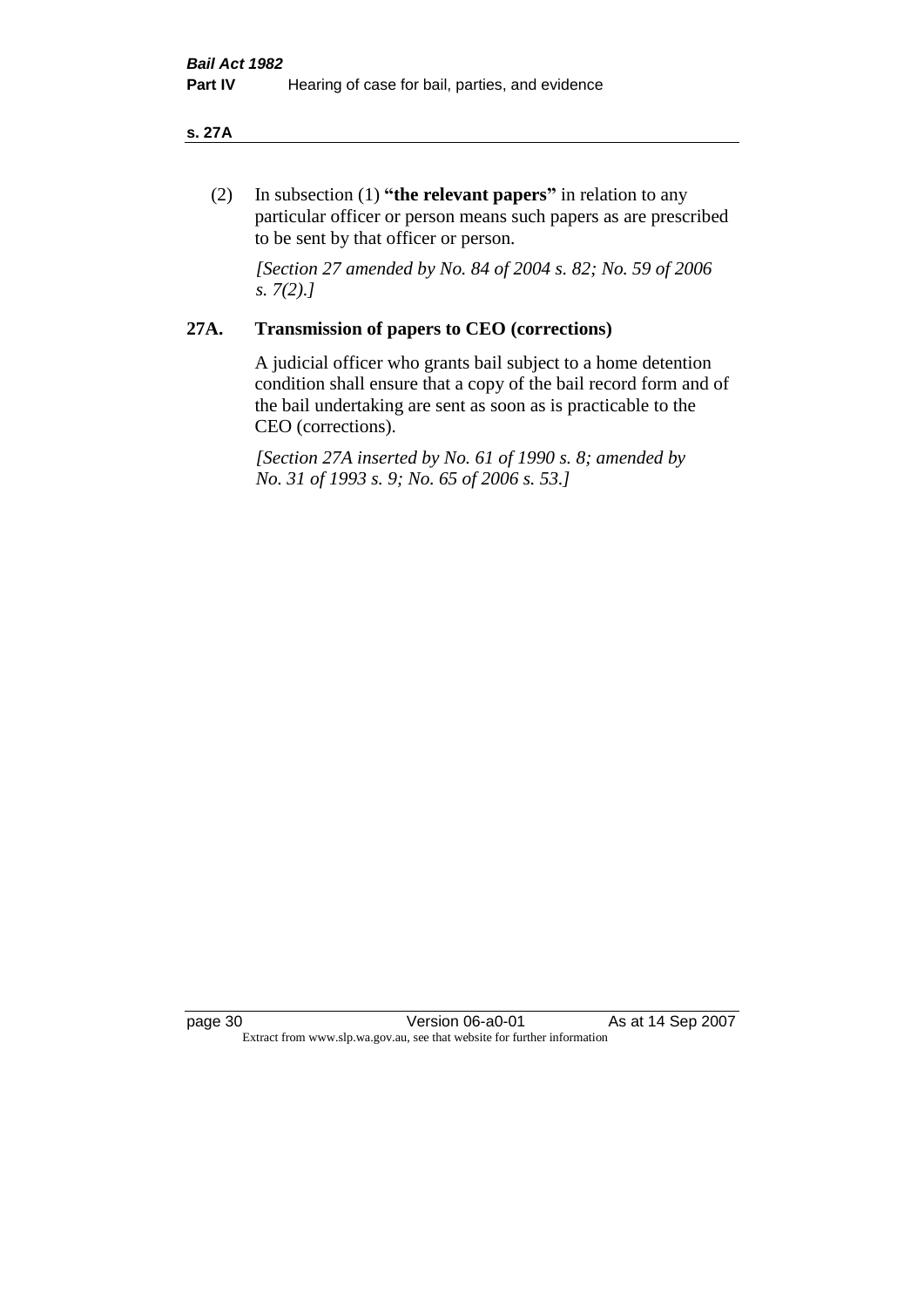(2) In subsection (1) **"the relevant papers"** in relation to any particular officer or person means such papers as are prescribed to be sent by that officer or person.

*[Section 27 amended by No. 84 of 2004 s. 82; No. 59 of 2006 s. 7(2).]*

## 27A. Transmission of papers to CEO (corrections)

A judicial officer who grants bail subject to a home detention condition shall ensure that a copy of the bail record form and of the bail undertaking are sent as soon as is practicable to the CEO (corrections).

*[Section 27A inserted by No. 61 of 1990 s. 8; amended by No. 31 of 1993 s. 9; No. 65 of 2006 s. 53.]*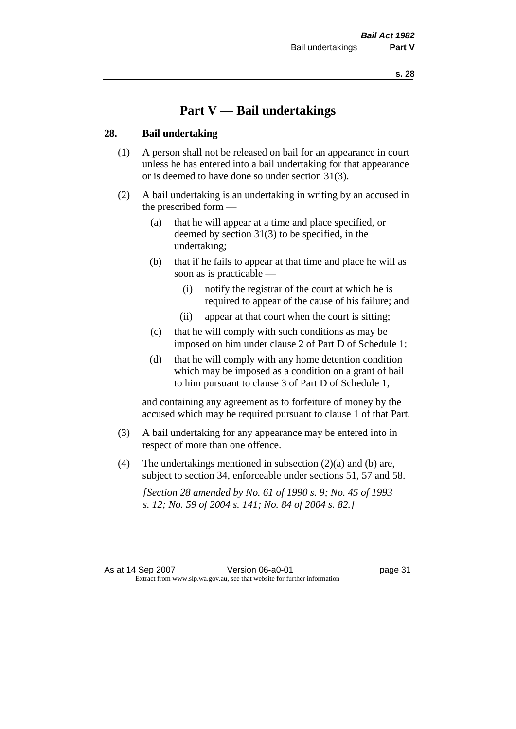# Part V — Bail undertakings

## 28. Bail undertaking

(1) A person shall not be released on bail for an appearance in court unless he has entered into a bail undertaking for that appearance or is deemed to have done so under section 31(3).

(2) A bail undertaking is an undertaking in writing by an accused in the prescribed form —

- (a) that he will appear at a time and place specified, or deemed by section 31(3) to be specified, in the undertaking;
- (b) that if he fails to appear at that time and place he will as soon as is practicable —
  - (i) notify the registrar of the court at which he is required to appear of the cause of his failure; and
  - (ii) appear at that court when the court is sitting;
- (c) that he will comply with such conditions as may be imposed on him under clause 2 of Part D of Schedule 1;
- (d) that he will comply with any home detention condition which may be imposed as a condition on a grant of bail to him pursuant to clause 3 of Part D of Schedule 1,

and containing any agreement as to forfeiture of money by the accused which may be required pursuant to clause 1 of that Part.

(3) A bail undertaking for any appearance may be entered into in respect of more than one offence.

(4) The undertakings mentioned in subsection (2)(a) and (b) are, subject to section 34, enforceable under sections 51, 57 and 58.

*[Section 28 amended by No. 61 of 1990 s. 9; No. 45 of 1993 s. 12; No. 59 of 2004 s. 141; No. 84 of 2004 s. 82.]*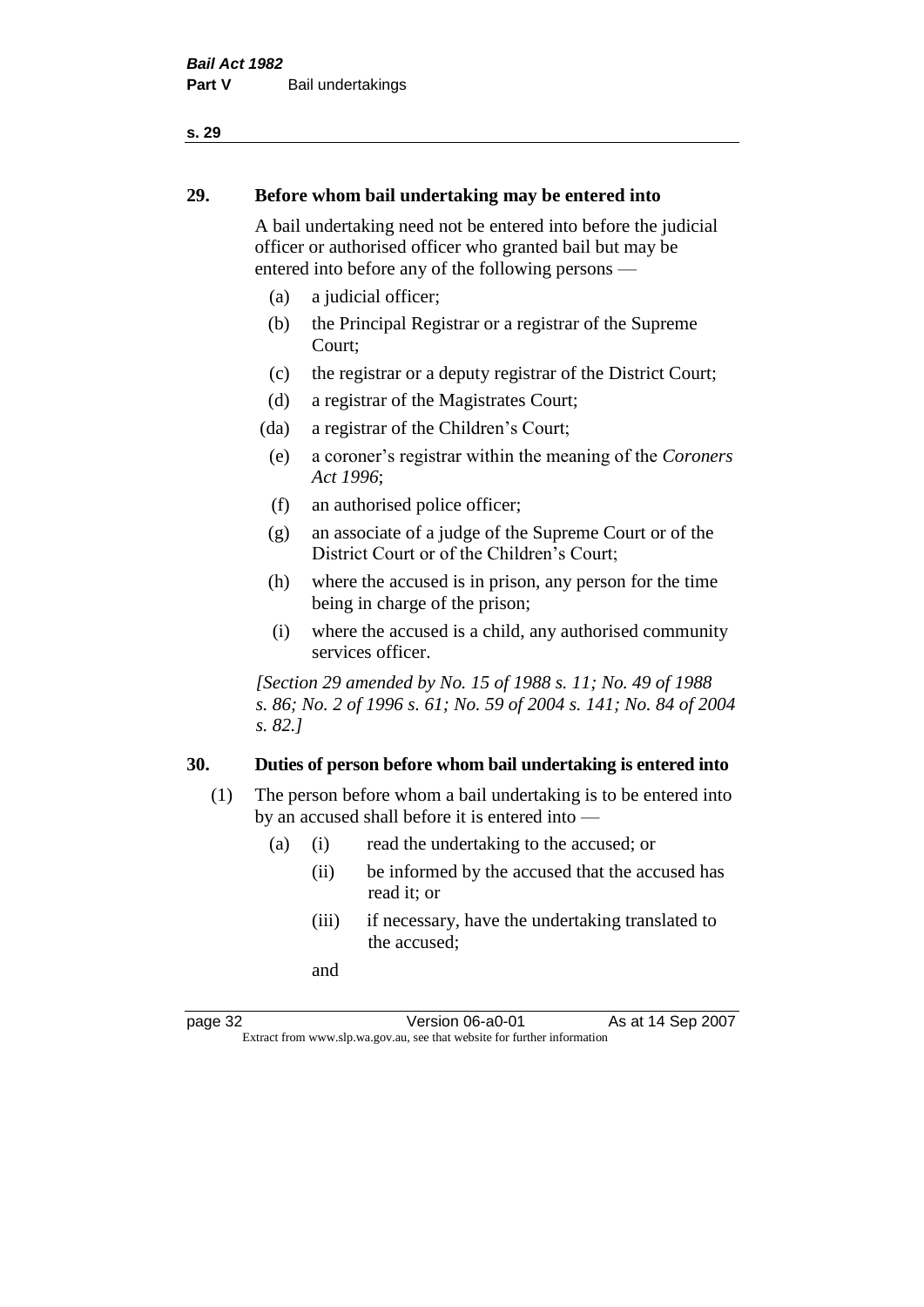## 29. Before whom bail undertaking may be entered into

A bail undertaking need not be entered into before the judicial officer or authorised officer who granted bail but may be entered into before any of the following persons —

(a) a judicial officer;

(b) the Principal Registrar or a registrar of the Supreme Court;

(c) the registrar or a deputy registrar of the District Court;

(d) a registrar of the Magistrates Court;

(da) a registrar of the Children's Court;

(e) a coroner's registrar within the meaning of the *Coroners Act 1996*;

(f) an authorised police officer;

(g) an associate of a judge of the Supreme Court or of the District Court or of the Children's Court;

(h) where the accused is in prison, any person for the time being in charge of the prison;

(i) where the accused is a child, any authorised community services officer.

*[Section 29 amended by No. 15 of 1988 s. 11; No. 49 of 1988 s. 86; No. 2 of 1996 s. 61; No. 59 of 2004 s. 141; No. 84 of 2004 s. 82.]*

## 30. Duties of person before whom bail undertaking is entered into

(1) The person before whom a bail undertaking is to be entered into by an accused shall before it is entered into —

(a) (i) read the undertaking to the accused; or

(ii) be informed by the accused that the accused has read it; or

(iii) if necessary, have the undertaking translated to the accused;

and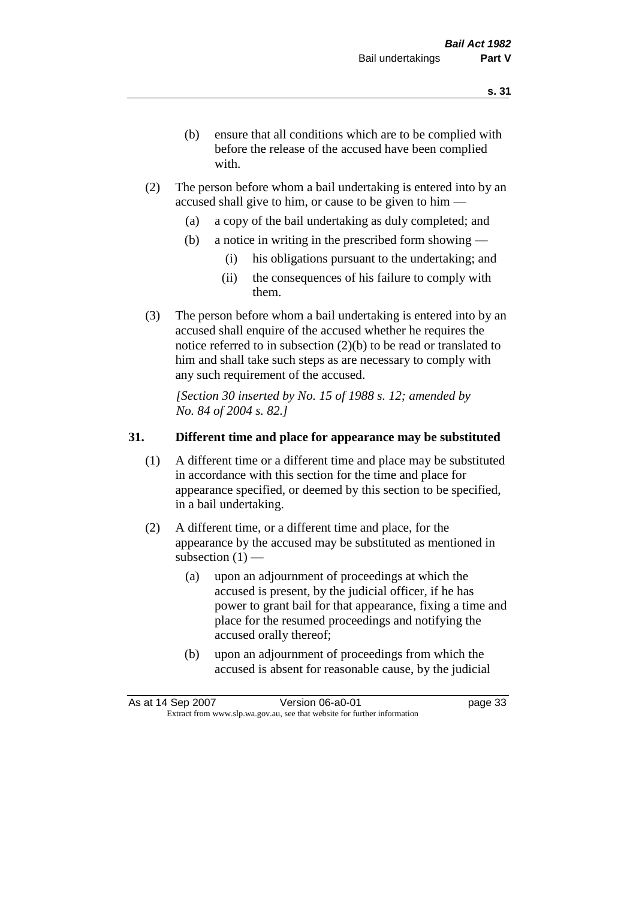(b) ensure that all conditions which are to be complied with before the release of the accused have been complied with.

(2) The person before whom a bail undertaking is entered into by an accused shall give to him, or cause to be given to him —

(a) a copy of the bail undertaking as duly completed; and

(b) a notice in writing in the prescribed form showing —

(i) his obligations pursuant to the undertaking; and

(ii) the consequences of his failure to comply with them.

(3) The person before whom a bail undertaking is entered into by an accused shall enquire of the accused whether he requires the notice referred to in subsection (2)(b) to be read or translated to him and shall take such steps as are necessary to comply with any such requirement of the accused.

*[Section 30 inserted by No. 15 of 1988 s. 12; amended by No. 84 of 2004 s. 82.]*

## 31. Different time and place for appearance may be substituted

(1) A different time or a different time and place may be substituted in accordance with this section for the time and place for appearance specified, or deemed by this section to be specified, in a bail undertaking.

(2) A different time, or a different time and place, for the appearance by the accused may be substituted as mentioned in subsection (1) —

(a) upon an adjournment of proceedings at which the accused is present, by the judicial officer, if he has power to grant bail for that appearance, fixing a time and place for the resumed proceedings and notifying the accused orally thereof;

(b) upon an adjournment of proceedings from which the accused is absent for reasonable cause, by the judicial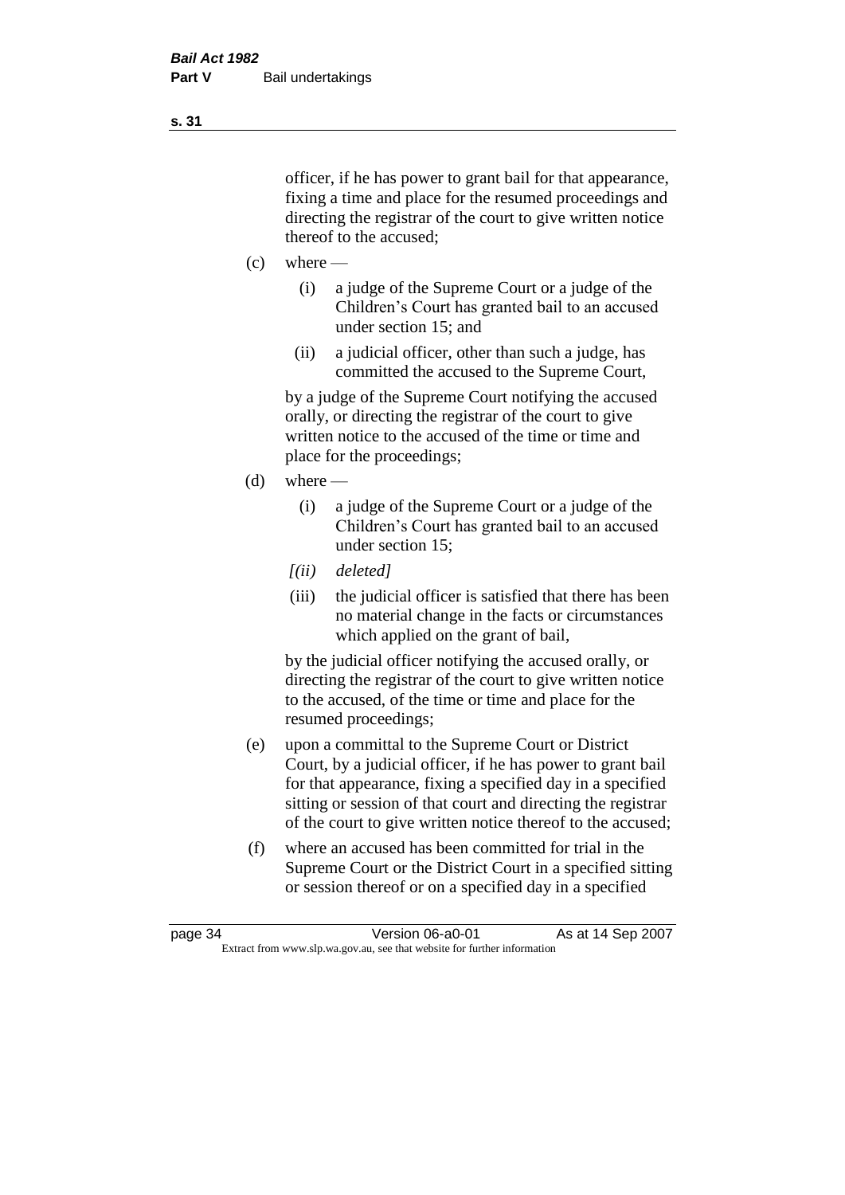officer, if he has power to grant bail for that appearance, fixing a time and place for the resumed proceedings and directing the registrar of the court to give written notice thereof to the accused;

(c) where —

 (i) a judge of the Supreme Court or a judge of the Children's Court has granted bail to an accused under section 15; and

 (ii) a judicial officer, other than such a judge, has committed the accused to the Supreme Court,

 by a judge of the Supreme Court notifying the accused orally, or directing the registrar of the court to give written notice to the accused of the time or time and place for the proceedings;

(d) where —

 (i) a judge of the Supreme Court or a judge of the Children's Court has granted bail to an accused under section 15;

 *[(ii) deleted]*

 (iii) the judicial officer is satisfied that there has been no material change in the facts or circumstances which applied on the grant of bail,

 by the judicial officer notifying the accused orally, or directing the registrar of the court to give written notice to the accused, of the time or time and place for the resumed proceedings;

(e) upon a committal to the Supreme Court or District Court, by a judicial officer, if he has power to grant bail for that appearance, fixing a specified day in a specified sitting or session of that court and directing the registrar of the court to give written notice thereof to the accused;

(f) where an accused has been committed for trial in the Supreme Court or the District Court in a specified sitting or session thereof or on a specified day in a specified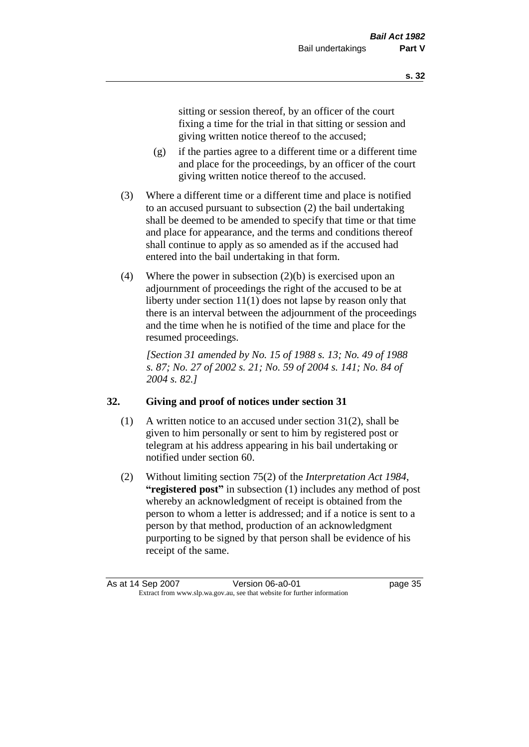sitting or session thereof, by an officer of the court fixing a time for the trial in that sitting or session and giving written notice thereof to the accused;

(g) if the parties agree to a different time or a different time and place for the proceedings, by an officer of the court giving written notice thereof to the accused.

(3) Where a different time or a different time and place is notified to an accused pursuant to subsection (2) the bail undertaking shall be deemed to be amended to specify that time or that time and place for appearance, and the terms and conditions thereof shall continue to apply as so amended as if the accused had entered into the bail undertaking in that form.

(4) Where the power in subsection (2)(b) is exercised upon an adjournment of proceedings the right of the accused to be at liberty under section 11(1) does not lapse by reason only that there is an interval between the adjournment of the proceedings and the time when he is notified of the time and place for the resumed proceedings.

*[Section 31 amended by No. 15 of 1988 s. 13; No. 49 of 1988 s. 87; No. 27 of 2002 s. 21; No. 59 of 2004 s. 141; No. 84 of 2004 s. 82.]*

## 32. Giving and proof of notices under section 31

(1) A written notice to an accused under section 31(2), shall be given to him personally or sent to him by registered post or telegram at his address appearing in his bail undertaking or notified under section 60.

(2) Without limiting section 75(2) of the *Interpretation Act 1984*, **"registered post"** in subsection (1) includes any method of post whereby an acknowledgment of receipt is obtained from the person to whom a letter is addressed; and if a notice is sent to a person by that method, production of an acknowledgment purporting to be signed by that person shall be evidence of his receipt of the same.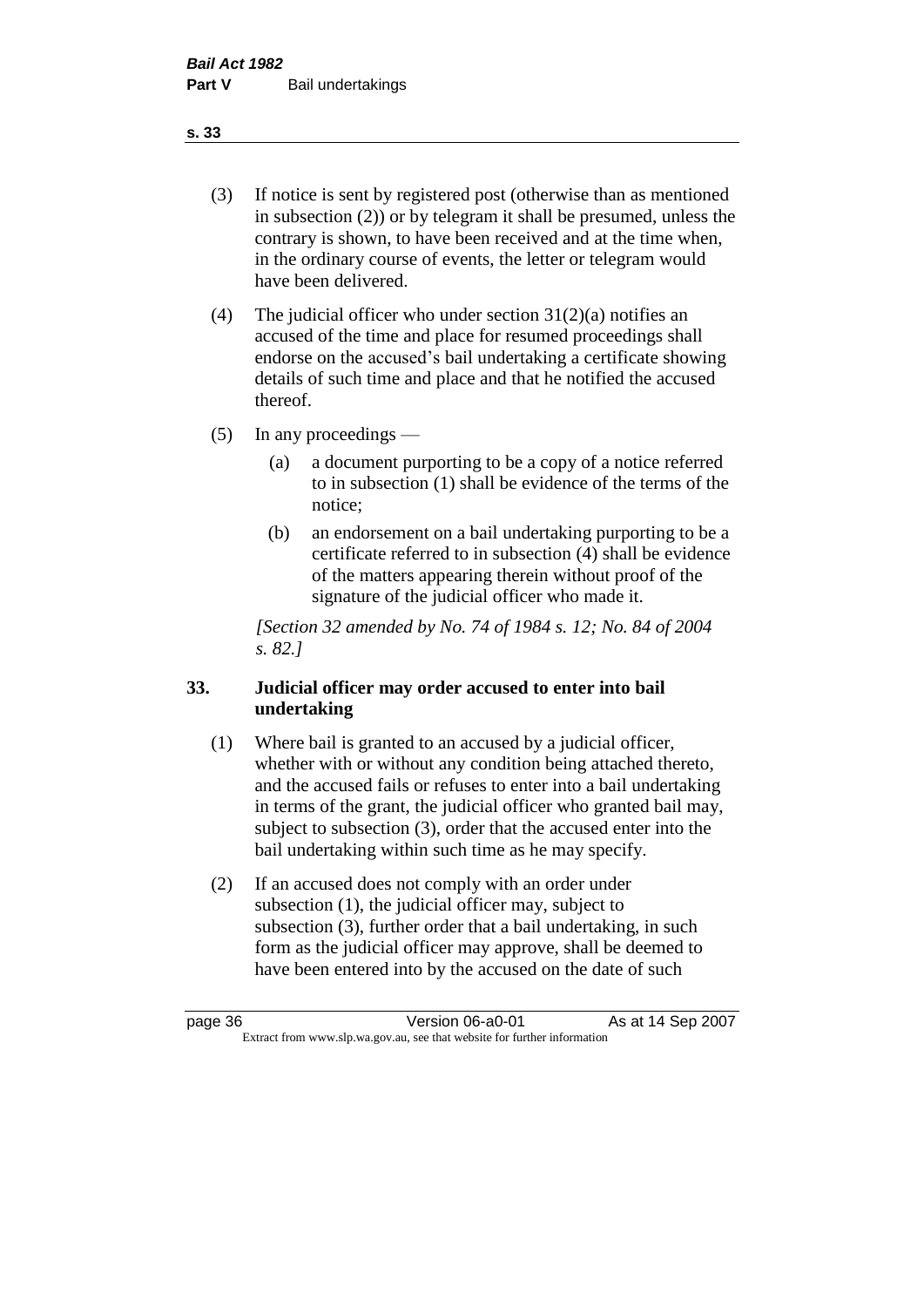(3) If notice is sent by registered post (otherwise than as mentioned in subsection (2)) or by telegram it shall be presumed, unless the contrary is shown, to have been received and at the time when, in the ordinary course of events, the letter or telegram would have been delivered.

(4) The judicial officer who under section 31(2)(a) notifies an accused of the time and place for resumed proceedings shall endorse on the accused's bail undertaking a certificate showing details of such time and place and that he notified the accused thereof.

(5) In any proceedings —

(a) a document purporting to be a copy of a notice referred to in subsection (1) shall be evidence of the terms of the notice;

(b) an endorsement on a bail undertaking purporting to be a certificate referred to in subsection (4) shall be evidence of the matters appearing therein without proof of the signature of the judicial officer who made it.

*[Section 32 amended by No. 74 of 1984 s. 12; No. 84 of 2004 s. 82.]*

## 33. Judicial officer may order accused to enter into bail undertaking

(1) Where bail is granted to an accused by a judicial officer, whether with or without any condition being attached thereto, and the accused fails or refuses to enter into a bail undertaking in terms of the grant, the judicial officer who granted bail may, subject to subsection (3), order that the accused enter into the bail undertaking within such time as he may specify.

(2) If an accused does not comply with an order under subsection (1), the judicial officer may, subject to subsection (3), further order that a bail undertaking, in such form as the judicial officer may approve, shall be deemed to have been entered into by the accused on the date of such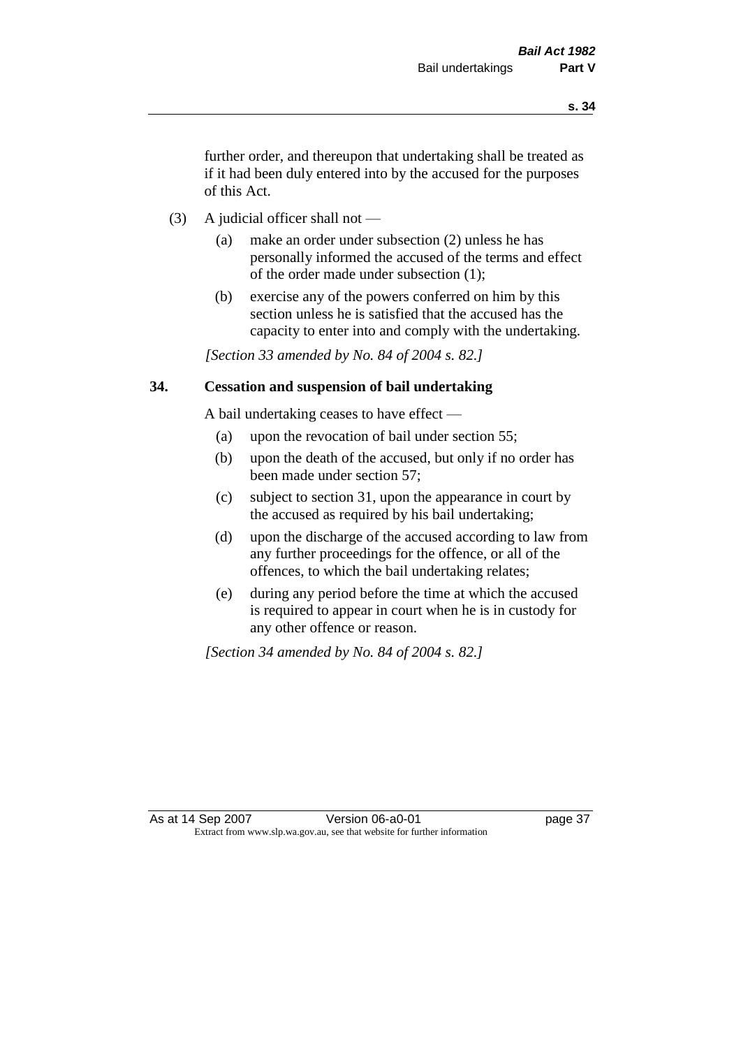further order, and thereupon that undertaking shall be treated as if it had been duly entered into by the accused for the purposes of this Act.

(3) A judicial officer shall not —

(a) make an order under subsection (2) unless he has personally informed the accused of the terms and effect of the order made under subsection (1);

(b) exercise any of the powers conferred on him by this section unless he is satisfied that the accused has the capacity to enter into and comply with the undertaking.

*[Section 33 amended by No. 84 of 2004 s. 82.]*

## 34. Cessation and suspension of bail undertaking

A bail undertaking ceases to have effect —

(a) upon the revocation of bail under section 55;

(b) upon the death of the accused, but only if no order has been made under section 57;

(c) subject to section 31, upon the appearance in court by the accused as required by his bail undertaking;

(d) upon the discharge of the accused according to law from any further proceedings for the offence, or all of the offences, to which the bail undertaking relates;

(e) during any period before the time at which the accused is required to appear in court when he is in custody for any other offence or reason.

*[Section 34 amended by No. 84 of 2004 s. 82.]*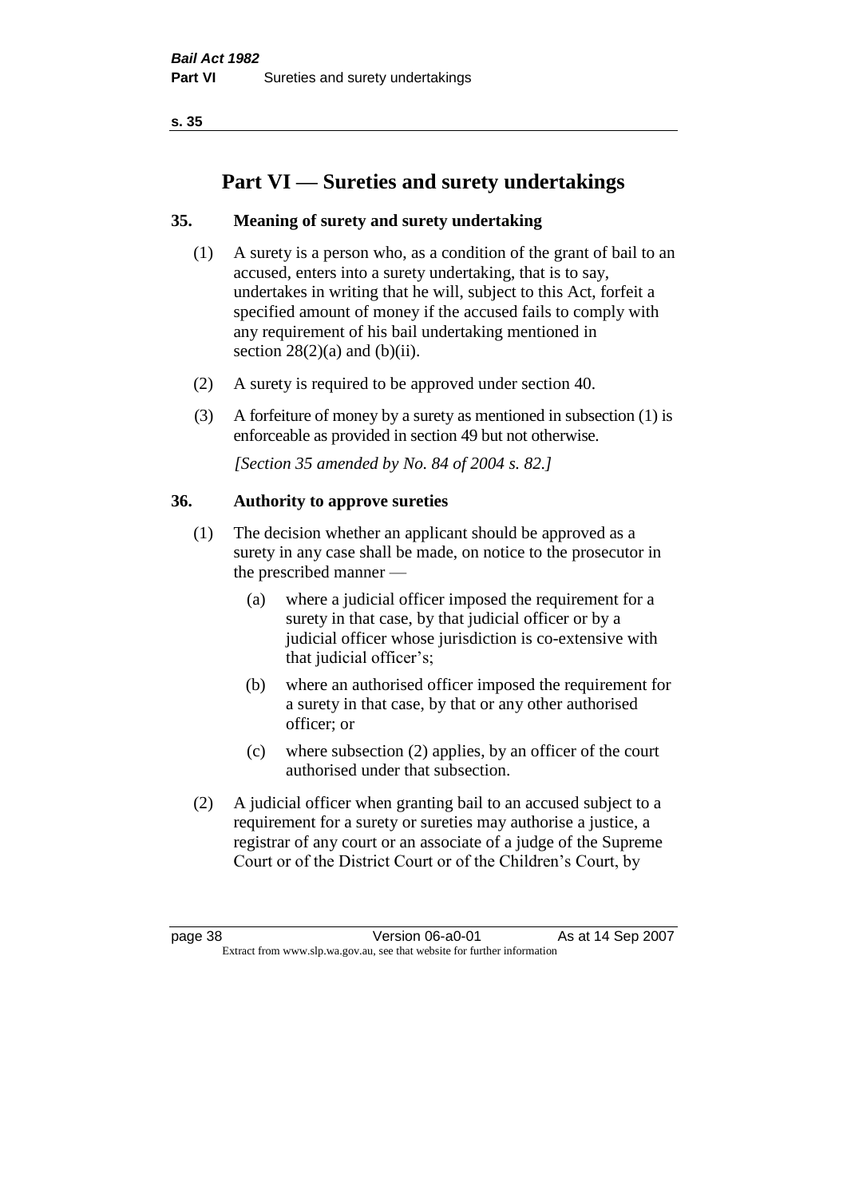# Part VI — Sureties and surety undertakings

## 35. Meaning of surety and surety undertaking

(1) A surety is a person who, as a condition of the grant of bail to an accused, enters into a surety undertaking, that is to say, undertakes in writing that he will, subject to this Act, forfeit a specified amount of money if the accused fails to comply with any requirement of his bail undertaking mentioned in section 28(2)(a) and (b)(ii).

(2) A surety is required to be approved under section 40.

(3) A forfeiture of money by a surety as mentioned in subsection (1) is enforceable as provided in section 49 but not otherwise.

*[Section 35 amended by No. 84 of 2004 s. 82.]*

## 36. Authority to approve sureties

(1) The decision whether an applicant should be approved as a surety in any case shall be made, on notice to the prosecutor in the prescribed manner —

- (a) where a judicial officer imposed the requirement for a surety in that case, by that judicial officer or by a judicial officer whose jurisdiction is co-extensive with that judicial officer's;
- (b) where an authorised officer imposed the requirement for a surety in that case, by that or any other authorised officer; or
- (c) where subsection (2) applies, by an officer of the court authorised under that subsection.

(2) A judicial officer when granting bail to an accused subject to a requirement for a surety or sureties may authorise a justice, a registrar of any court or an associate of a judge of the Supreme Court or of the District Court or of the Children's Court, by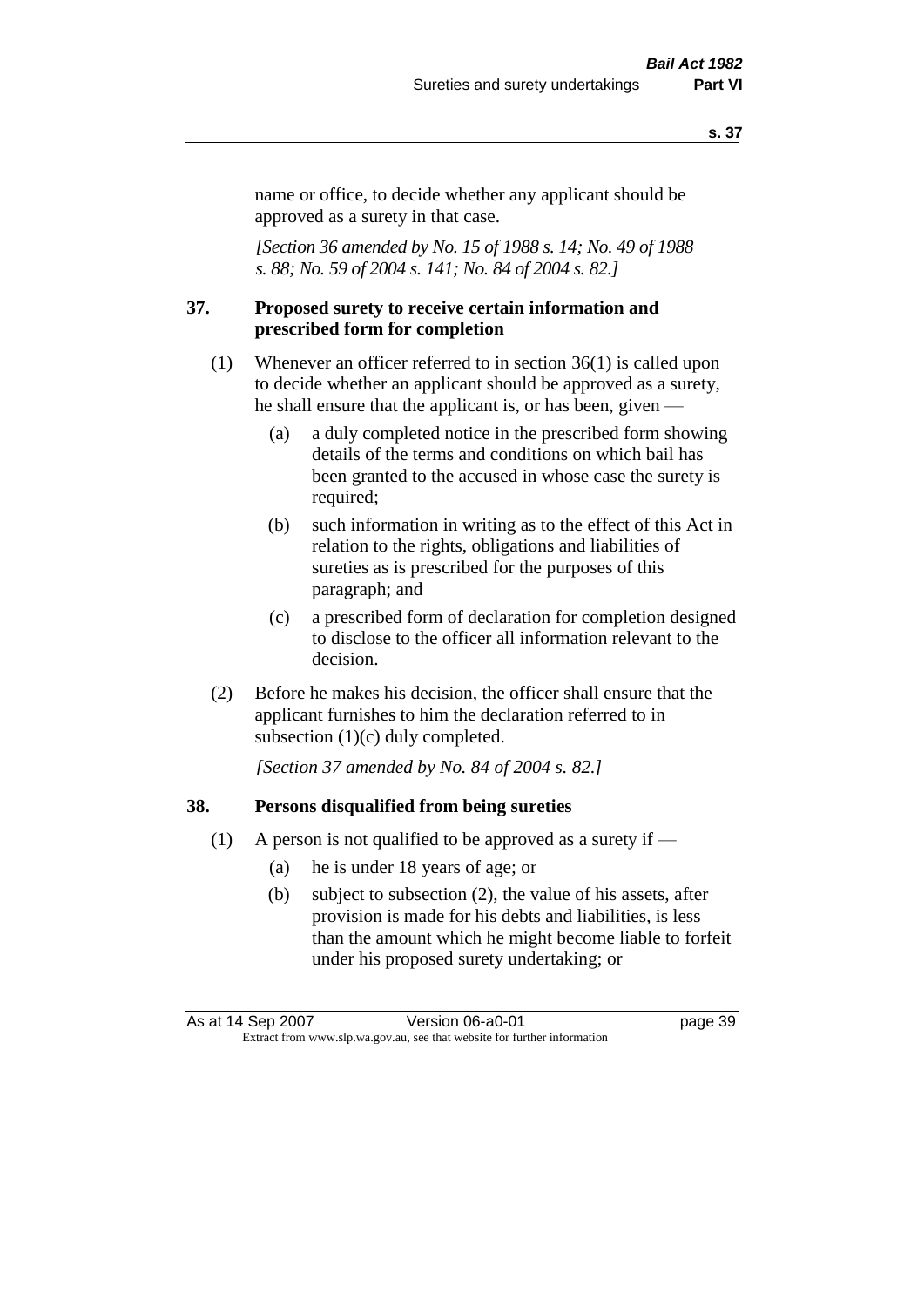name or office, to decide whether any applicant should be approved as a surety in that case.

*[Section 36 amended by No. 15 of 1988 s. 14; No. 49 of 1988 s. 88; No. 59 of 2004 s. 141; No. 84 of 2004 s. 82.]*

### 37. Proposed surety to receive certain information and prescribed form for completion

(1) Whenever an officer referred to in section 36(1) is called upon to decide whether an applicant should be approved as a surety, he shall ensure that the applicant is, or has been, given —

(a) a duly completed notice in the prescribed form showing details of the terms and conditions on which bail has been granted to the accused in whose case the surety is required;

(b) such information in writing as to the effect of this Act in relation to the rights, obligations and liabilities of sureties as is prescribed for the purposes of this paragraph; and

(c) a prescribed form of declaration for completion designed to disclose to the officer all information relevant to the decision.

(2) Before he makes his decision, the officer shall ensure that the applicant furnishes to him the declaration referred to in subsection (1)(c) duly completed.

*[Section 37 amended by No. 84 of 2004 s. 82.]*

### 38. Persons disqualified from being sureties

(1) A person is not qualified to be approved as a surety if —

(a) he is under 18 years of age; or

(b) subject to subsection (2), the value of his assets, after provision is made for his debts and liabilities, is less than the amount which he might become liable to forfeit under his proposed surety undertaking; or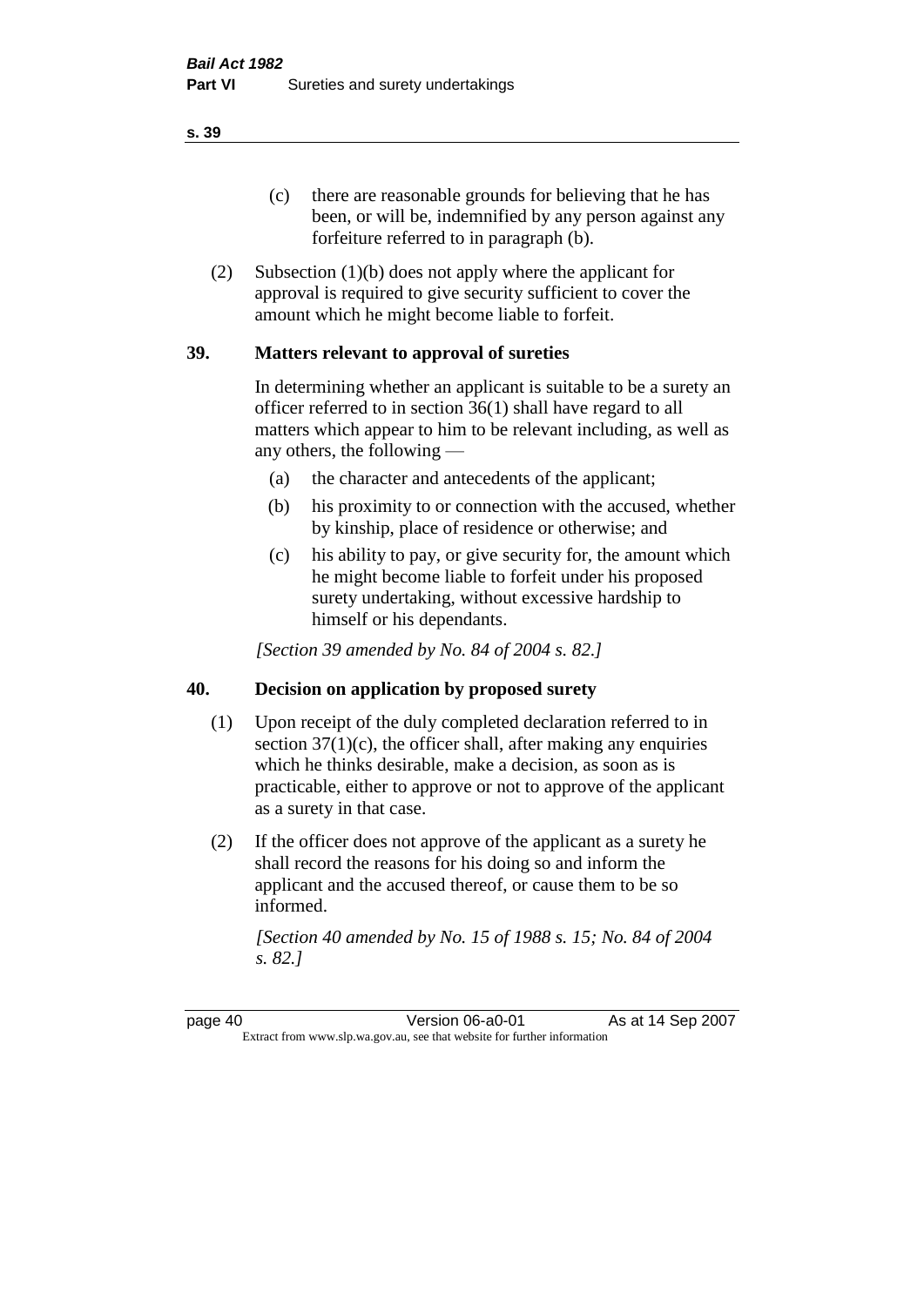(c) there are reasonable grounds for believing that he has been, or will be, indemnified by any person against any forfeiture referred to in paragraph (b).

(2) Subsection (1)(b) does not apply where the applicant for approval is required to give security sufficient to cover the amount which he might become liable to forfeit.

## 39. Matters relevant to approval of sureties

In determining whether an applicant is suitable to be a surety an officer referred to in section 36(1) shall have regard to all matters which appear to him to be relevant including, as well as any others, the following —

(a) the character and antecedents of the applicant;

(b) his proximity to or connection with the accused, whether by kinship, place of residence or otherwise; and

(c) his ability to pay, or give security for, the amount which he might become liable to forfeit under his proposed surety undertaking, without excessive hardship to himself or his dependants.

*[Section 39 amended by No. 84 of 2004 s. 82.]*

## 40. Decision on application by proposed surety

(1) Upon receipt of the duly completed declaration referred to in section 37(1)(c), the officer shall, after making any enquiries which he thinks desirable, make a decision, as soon as is practicable, either to approve or not to approve of the applicant as a surety in that case.

(2) If the officer does not approve of the applicant as a surety he shall record the reasons for his doing so and inform the applicant and the accused thereof, or cause them to be so informed.

*[Section 40 amended by No. 15 of 1988 s. 15; No. 84 of 2004 s. 82.]*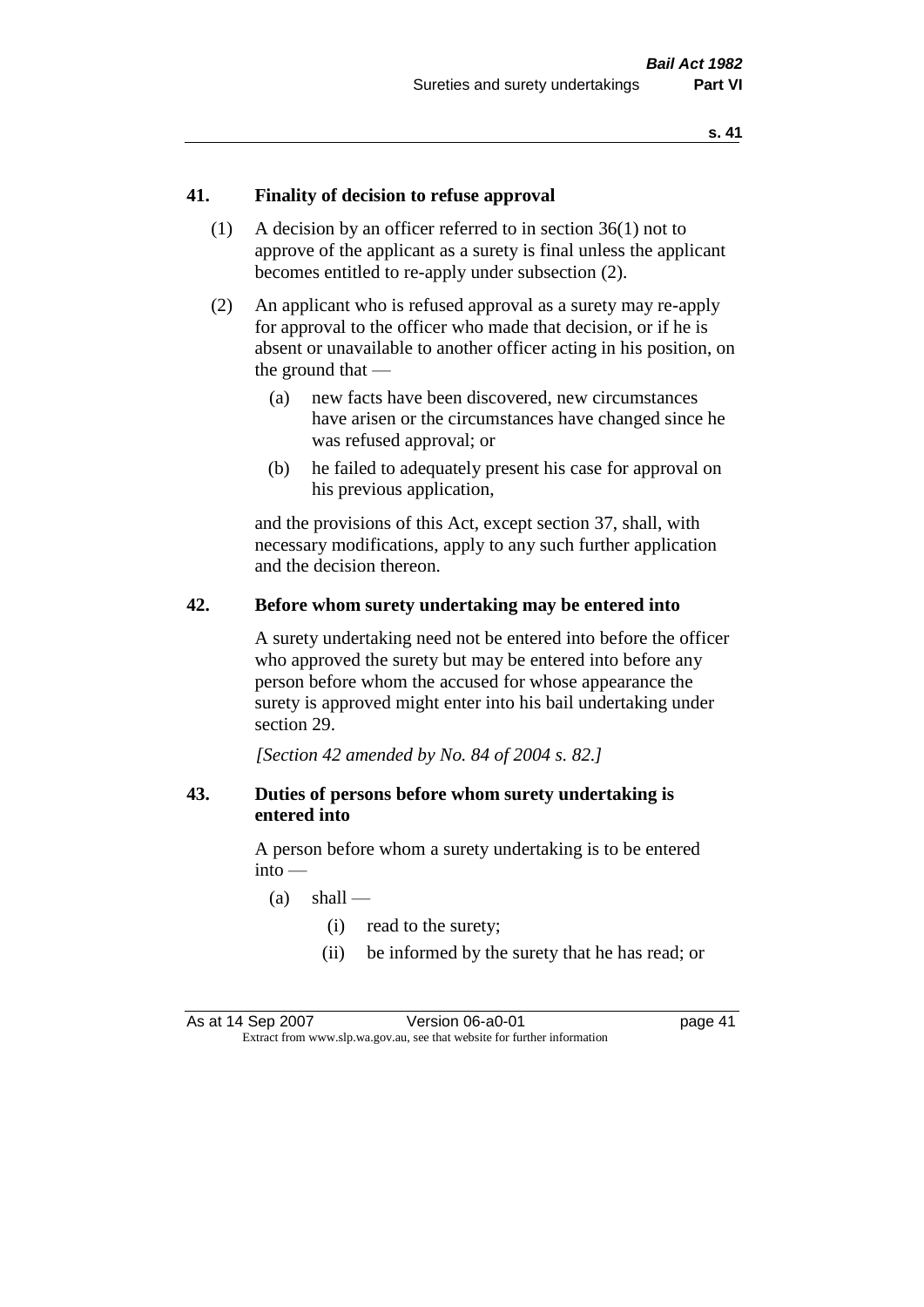## 41. Finality of decision to refuse approval

(1) A decision by an officer referred to in section 36(1) not to approve of the applicant as a surety is final unless the applicant becomes entitled to re-apply under subsection (2).

(2) An applicant who is refused approval as a surety may re-apply for approval to the officer who made that decision, or if he is absent or unavailable to another officer acting in his position, on the ground that —

- (a) new facts have been discovered, new circumstances have arisen or the circumstances have changed since he was refused approval; or
- (b) he failed to adequately present his case for approval on his previous application,

and the provisions of this Act, except section 37, shall, with necessary modifications, apply to any such further application and the decision thereon.

## 42. Before whom surety undertaking may be entered into

A surety undertaking need not be entered into before the officer who approved the surety but may be entered into before any person before whom the accused for whose appearance the surety is approved might enter into his bail undertaking under section 29.

*[Section 42 amended by No. 84 of 2004 s. 82.]*

## 43. Duties of persons before whom surety undertaking is entered into

A person before whom a surety undertaking is to be entered into —

- (a) shall —
  - (i) read to the surety;
  - (ii) be informed by the surety that he has read; or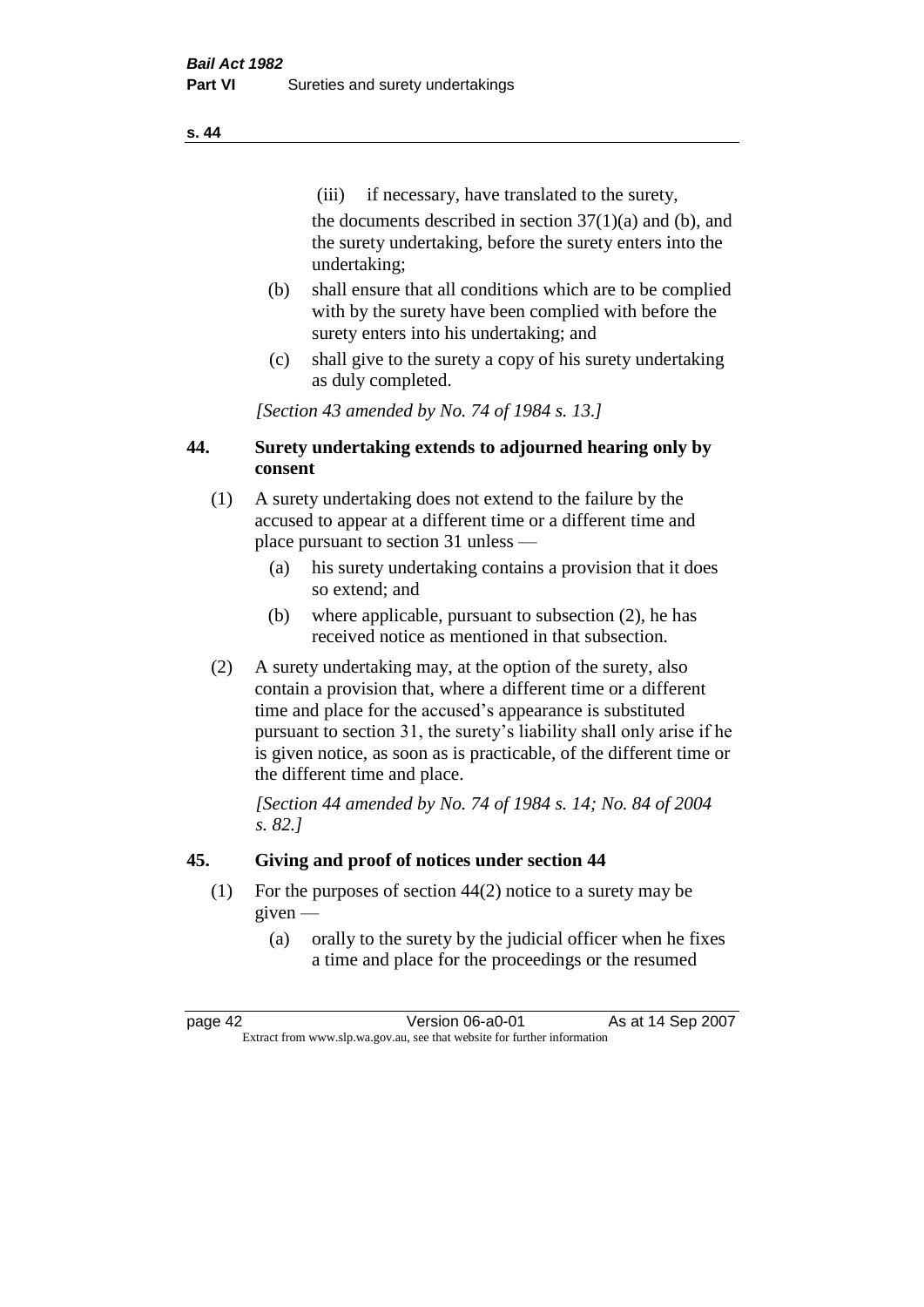(iii) if necessary, have translated to the surety,

the documents described in section 37(1)(a) and (b), and the surety undertaking, before the surety enters into the undertaking;

(b) shall ensure that all conditions which are to be complied with by the surety have been complied with before the surety enters into his undertaking; and

(c) shall give to the surety a copy of his surety undertaking as duly completed.

*[Section 43 amended by No. 74 of 1984 s. 13.]*

## 44. Surety undertaking extends to adjourned hearing only by consent

(1) A surety undertaking does not extend to the failure by the accused to appear at a different time or a different time and place pursuant to section 31 unless —

(a) his surety undertaking contains a provision that it does so extend; and

(b) where applicable, pursuant to subsection (2), he has received notice as mentioned in that subsection.

(2) A surety undertaking may, at the option of the surety, also contain a provision that, where a different time or a different time and place for the accused's appearance is substituted pursuant to section 31, the surety's liability shall only arise if he is given notice, as soon as is practicable, of the different time or the different time and place.

*[Section 44 amended by No. 74 of 1984 s. 14; No. 84 of 2004 s. 82.]*

## 45. Giving and proof of notices under section 44

(1) For the purposes of section 44(2) notice to a surety may be given —

(a) orally to the surety by the judicial officer when he fixes a time and place for the proceedings or the resumed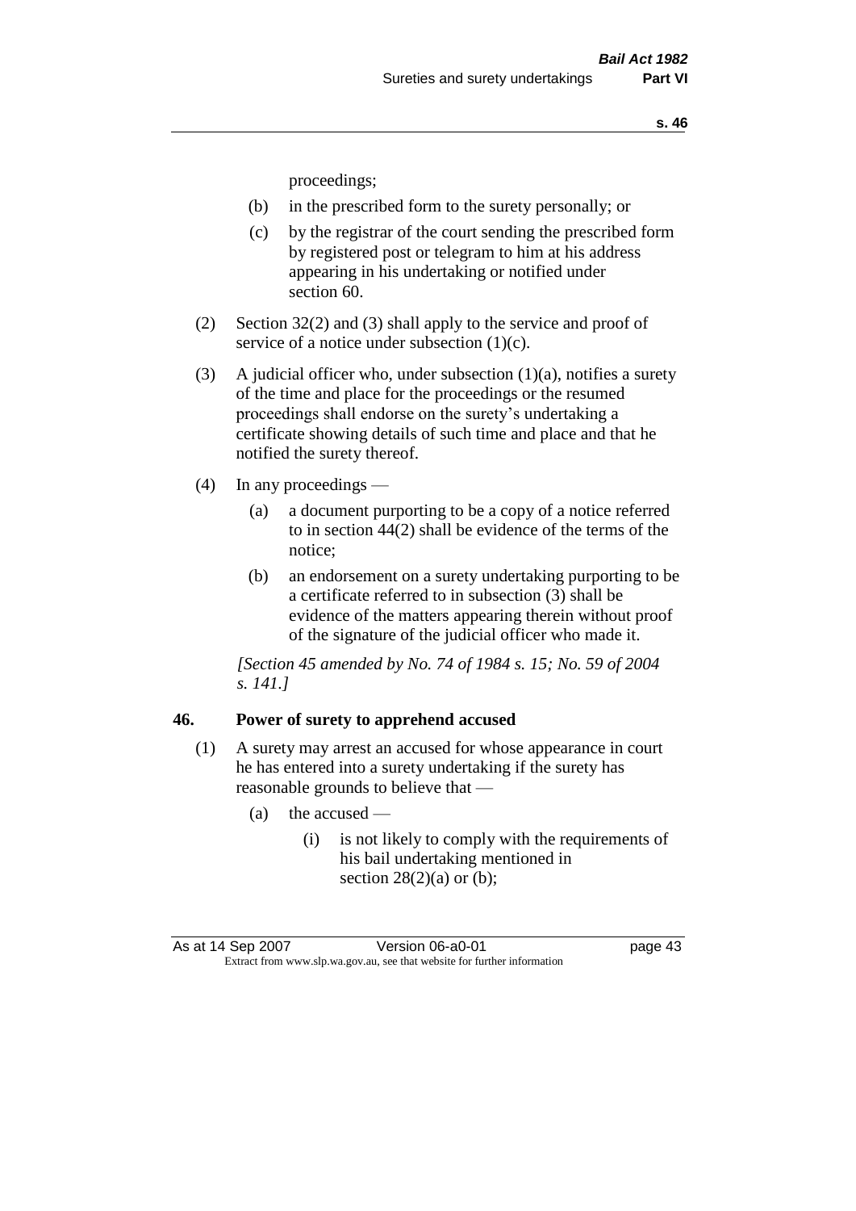proceedings;

- (b) in the prescribed form to the surety personally; or
- (c) by the registrar of the court sending the prescribed form by registered post or telegram to him at his address appearing in his undertaking or notified under section 60.

(2) Section 32(2) and (3) shall apply to the service and proof of service of a notice under subsection (1)(c).

(3) A judicial officer who, under subsection (1)(a), notifies a surety of the time and place for the proceedings or the resumed proceedings shall endorse on the surety's undertaking a certificate showing details of such time and place and that he notified the surety thereof.

(4) In any proceedings —

- (a) a document purporting to be a copy of a notice referred to in section 44(2) shall be evidence of the terms of the notice;
- (b) an endorsement on a surety undertaking purporting to be a certificate referred to in subsection (3) shall be evidence of the matters appearing therein without proof of the signature of the judicial officer who made it.

*[Section 45 amended by No. 74 of 1984 s. 15; No. 59 of 2004 s. 141.]*

### 46. Power of surety to apprehend accused

(1) A surety may arrest an accused for whose appearance in court he has entered into a surety undertaking if the surety has reasonable grounds to believe that —

- (a) the accused —
  - (i) is not likely to comply with the requirements of his bail undertaking mentioned in section 28(2)(a) or (b);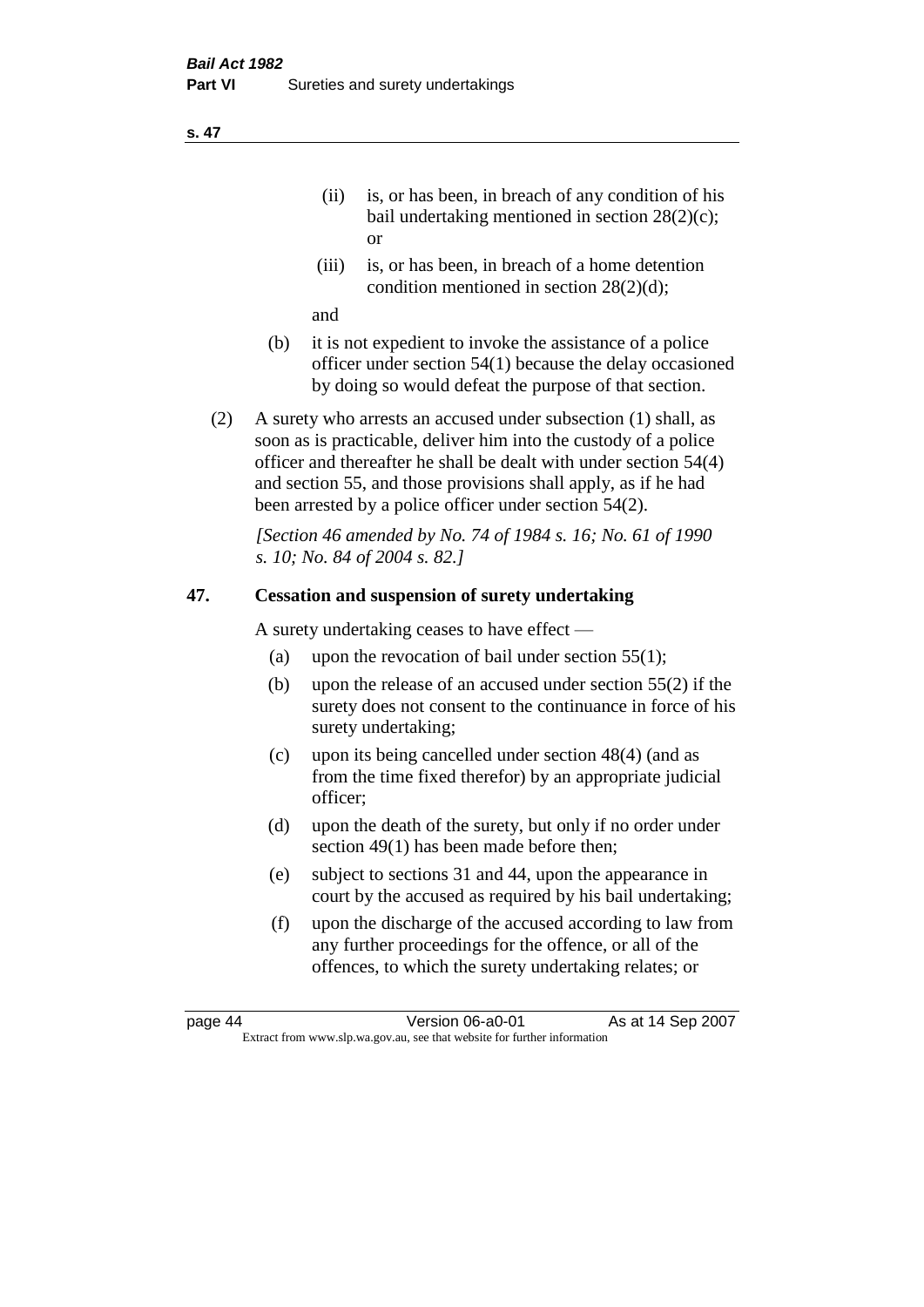(ii) is, or has been, in breach of any condition of his bail undertaking mentioned in section 28(2)(c); or

(iii) is, or has been, in breach of a home detention condition mentioned in section 28(2)(d);

and

(b) it is not expedient to invoke the assistance of a police officer under section 54(1) because the delay occasioned by doing so would defeat the purpose of that section.

(2) A surety who arrests an accused under subsection (1) shall, as soon as is practicable, deliver him into the custody of a police officer and thereafter he shall be dealt with under section 54(4) and section 55, and those provisions shall apply, as if he had been arrested by a police officer under section 54(2).

*[Section 46 amended by No. 74 of 1984 s. 16; No. 61 of 1990 s. 10; No. 84 of 2004 s. 82.]*

## 47. Cessation and suspension of surety undertaking

A surety undertaking ceases to have effect —

(a) upon the revocation of bail under section 55(1);

(b) upon the release of an accused under section 55(2) if the surety does not consent to the continuance in force of his surety undertaking;

(c) upon its being cancelled under section 48(4) (and as from the time fixed therefor) by an appropriate judicial officer;

(d) upon the death of the surety, but only if no order under section 49(1) has been made before then;

(e) subject to sections 31 and 44, upon the appearance in court by the accused as required by his bail undertaking;

(f) upon the discharge of the accused according to law from any further proceedings for the offence, or all of the offences, to which the surety undertaking relates; or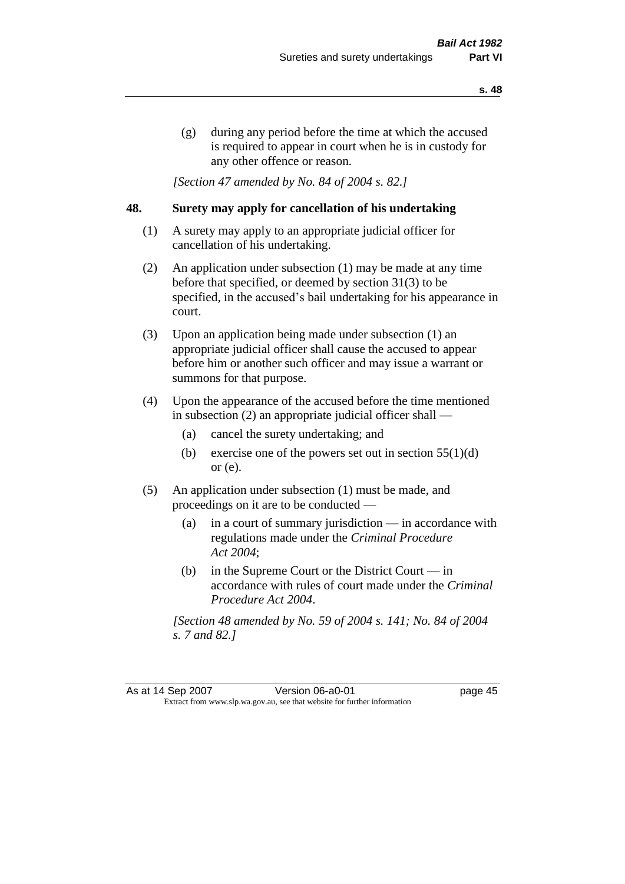(g) during any period before the time at which the accused is required to appear in court when he is in custody for any other offence or reason.

*[Section 47 amended by No. 84 of 2004 s. 82.]*

**48. Surety may apply for cancellation of his undertaking**

(1) A surety may apply to an appropriate judicial officer for cancellation of his undertaking.

(2) An application under subsection (1) may be made at any time before that specified, or deemed by section 31(3) to be specified, in the accused's bail undertaking for his appearance in court.

(3) Upon an application being made under subsection (1) an appropriate judicial officer shall cause the accused to appear before him or another such officer and may issue a warrant or summons for that purpose.

(4) Upon the appearance of the accused before the time mentioned in subsection (2) an appropriate judicial officer shall —

(a) cancel the surety undertaking; and

(b) exercise one of the powers set out in section 55(1)(d) or (e).

(5) An application under subsection (1) must be made, and proceedings on it are to be conducted —

(a) in a court of summary jurisdiction — in accordance with regulations made under the *Criminal Procedure Act 2004*;

(b) in the Supreme Court or the District Court — in accordance with rules of court made under the *Criminal Procedure Act 2004*.

*[Section 48 amended by No. 59 of 2004 s. 141; No. 84 of 2004 s. 7 and 82.]*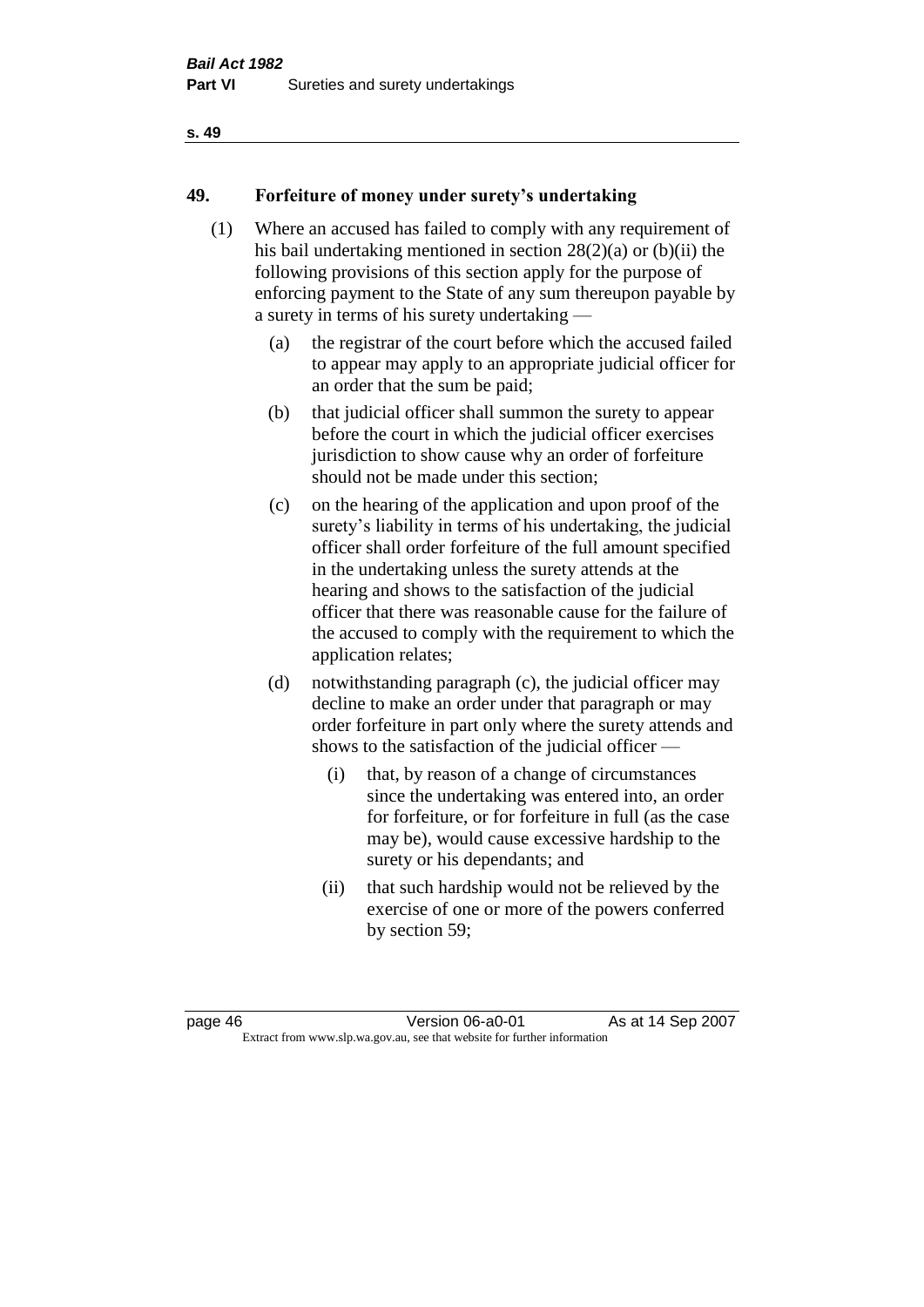## 49. Forfeiture of money under surety's undertaking

(1) Where an accused has failed to comply with any requirement of his bail undertaking mentioned in section 28(2)(a) or (b)(ii) the following provisions of this section apply for the purpose of enforcing payment to the State of any sum thereupon payable by a surety in terms of his surety undertaking —

- (a) the registrar of the court before which the accused failed to appear may apply to an appropriate judicial officer for an order that the sum be paid;
- (b) that judicial officer shall summon the surety to appear before the court in which the judicial officer exercises jurisdiction to show cause why an order of forfeiture should not be made under this section;
- (c) on the hearing of the application and upon proof of the surety's liability in terms of his undertaking, the judicial officer shall order forfeiture of the full amount specified in the undertaking unless the surety attends at the hearing and shows to the satisfaction of the judicial officer that there was reasonable cause for the failure of the accused to comply with the requirement to which the application relates;
- (d) notwithstanding paragraph (c), the judicial officer may decline to make an order under that paragraph or may order forfeiture in part only where the surety attends and shows to the satisfaction of the judicial officer —
  - (i) that, by reason of a change of circumstances since the undertaking was entered into, an order for forfeiture, or for forfeiture in full (as the case may be), would cause excessive hardship to the surety or his dependants; and
  - (ii) that such hardship would not be relieved by the exercise of one or more of the powers conferred by section 59;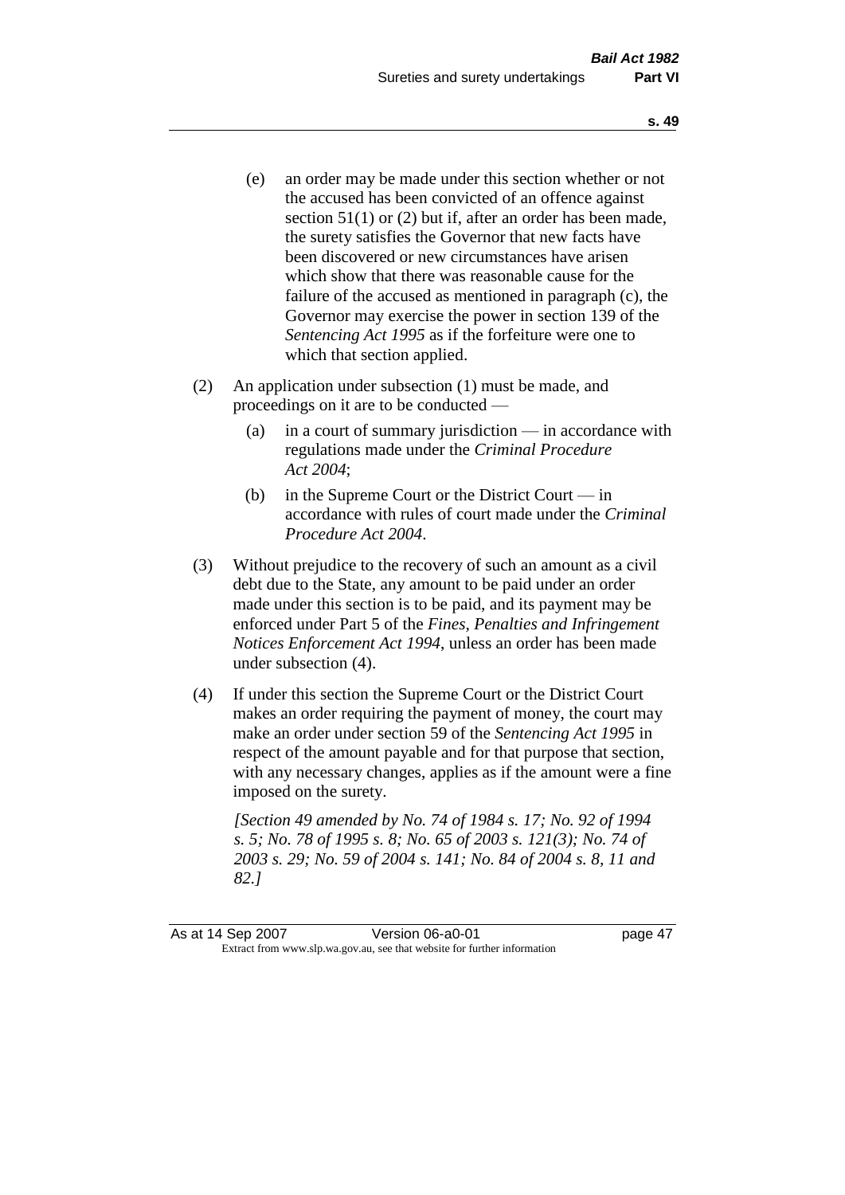(e) an order may be made under this section whether or not the accused has been convicted of an offence against section 51(1) or (2) but if, after an order has been made, the surety satisfies the Governor that new facts have been discovered or new circumstances have arisen which show that there was reasonable cause for the failure of the accused as mentioned in paragraph (c), the Governor may exercise the power in section 139 of the *Sentencing Act 1995* as if the forfeiture were one to which that section applied.

(2) An application under subsection (1) must be made, and proceedings on it are to be conducted —

(a) in a court of summary jurisdiction — in accordance with regulations made under the *Criminal Procedure Act 2004*;

(b) in the Supreme Court or the District Court — in accordance with rules of court made under the *Criminal Procedure Act 2004*.

(3) Without prejudice to the recovery of such an amount as a civil debt due to the State, any amount to be paid under an order made under this section is to be paid, and its payment may be enforced under Part 5 of the *Fines, Penalties and Infringement Notices Enforcement Act 1994*, unless an order has been made under subsection (4).

(4) If under this section the Supreme Court or the District Court makes an order requiring the payment of money, the court may make an order under section 59 of the *Sentencing Act 1995* in respect of the amount payable and for that purpose that section, with any necessary changes, applies as if the amount were a fine imposed on the surety.

*[Section 49 amended by No. 74 of 1984 s. 17; No. 92 of 1994 s. 5; No. 78 of 1995 s. 8; No. 65 of 2003 s. 121(3); No. 74 of 2003 s. 29; No. 59 of 2004 s. 141; No. 84 of 2004 s. 8, 11 and 82.]*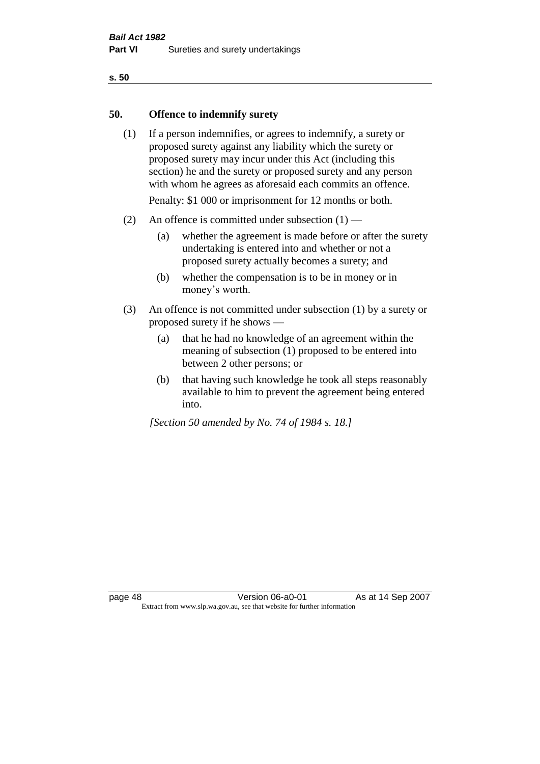## 50. Offence to indemnify surety

(1) If a person indemnifies, or agrees to indemnify, a surety or proposed surety against any liability which the surety or proposed surety may incur under this Act (including this section) he and the surety or proposed surety and any person with whom he agrees as aforesaid each commits an offence.

Penalty: $1 000 or imprisonment for 12 months or both.

(2) An offence is committed under subsection (1) —

(a) whether the agreement is made before or after the surety undertaking is entered into and whether or not a proposed surety actually becomes a surety; and

(b) whether the compensation is to be in money or in money's worth.

(3) An offence is not committed under subsection (1) by a surety or proposed surety if he shows —

(a) that he had no knowledge of an agreement within the meaning of subsection (1) proposed to be entered into between 2 other persons; or

(b) that having such knowledge he took all steps reasonably available to him to prevent the agreement being entered into.

*[Section 50 amended by No. 74 of 1984 s. 18.]*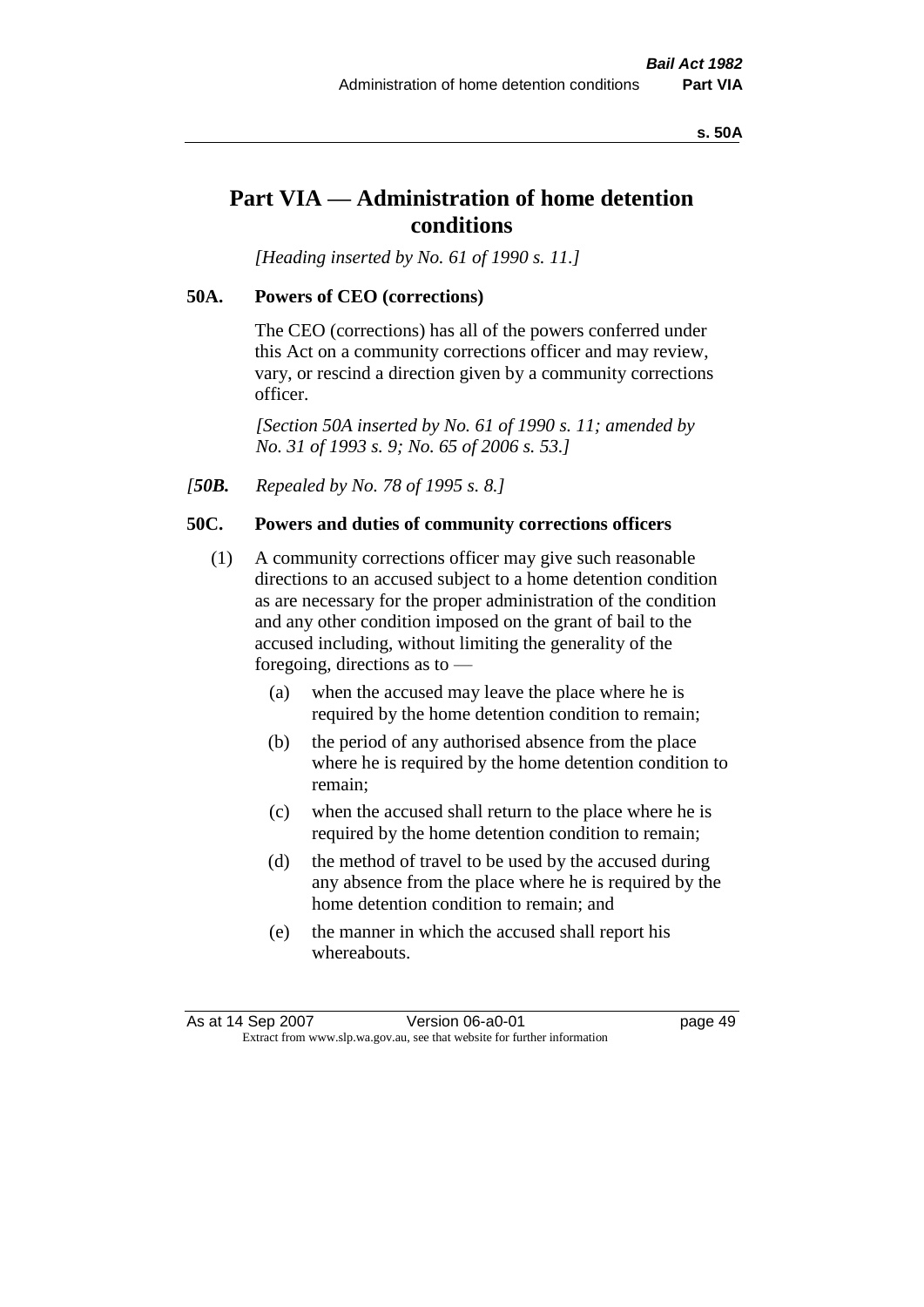# Part VIA — Administration of home detention conditions

*[Heading inserted by No. 61 of 1990 s. 11.]*

### 50A. Powers of CEO (corrections)

The CEO (corrections) has all of the powers conferred under this Act on a community corrections officer and may review, vary, or rescind a direction given by a community corrections officer.

*[Section 50A inserted by No. 61 of 1990 s. 11; amended by No. 31 of 1993 s. 9; No. 65 of 2006 s. 53.]*

*[**50B.** Repealed by No. 78 of 1995 s. 8.]*

### 50C. Powers and duties of community corrections officers

(1) A community corrections officer may give such reasonable directions to an accused subject to a home detention condition as are necessary for the proper administration of the condition and any other condition imposed on the grant of bail to the accused including, without limiting the generality of the foregoing, directions as to —

- (a) when the accused may leave the place where he is required by the home detention condition to remain;
- (b) the period of any authorised absence from the place where he is required by the home detention condition to remain;
- (c) when the accused shall return to the place where he is required by the home detention condition to remain;
- (d) the method of travel to be used by the accused during any absence from the place where he is required by the home detention condition to remain; and
- (e) the manner in which the accused shall report his whereabouts.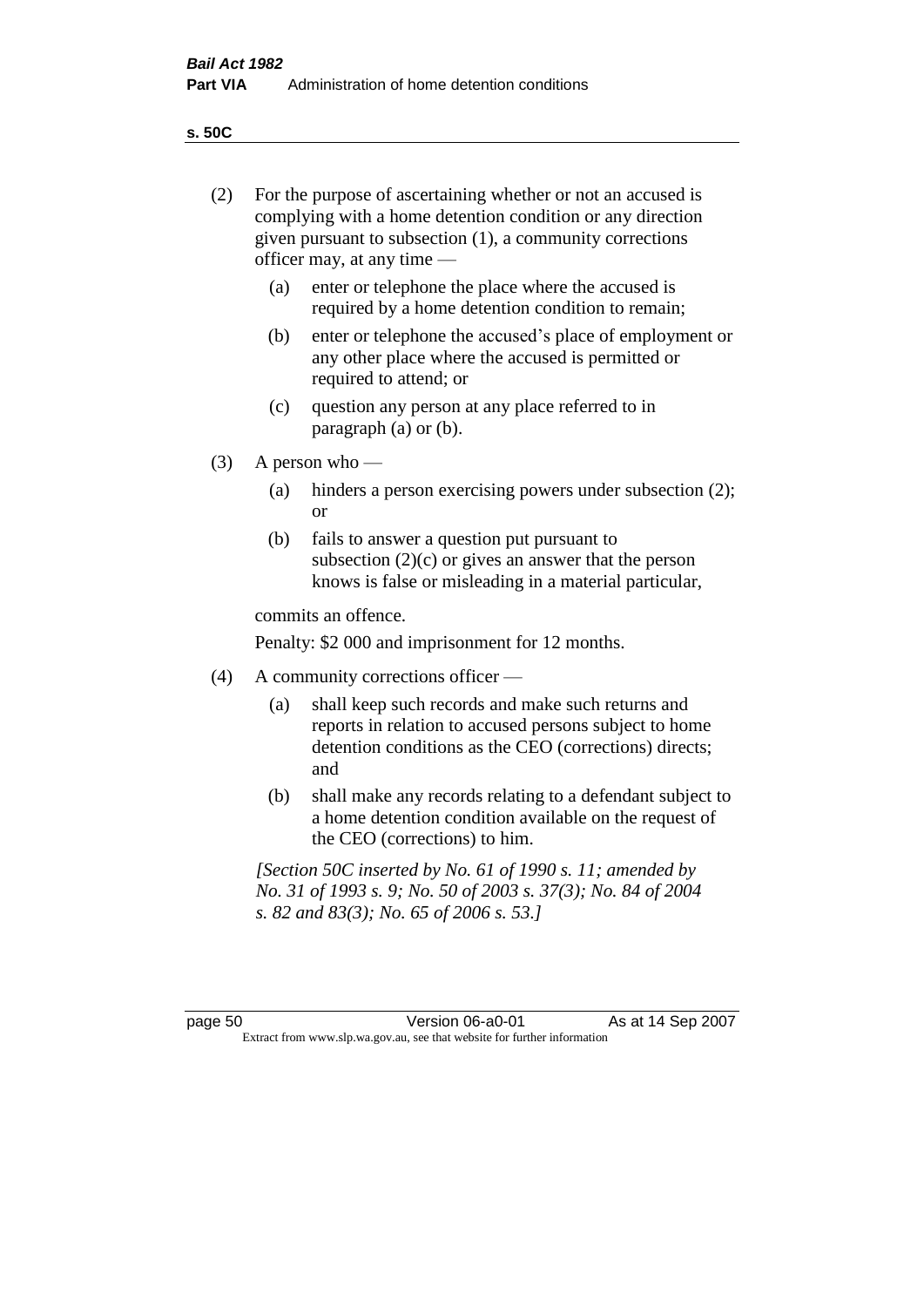(2) For the purpose of ascertaining whether or not an accused is complying with a home detention condition or any direction given pursuant to subsection (1), a community corrections officer may, at any time —

  (a) enter or telephone the place where the accused is required by a home detention condition to remain;

  (b) enter or telephone the accused's place of employment or any other place where the accused is permitted or required to attend; or

  (c) question any person at any place referred to in paragraph (a) or (b).

(3) A person who —

  (a) hinders a person exercising powers under subsection (2); or

  (b) fails to answer a question put pursuant to subsection (2)(c) or gives an answer that the person knows is false or misleading in a material particular,

commits an offence.

Penalty: $2 000 and imprisonment for 12 months.

(4) A community corrections officer —

  (a) shall keep such records and make such returns and reports in relation to accused persons subject to home detention conditions as the CEO (corrections) directs; and

  (b) shall make any records relating to a defendant subject to a home detention condition available on the request of the CEO (corrections) to him.

*[Section 50C inserted by No. 61 of 1990 s. 11; amended by No. 31 of 1993 s. 9; No. 50 of 2003 s. 37(3); No. 84 of 2004 s. 82 and 83(3); No. 65 of 2006 s. 53.]*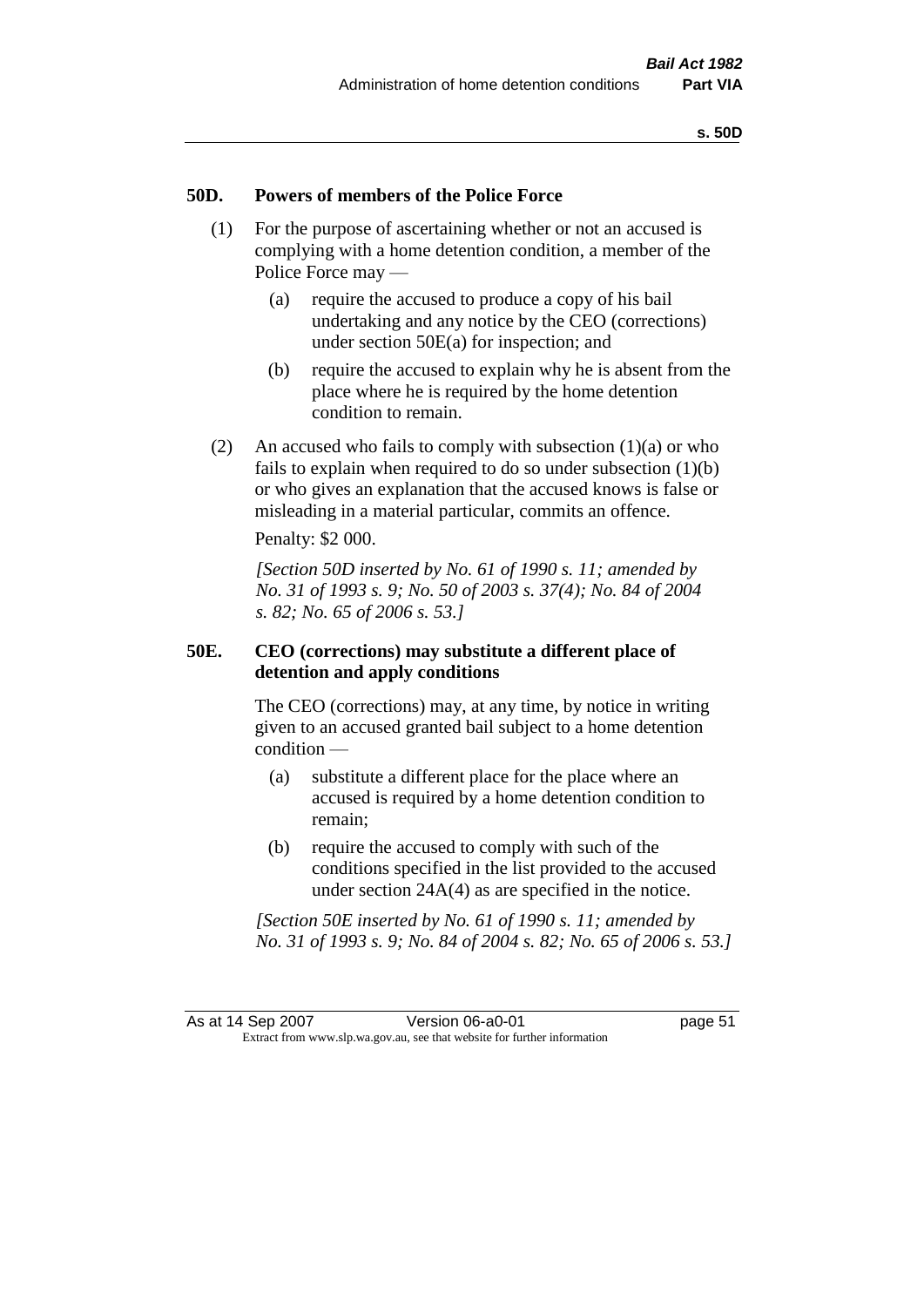## 50D. Powers of members of the Police Force

(1) For the purpose of ascertaining whether or not an accused is complying with a home detention condition, a member of the Police Force may —

(a) require the accused to produce a copy of his bail undertaking and any notice by the CEO (corrections) under section 50E(a) for inspection; and

(b) require the accused to explain why he is absent from the place where he is required by the home detention condition to remain.

(2) An accused who fails to comply with subsection (1)(a) or who fails to explain when required to do so under subsection (1)(b) or who gives an explanation that the accused knows is false or misleading in a material particular, commits an offence.

Penalty: $2 000.

*[Section 50D inserted by No. 61 of 1990 s. 11; amended by No. 31 of 1993 s. 9; No. 50 of 2003 s. 37(4); No. 84 of 2004 s. 82; No. 65 of 2006 s. 53.]*

## 50E. CEO (corrections) may substitute a different place of detention and apply conditions

The CEO (corrections) may, at any time, by notice in writing given to an accused granted bail subject to a home detention condition —

(a) substitute a different place for the place where an accused is required by a home detention condition to remain;

(b) require the accused to comply with such of the conditions specified in the list provided to the accused under section 24A(4) as are specified in the notice.

*[Section 50E inserted by No. 61 of 1990 s. 11; amended by No. 31 of 1993 s. 9; No. 84 of 2004 s. 82; No. 65 of 2006 s. 53.]*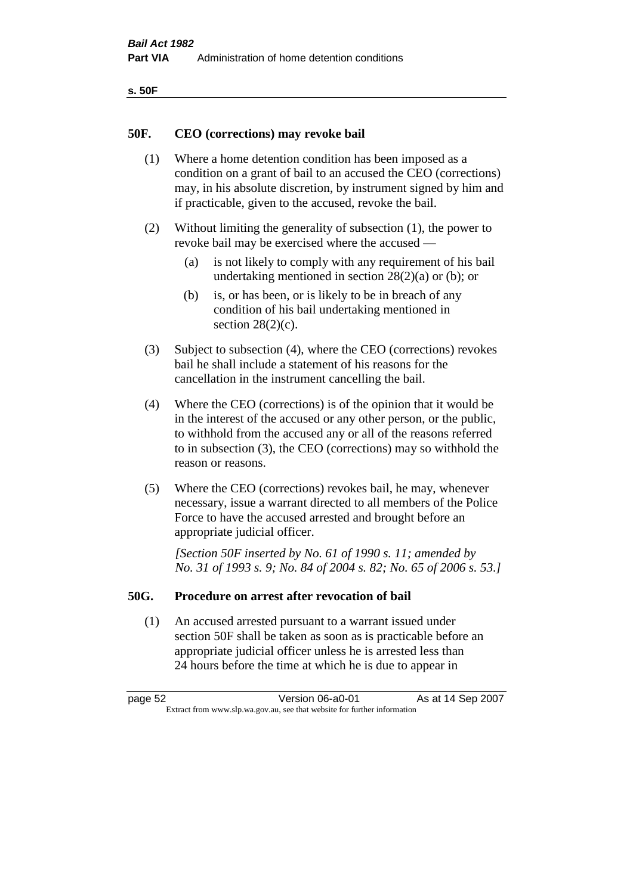## 50F. CEO (corrections) may revoke bail

(1) Where a home detention condition has been imposed as a condition on a grant of bail to an accused the CEO (corrections) may, in his absolute discretion, by instrument signed by him and if practicable, given to the accused, revoke the bail.

(2) Without limiting the generality of subsection (1), the power to revoke bail may be exercised where the accused —

- (a) is not likely to comply with any requirement of his bail undertaking mentioned in section 28(2)(a) or (b); or
- (b) is, or has been, or is likely to be in breach of any condition of his bail undertaking mentioned in section 28(2)(c).

(3) Subject to subsection (4), where the CEO (corrections) revokes bail he shall include a statement of his reasons for the cancellation in the instrument cancelling the bail.

(4) Where the CEO (corrections) is of the opinion that it would be in the interest of the accused or any other person, or the public, to withhold from the accused any or all of the reasons referred to in subsection (3), the CEO (corrections) may so withhold the reason or reasons.

(5) Where the CEO (corrections) revokes bail, he may, whenever necessary, issue a warrant directed to all members of the Police Force to have the accused arrested and brought before an appropriate judicial officer.

*[Section 50F inserted by No. 61 of 1990 s. 11; amended by No. 31 of 1993 s. 9; No. 84 of 2004 s. 82; No. 65 of 2006 s. 53.]*

## 50G. Procedure on arrest after revocation of bail

(1) An accused arrested pursuant to a warrant issued under section 50F shall be taken as soon as is practicable before an appropriate judicial officer unless he is arrested less than 24 hours before the time at which he is due to appear in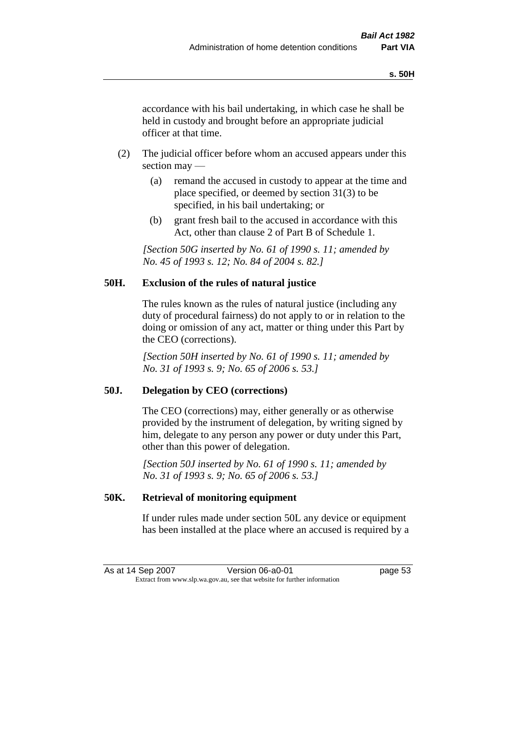accordance with his bail undertaking, in which case he shall be held in custody and brought before an appropriate judicial officer at that time.

(2) The judicial officer before whom an accused appears under this section may —

(a) remand the accused in custody to appear at the time and place specified, or deemed by section 31(3) to be specified, in his bail undertaking; or

(b) grant fresh bail to the accused in accordance with this Act, other than clause 2 of Part B of Schedule 1.

*[Section 50G inserted by No. 61 of 1990 s. 11; amended by No. 45 of 1993 s. 12; No. 84 of 2004 s. 82.]*

### 50H. Exclusion of the rules of natural justice

The rules known as the rules of natural justice (including any duty of procedural fairness) do not apply to or in relation to the doing or omission of any act, matter or thing under this Part by the CEO (corrections).

*[Section 50H inserted by No. 61 of 1990 s. 11; amended by No. 31 of 1993 s. 9; No. 65 of 2006 s. 53.]*

### 50J. Delegation by CEO (corrections)

The CEO (corrections) may, either generally or as otherwise provided by the instrument of delegation, by writing signed by him, delegate to any person any power or duty under this Part, other than this power of delegation.

*[Section 50J inserted by No. 61 of 1990 s. 11; amended by No. 31 of 1993 s. 9; No. 65 of 2006 s. 53.]*

### 50K. Retrieval of monitoring equipment

If under rules made under section 50L any device or equipment has been installed at the place where an accused is required by a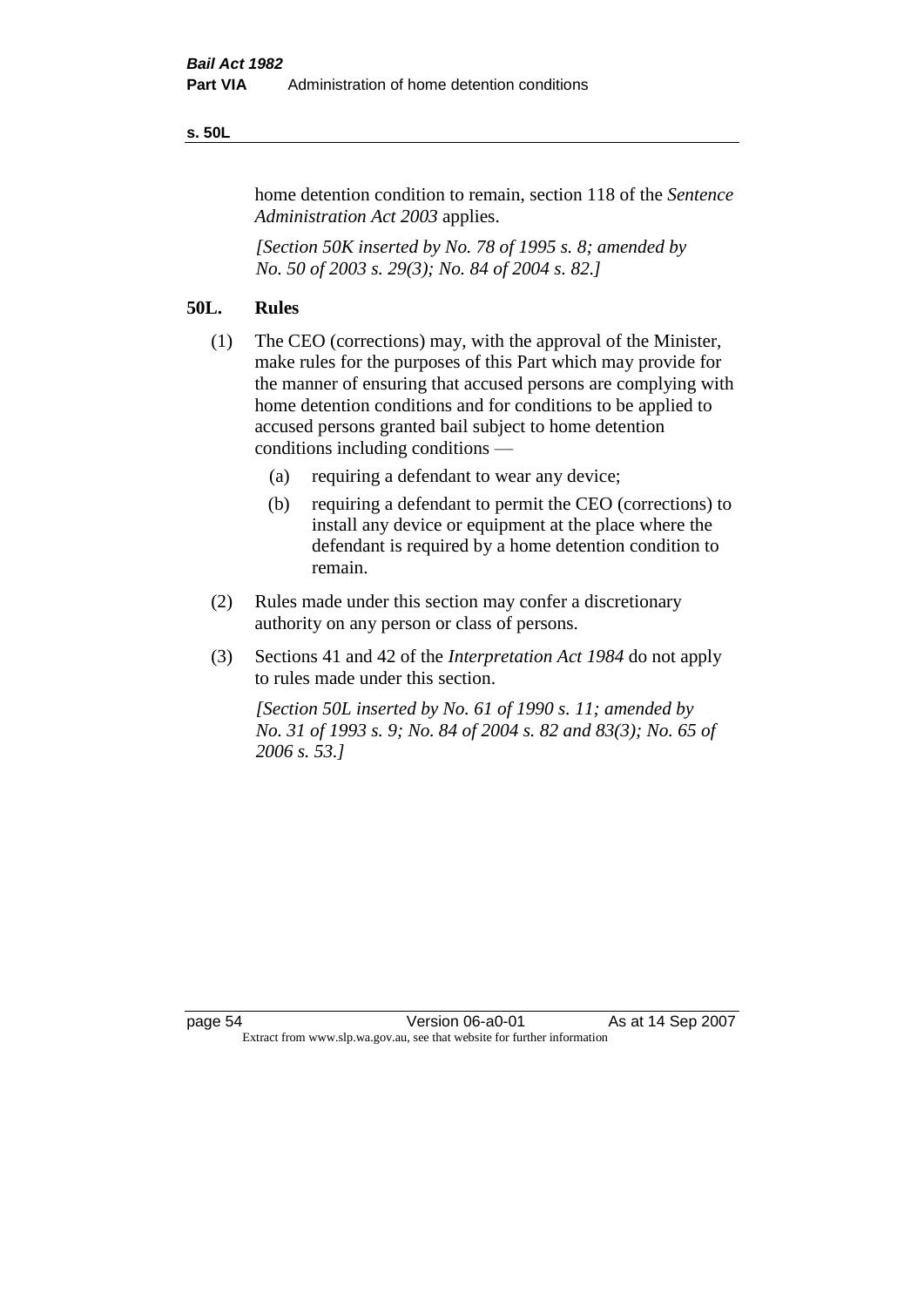home detention condition to remain, section 118 of the *Sentence Administration Act 2003* applies.

*[Section 50K inserted by No. 78 of 1995 s. 8; amended by No. 50 of 2003 s. 29(3); No. 84 of 2004 s. 82.]*

## 50L. Rules

(1) The CEO (corrections) may, with the approval of the Minister, make rules for the purposes of this Part which may provide for the manner of ensuring that accused persons are complying with home detention conditions and for conditions to be applied to accused persons granted bail subject to home detention conditions including conditions —

  (a) requiring a defendant to wear any device;

  (b) requiring a defendant to permit the CEO (corrections) to install any device or equipment at the place where the defendant is required by a home detention condition to remain.

(2) Rules made under this section may confer a discretionary authority on any person or class of persons.

(3) Sections 41 and 42 of the *Interpretation Act 1984* do not apply to rules made under this section.

*[Section 50L inserted by No. 61 of 1990 s. 11; amended by No. 31 of 1993 s. 9; No. 84 of 2004 s. 82 and 83(3); No. 65 of 2006 s. 53.]*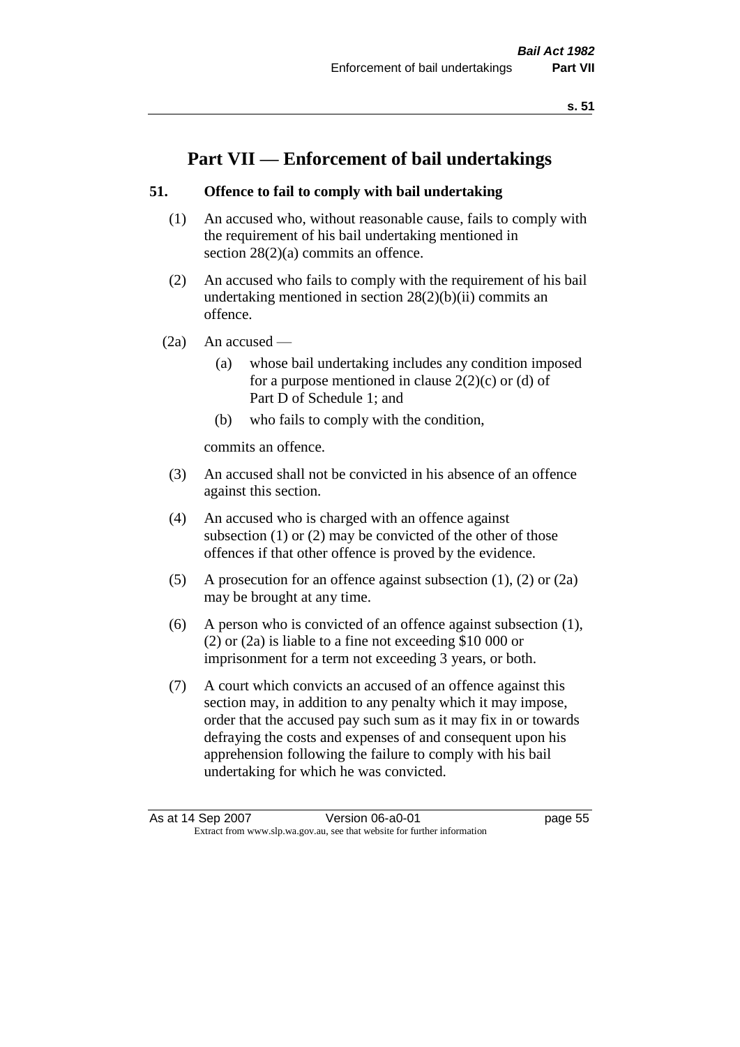# Part VII — Enforcement of bail undertakings

## 51. Offence to fail to comply with bail undertaking

(1) An accused who, without reasonable cause, fails to comply with the requirement of his bail undertaking mentioned in section 28(2)(a) commits an offence.

(2) An accused who fails to comply with the requirement of his bail undertaking mentioned in section 28(2)(b)(ii) commits an offence.

(2a) An accused —

(a) whose bail undertaking includes any condition imposed for a purpose mentioned in clause 2(2)(c) or (d) of Part D of Schedule 1; and

(b) who fails to comply with the condition,

commits an offence.

(3) An accused shall not be convicted in his absence of an offence against this section.

(4) An accused who is charged with an offence against subsection (1) or (2) may be convicted of the other of those offences if that other offence is proved by the evidence.

(5) A prosecution for an offence against subsection (1), (2) or (2a) may be brought at any time.

(6) A person who is convicted of an offence against subsection (1), (2) or (2a) is liable to a fine not exceeding $10 000 or imprisonment for a term not exceeding 3 years, or both.

(7) A court which convicts an accused of an offence against this section may, in addition to any penalty which it may impose, order that the accused pay such sum as it may fix in or towards defraying the costs and expenses of and consequent upon his apprehension following the failure to comply with his bail undertaking for which he was convicted.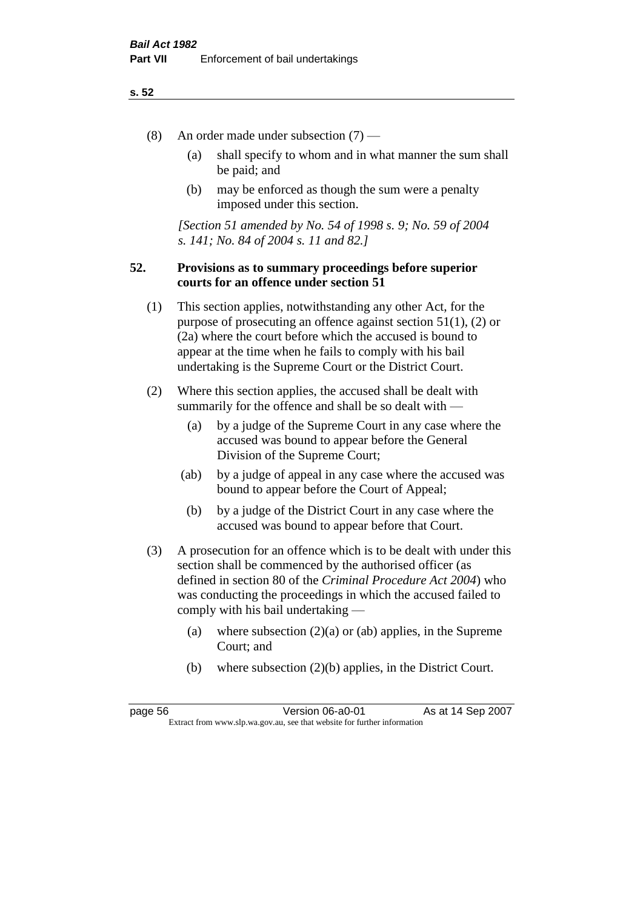(8) An order made under subsection (7) —

(a) shall specify to whom and in what manner the sum shall be paid; and

(b) may be enforced as though the sum were a penalty imposed under this section.

*[Section 51 amended by No. 54 of 1998 s. 9; No. 59 of 2004 s. 141; No. 84 of 2004 s. 11 and 82.]*

### 52. Provisions as to summary proceedings before superior courts for an offence under section 51

(1) This section applies, notwithstanding any other Act, for the purpose of prosecuting an offence against section 51(1), (2) or (2a) where the court before which the accused is bound to appear at the time when he fails to comply with his bail undertaking is the Supreme Court or the District Court.

(2) Where this section applies, the accused shall be dealt with summarily for the offence and shall be so dealt with —

(a) by a judge of the Supreme Court in any case where the accused was bound to appear before the General Division of the Supreme Court;

(ab) by a judge of appeal in any case where the accused was bound to appear before the Court of Appeal;

(b) by a judge of the District Court in any case where the accused was bound to appear before that Court.

(3) A prosecution for an offence which is to be dealt with under this section shall be commenced by the authorised officer (as defined in section 80 of the *Criminal Procedure Act 2004*) who was conducting the proceedings in which the accused failed to comply with his bail undertaking —

(a) where subsection (2)(a) or (ab) applies, in the Supreme Court; and

(b) where subsection (2)(b) applies, in the District Court.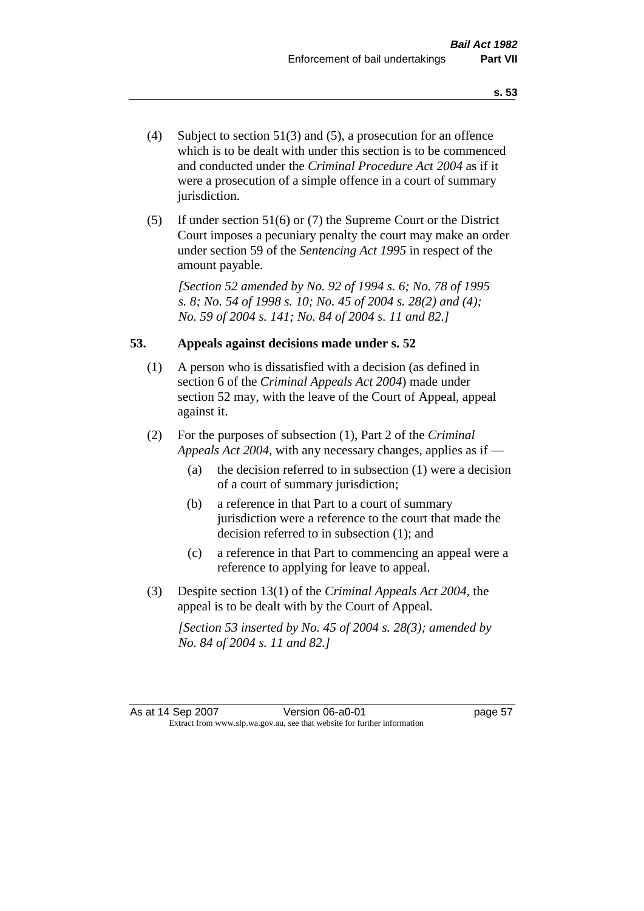(4) Subject to section 51(3) and (5), a prosecution for an offence which is to be dealt with under this section is to be commenced and conducted under the *Criminal Procedure Act 2004* as if it were a prosecution of a simple offence in a court of summary jurisdiction.

(5) If under section 51(6) or (7) the Supreme Court or the District Court imposes a pecuniary penalty the court may make an order under section 59 of the *Sentencing Act 1995* in respect of the amount payable.

*[Section 52 amended by No. 92 of 1994 s. 6; No. 78 of 1995 s. 8; No. 54 of 1998 s. 10; No. 45 of 2004 s. 28(2) and (4); No. 59 of 2004 s. 141; No. 84 of 2004 s. 11 and 82.]*

## 53. Appeals against decisions made under s. 52

(1) A person who is dissatisfied with a decision (as defined in section 6 of the *Criminal Appeals Act 2004*) made under section 52 may, with the leave of the Court of Appeal, appeal against it.

(2) For the purposes of subsection (1), Part 2 of the *Criminal Appeals Act 2004*, with any necessary changes, applies as if —

- (a) the decision referred to in subsection (1) were a decision of a court of summary jurisdiction;
- (b) a reference in that Part to a court of summary jurisdiction were a reference to the court that made the decision referred to in subsection (1); and
- (c) a reference in that Part to commencing an appeal were a reference to applying for leave to appeal.

(3) Despite section 13(1) of the *Criminal Appeals Act 2004*, the appeal is to be dealt with by the Court of Appeal.

*[Section 53 inserted by No. 45 of 2004 s. 28(3); amended by No. 84 of 2004 s. 11 and 82.]*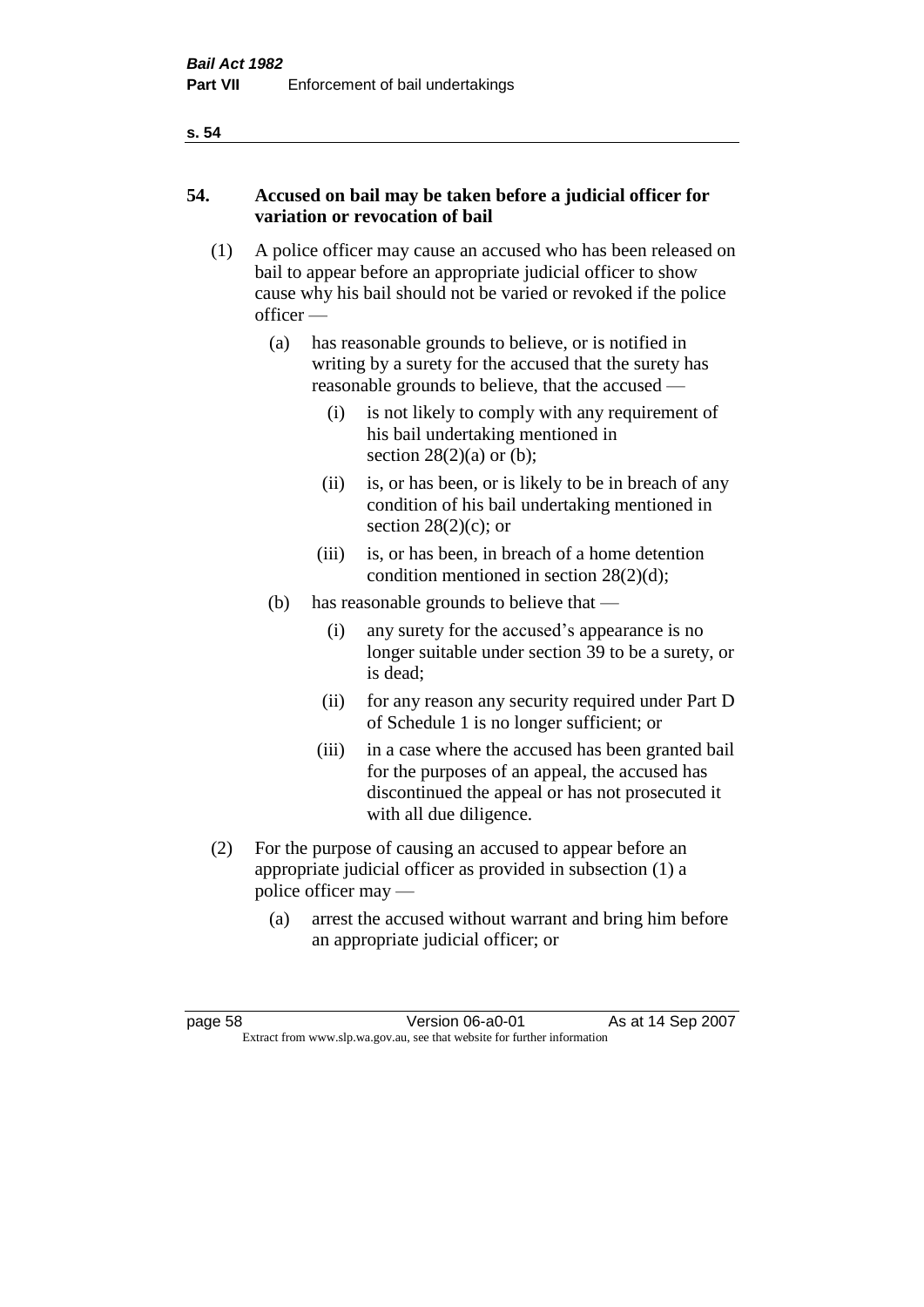## 54. Accused on bail may be taken before a judicial officer for variation or revocation of bail

(1) A police officer may cause an accused who has been released on bail to appear before an appropriate judicial officer to show cause why his bail should not be varied or revoked if the police officer —

(a) has reasonable grounds to believe, or is notified in writing by a surety for the accused that the surety has reasonable grounds to believe, that the accused —

(i) is not likely to comply with any requirement of his bail undertaking mentioned in section 28(2)(a) or (b);

(ii) is, or has been, or is likely to be in breach of any condition of his bail undertaking mentioned in section 28(2)(c); or

(iii) is, or has been, in breach of a home detention condition mentioned in section 28(2)(d);

(b) has reasonable grounds to believe that —

(i) any surety for the accused's appearance is no longer suitable under section 39 to be a surety, or is dead;

(ii) for any reason any security required under Part D of Schedule 1 is no longer sufficient; or

(iii) in a case where the accused has been granted bail for the purposes of an appeal, the accused has discontinued the appeal or has not prosecuted it with all due diligence.

(2) For the purpose of causing an accused to appear before an appropriate judicial officer as provided in subsection (1) a police officer may —

(a) arrest the accused without warrant and bring him before an appropriate judicial officer; or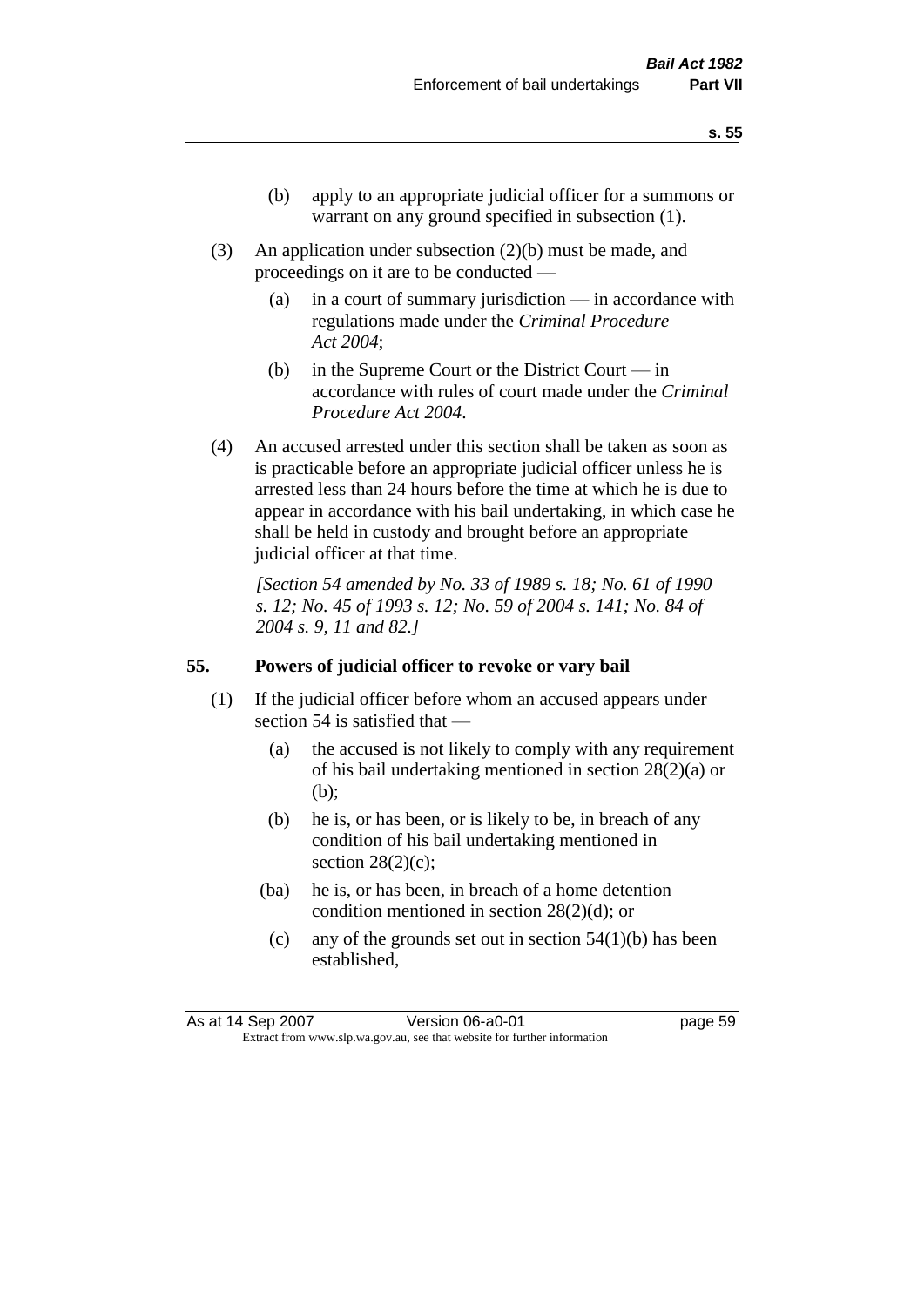(b) apply to an appropriate judicial officer for a summons or warrant on any ground specified in subsection (1).

(3) An application under subsection (2)(b) must be made, and proceedings on it are to be conducted —

(a) in a court of summary jurisdiction — in accordance with regulations made under the *Criminal Procedure Act 2004*;

(b) in the Supreme Court or the District Court — in accordance with rules of court made under the *Criminal Procedure Act 2004*.

(4) An accused arrested under this section shall be taken as soon as is practicable before an appropriate judicial officer unless he is arrested less than 24 hours before the time at which he is due to appear in accordance with his bail undertaking, in which case he shall be held in custody and brought before an appropriate judicial officer at that time.

*[Section 54 amended by No. 33 of 1989 s. 18; No. 61 of 1990 s. 12; No. 45 of 1993 s. 12; No. 59 of 2004 s. 141; No. 84 of 2004 s. 9, 11 and 82.]*

## 55. Powers of judicial officer to revoke or vary bail

(1) If the judicial officer before whom an accused appears under section 54 is satisfied that —

(a) the accused is not likely to comply with any requirement of his bail undertaking mentioned in section 28(2)(a) or (b);

(b) he is, or has been, or is likely to be, in breach of any condition of his bail undertaking mentioned in section 28(2)(c);

(ba) he is, or has been, in breach of a home detention condition mentioned in section 28(2)(d); or

(c) any of the grounds set out in section 54(1)(b) has been established,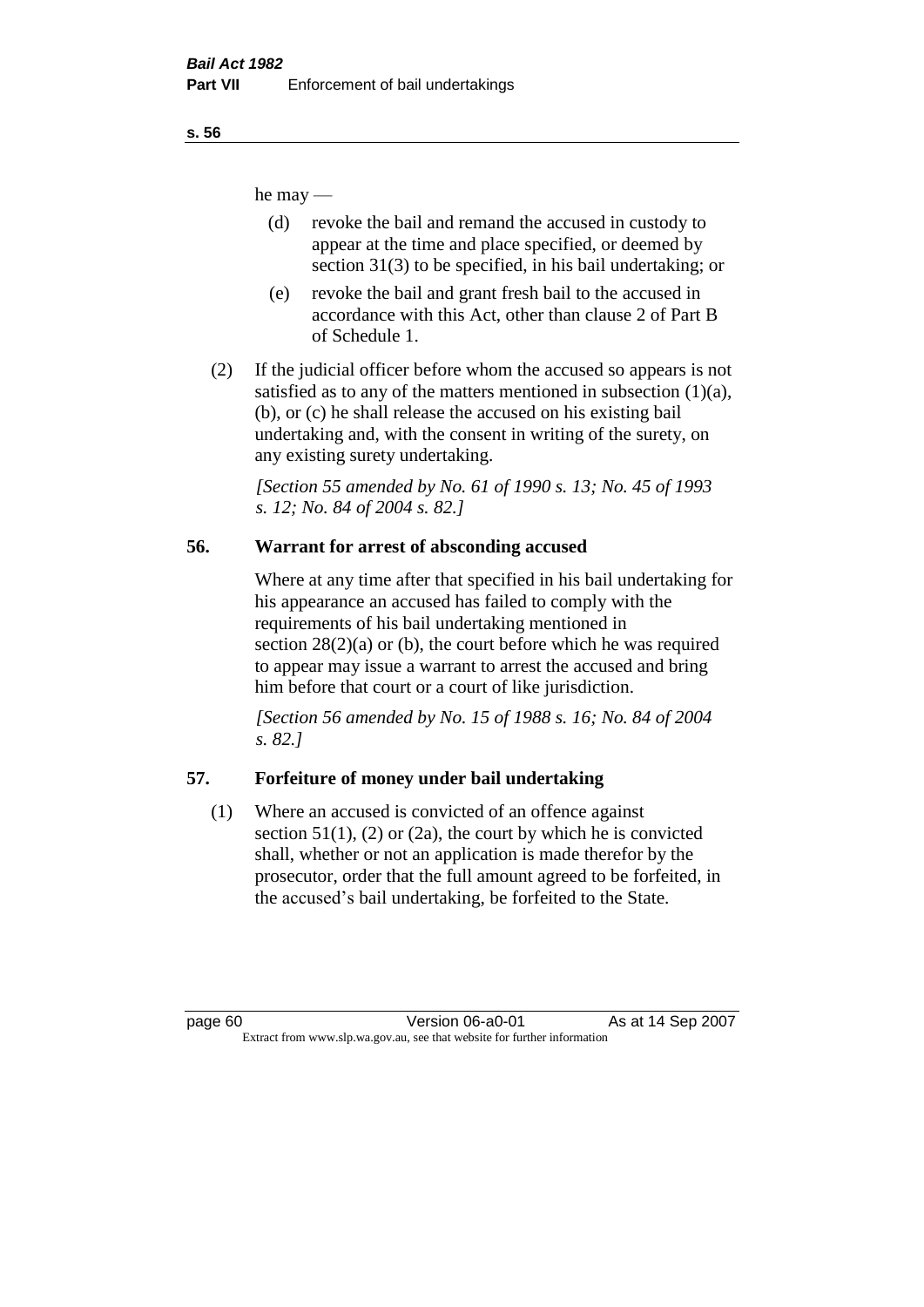he may —

(d) revoke the bail and remand the accused in custody to appear at the time and place specified, or deemed by section 31(3) to be specified, in his bail undertaking; or

(e) revoke the bail and grant fresh bail to the accused in accordance with this Act, other than clause 2 of Part B of Schedule 1.

(2) If the judicial officer before whom the accused so appears is not satisfied as to any of the matters mentioned in subsection (1)(a), (b), or (c) he shall release the accused on his existing bail undertaking and, with the consent in writing of the surety, on any existing surety undertaking.

*[Section 55 amended by No. 61 of 1990 s. 13; No. 45 of 1993 s. 12; No. 84 of 2004 s. 82.]*

## 56. Warrant for arrest of absconding accused

Where at any time after that specified in his bail undertaking for his appearance an accused has failed to comply with the requirements of his bail undertaking mentioned in section 28(2)(a) or (b), the court before which he was required to appear may issue a warrant to arrest the accused and bring him before that court or a court of like jurisdiction.

*[Section 56 amended by No. 15 of 1988 s. 16; No. 84 of 2004 s. 82.]*

## 57. Forfeiture of money under bail undertaking

(1) Where an accused is convicted of an offence against section 51(1), (2) or (2a), the court by which he is convicted shall, whether or not an application is made therefor by the prosecutor, order that the full amount agreed to be forfeited, in the accused's bail undertaking, be forfeited to the State.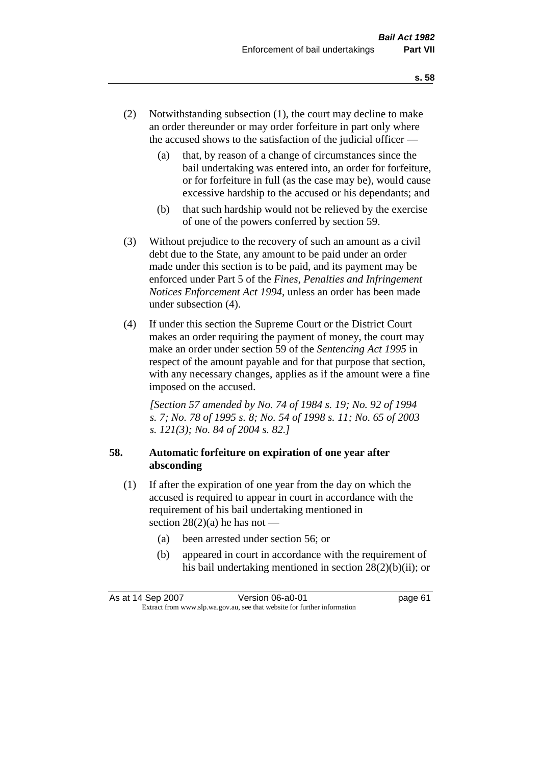(2) Notwithstanding subsection (1), the court may decline to make an order thereunder or may order forfeiture in part only where the accused shows to the satisfaction of the judicial officer —

(a) that, by reason of a change of circumstances since the bail undertaking was entered into, an order for forfeiture, or for forfeiture in full (as the case may be), would cause excessive hardship to the accused or his dependants; and

(b) that such hardship would not be relieved by the exercise of one of the powers conferred by section 59.

(3) Without prejudice to the recovery of such an amount as a civil debt due to the State, any amount to be paid under an order made under this section is to be paid, and its payment may be enforced under Part 5 of the *Fines, Penalties and Infringement Notices Enforcement Act 1994*, unless an order has been made under subsection (4).

(4) If under this section the Supreme Court or the District Court makes an order requiring the payment of money, the court may make an order under section 59 of the *Sentencing Act 1995* in respect of the amount payable and for that purpose that section, with any necessary changes, applies as if the amount were a fine imposed on the accused.

*[Section 57 amended by No. 74 of 1984 s. 19; No. 92 of 1994 s. 7; No. 78 of 1995 s. 8; No. 54 of 1998 s. 11; No. 65 of 2003 s. 121(3); No. 84 of 2004 s. 82.]*

**58. Automatic forfeiture on expiration of one year after absconding**

(1) If after the expiration of one year from the day on which the accused is required to appear in court in accordance with the requirement of his bail undertaking mentioned in section 28(2)(a) he has not —

(a) been arrested under section 56; or

(b) appeared in court in accordance with the requirement of his bail undertaking mentioned in section 28(2)(b)(ii); or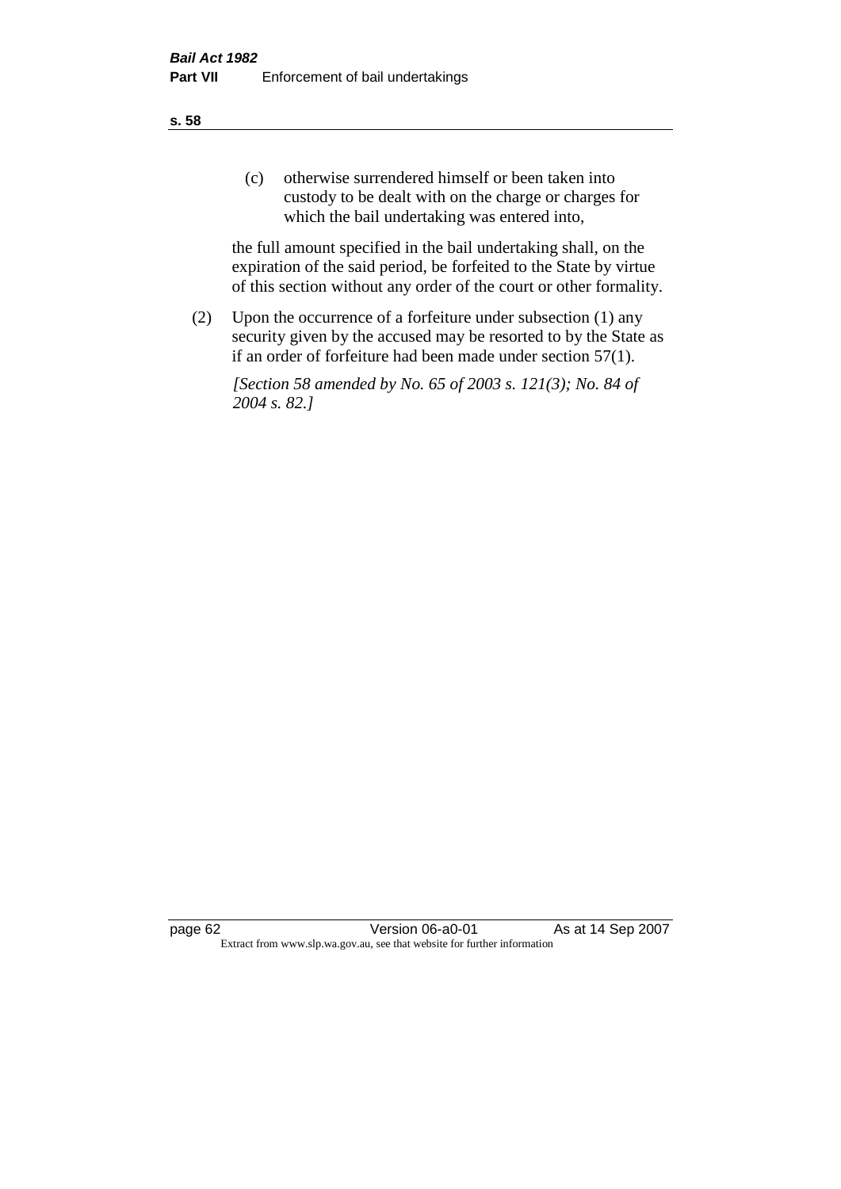(c) otherwise surrendered himself or been taken into custody to be dealt with on the charge or charges for which the bail undertaking was entered into,

the full amount specified in the bail undertaking shall, on the expiration of the said period, be forfeited to the State by virtue of this section without any order of the court or other formality.

(2) Upon the occurrence of a forfeiture under subsection (1) any security given by the accused may be resorted to by the State as if an order of forfeiture had been made under section 57(1).

*[Section 58 amended by No. 65 of 2003 s. 121(3); No. 84 of 2004 s. 82.]*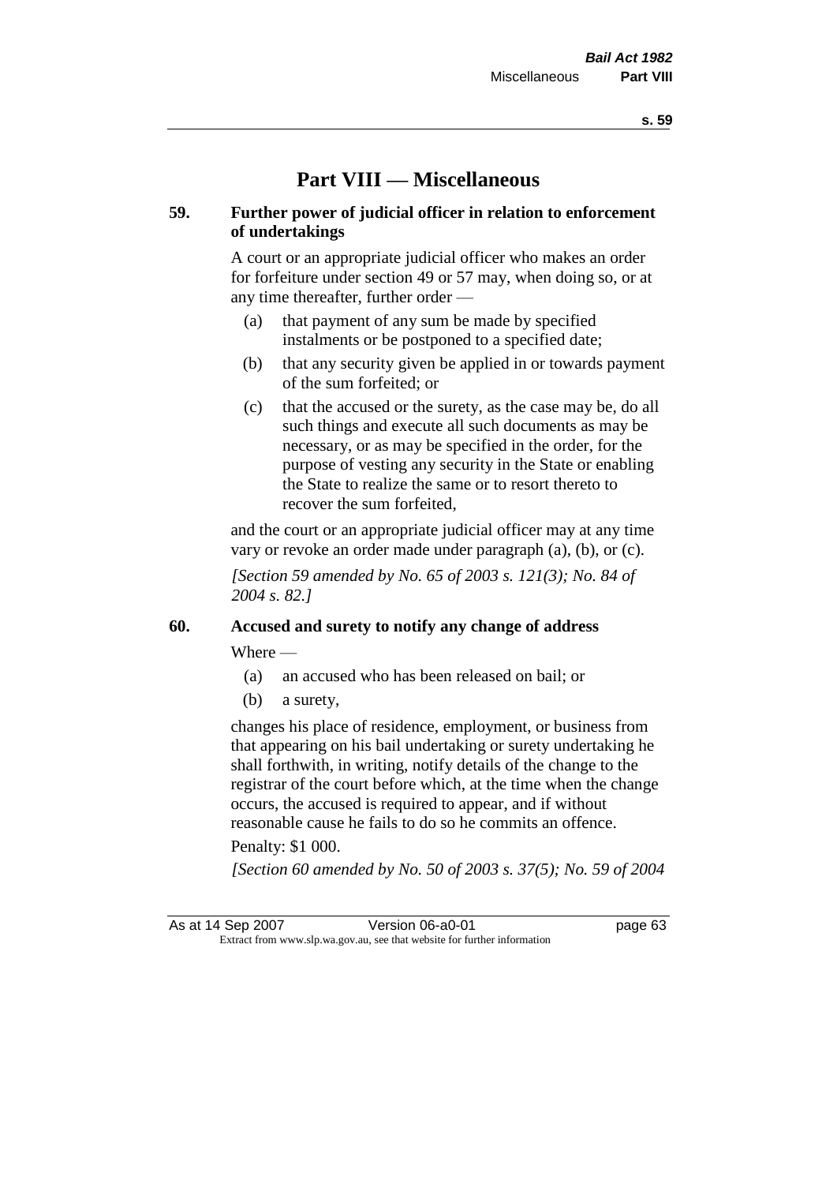# Part VIII — Miscellaneous

## 59. Further power of judicial officer in relation to enforcement of undertakings

A court or an appropriate judicial officer who makes an order for forfeiture under section 49 or 57 may, when doing so, or at any time thereafter, further order —

(a) that payment of any sum be made by specified instalments or be postponed to a specified date;

(b) that any security given be applied in or towards payment of the sum forfeited; or

(c) that the accused or the surety, as the case may be, do all such things and execute all such documents as may be necessary, or as may be specified in the order, for the purpose of vesting any security in the State or enabling the State to realize the same or to resort thereto to recover the sum forfeited,

and the court or an appropriate judicial officer may at any time vary or revoke an order made under paragraph (a), (b), or (c).

*[Section 59 amended by No. 65 of 2003 s. 121(3); No. 84 of 2004 s. 82.]*

## 60. Accused and surety to notify any change of address

Where —

(a) an accused who has been released on bail; or

(b) a surety,

changes his place of residence, employment, or business from that appearing on his bail undertaking or surety undertaking he shall forthwith, in writing, notify details of the change to the registrar of the court before which, at the time when the change occurs, the accused is required to appear, and if without reasonable cause he fails to do so he commits an offence.

Penalty: $1 000.

*[Section 60 amended by No. 50 of 2003 s. 37(5); No. 59 of 2004*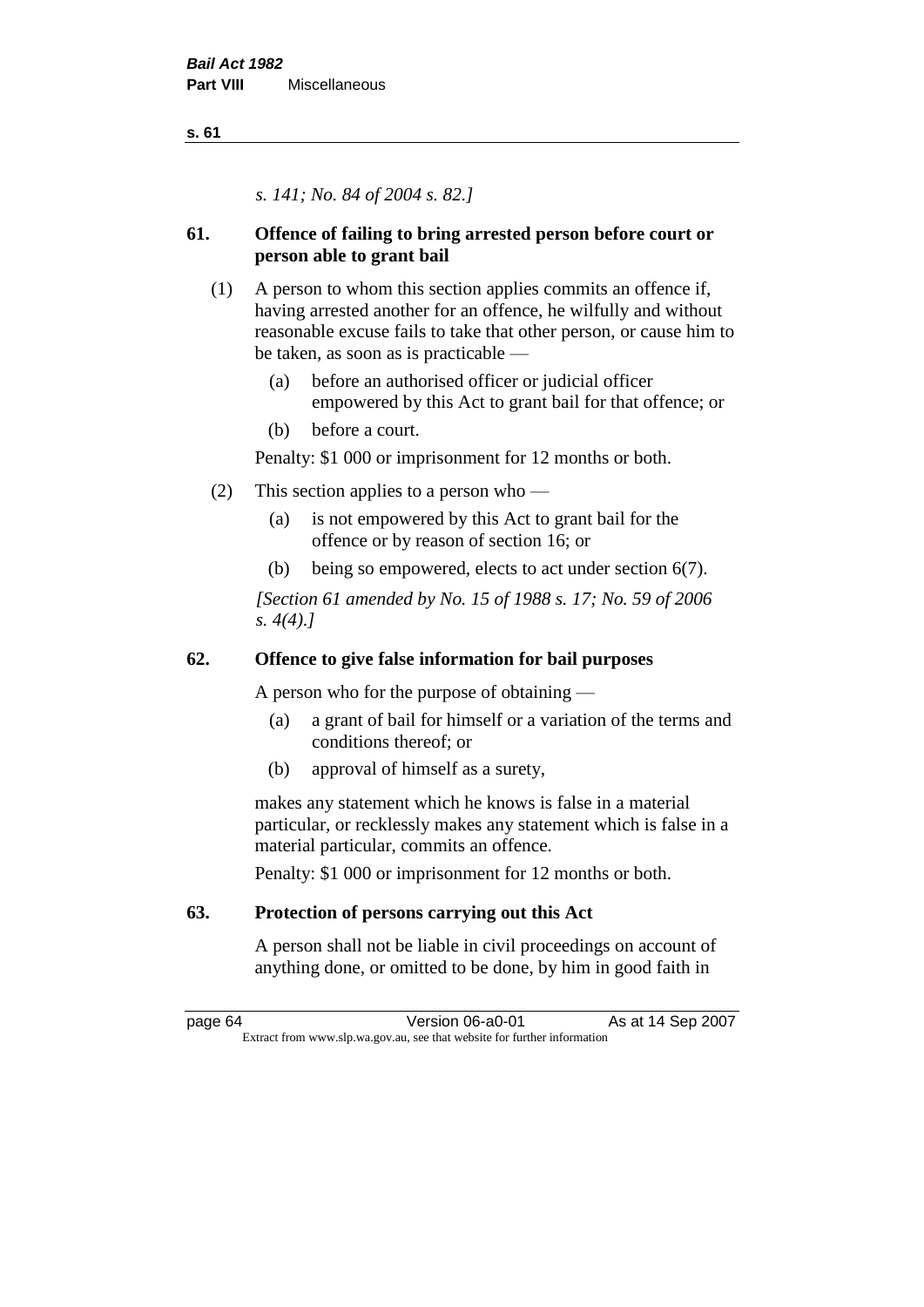*s. 141; No. 84 of 2004 s. 82.]*

## 61. Offence of failing to bring arrested person before court or person able to grant bail

(1) A person to whom this section applies commits an offence if, having arrested another for an offence, he wilfully and without reasonable excuse fails to take that other person, or cause him to be taken, as soon as is practicable —

- (a) before an authorised officer or judicial officer empowered by this Act to grant bail for that offence; or
- (b) before a court.

Penalty: $1 000 or imprisonment for 12 months or both.

(2) This section applies to a person who —

- (a) is not empowered by this Act to grant bail for the offence or by reason of section 16; or
- (b) being so empowered, elects to act under section 6(7).

*[Section 61 amended by No. 15 of 1988 s. 17; No. 59 of 2006 s. 4(4).]*

## 62. Offence to give false information for bail purposes

A person who for the purpose of obtaining —

- (a) a grant of bail for himself or a variation of the terms and conditions thereof; or
- (b) approval of himself as a surety,

makes any statement which he knows is false in a material particular, or recklessly makes any statement which is false in a material particular, commits an offence.

Penalty: $1 000 or imprisonment for 12 months or both.

## 63. Protection of persons carrying out this Act

A person shall not be liable in civil proceedings on account of anything done, or omitted to be done, by him in good faith in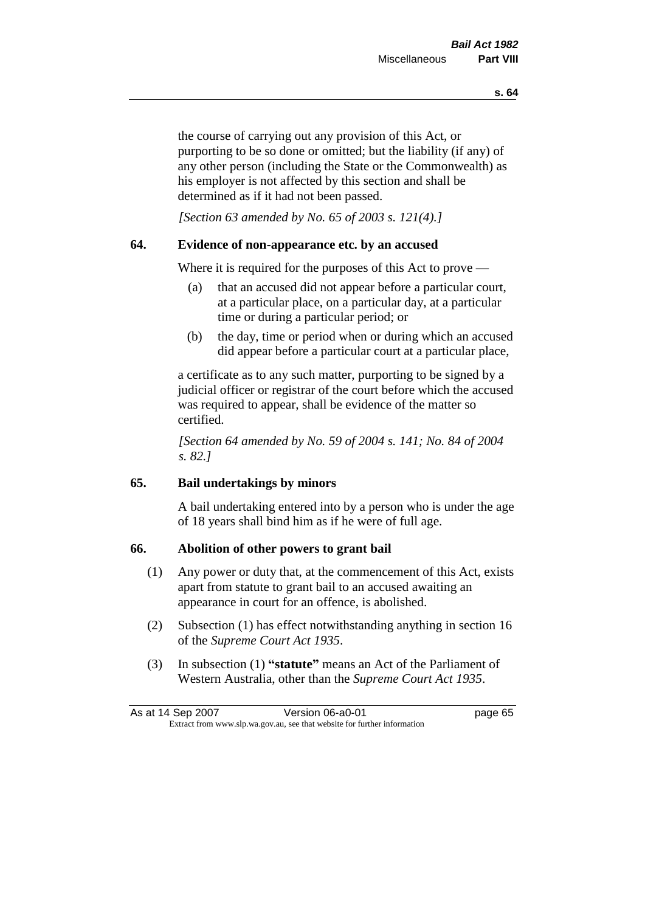the course of carrying out any provision of this Act, or purporting to be so done or omitted; but the liability (if any) of any other person (including the State or the Commonwealth) as his employer is not affected by this section and shall be determined as if it had not been passed.

*[Section 63 amended by No. 65 of 2003 s. 121(4).]*

### 64. Evidence of non-appearance etc. by an accused

Where it is required for the purposes of this Act to prove —

(a) that an accused did not appear before a particular court, at a particular place, on a particular day, at a particular time or during a particular period; or

(b) the day, time or period when or during which an accused did appear before a particular court at a particular place,

a certificate as to any such matter, purporting to be signed by a judicial officer or registrar of the court before which the accused was required to appear, shall be evidence of the matter so certified.

*[Section 64 amended by No. 59 of 2004 s. 141; No. 84 of 2004 s. 82.]*

### 65. Bail undertakings by minors

A bail undertaking entered into by a person who is under the age of 18 years shall bind him as if he were of full age.

### 66. Abolition of other powers to grant bail

(1) Any power or duty that, at the commencement of this Act, exists apart from statute to grant bail to an accused awaiting an appearance in court for an offence, is abolished.

(2) Subsection (1) has effect notwithstanding anything in section 16 of the *Supreme Court Act 1935*.

(3) In subsection (1) **"statute"** means an Act of the Parliament of Western Australia, other than the *Supreme Court Act 1935*.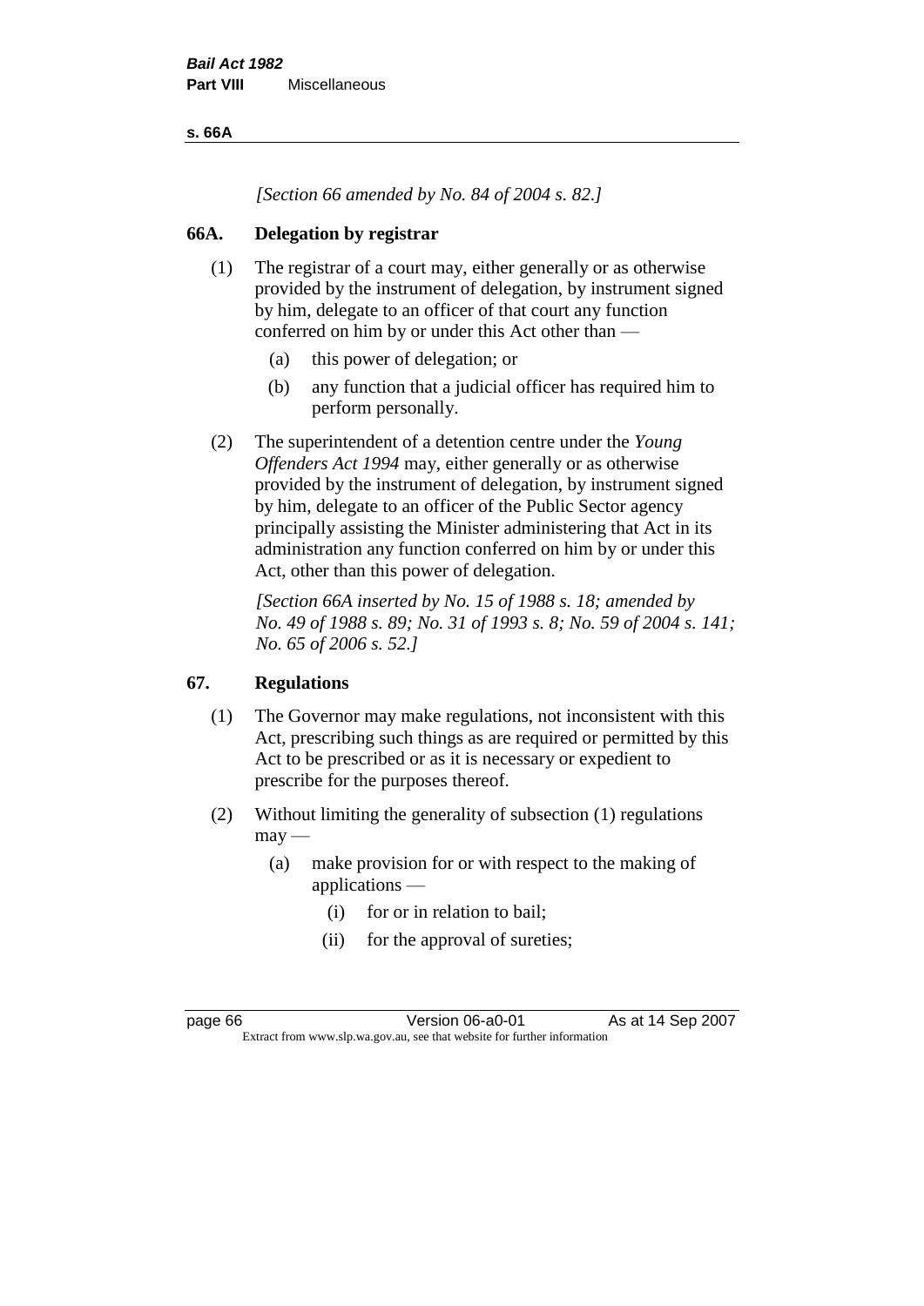*[Section 66 amended by No. 84 of 2004 s. 82.]*

## 66A. Delegation by registrar

(1) The registrar of a court may, either generally or as otherwise provided by the instrument of delegation, by instrument signed by him, delegate to an officer of that court any function conferred on him by or under this Act other than —

- (a) this power of delegation; or
- (b) any function that a judicial officer has required him to perform personally.

(2) The superintendent of a detention centre under the *Young Offenders Act 1994* may, either generally or as otherwise provided by the instrument of delegation, by instrument signed by him, delegate to an officer of the Public Sector agency principally assisting the Minister administering that Act in its administration any function conferred on him by or under this Act, other than this power of delegation.

*[Section 66A inserted by No. 15 of 1988 s. 18; amended by No. 49 of 1988 s. 89; No. 31 of 1993 s. 8; No. 59 of 2004 s. 141; No. 65 of 2006 s. 52.]*

## 67. Regulations

(1) The Governor may make regulations, not inconsistent with this Act, prescribing such things as are required or permitted by this Act to be prescribed or as it is necessary or expedient to prescribe for the purposes thereof.

(2) Without limiting the generality of subsection (1) regulations may —

- (a) make provision for or with respect to the making of applications —
  - (i) for or in relation to bail;
  - (ii) for the approval of sureties;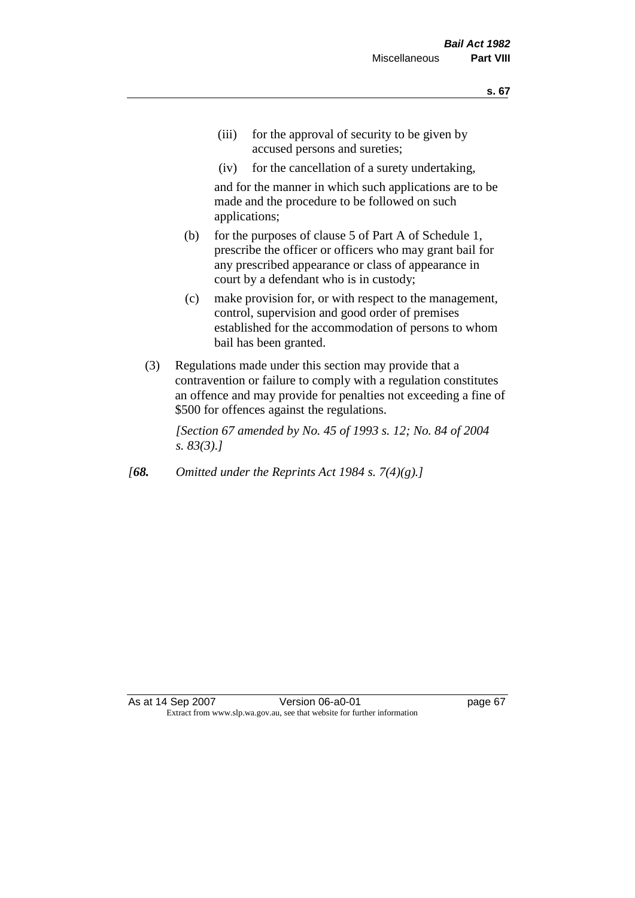(iii) for the approval of security to be given by accused persons and sureties;

(iv) for the cancellation of a surety undertaking,

and for the manner in which such applications are to be made and the procedure to be followed on such applications;

(b) for the purposes of clause 5 of Part A of Schedule 1, prescribe the officer or officers who may grant bail for any prescribed appearance or class of appearance in court by a defendant who is in custody;

(c) make provision for, or with respect to the management, control, supervision and good order of premises established for the accommodation of persons to whom bail has been granted.

(3) Regulations made under this section may provide that a contravention or failure to comply with a regulation constitutes an offence and may provide for penalties not exceeding a fine of $500 for offences against the regulations.

*[Section 67 amended by No. 45 of 1993 s. 12; No. 84 of 2004 s. 83(3).]*

*[**68.** Omitted under the Reprints Act 1984 s. 7(4)(g).]*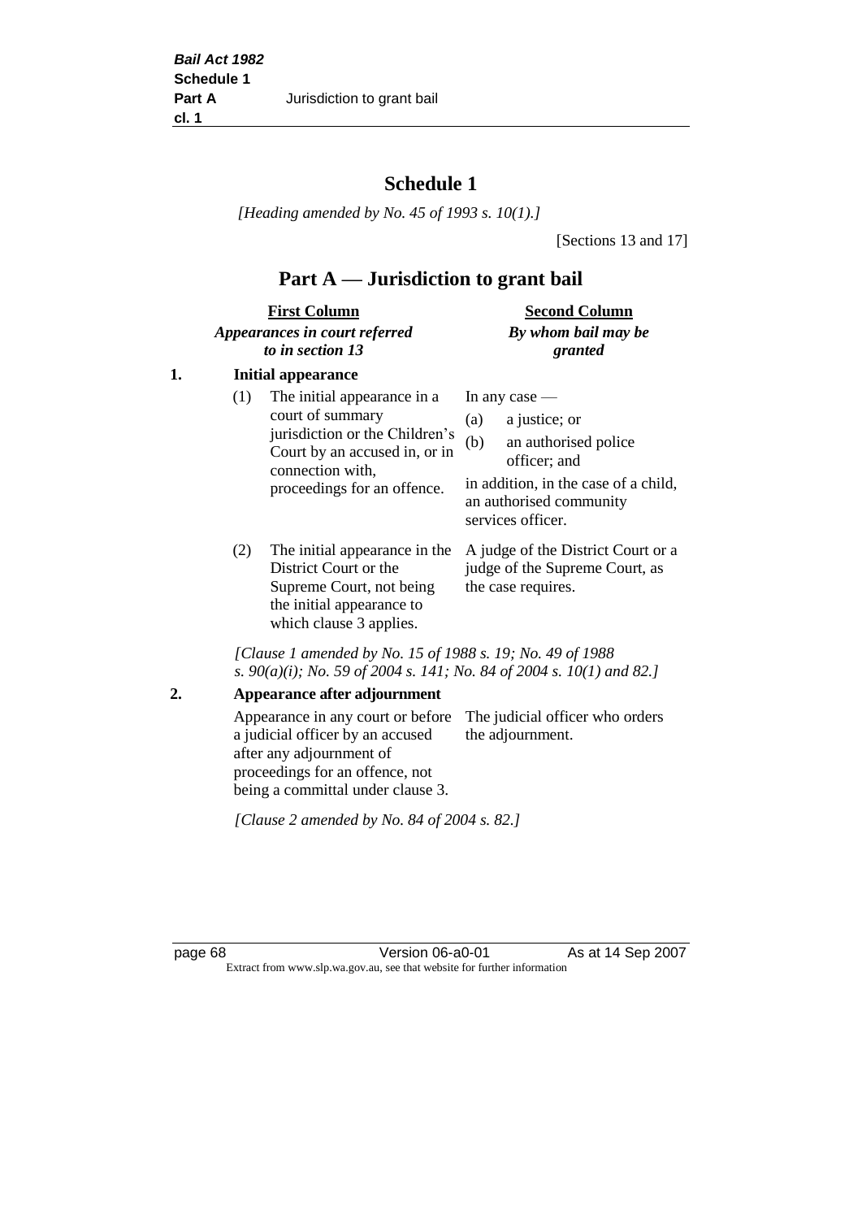# Schedule 1

*[Heading amended by No. 45 of 1993 s. 10(1).]*

[Sections 13 and 17]

## Part A — Jurisdiction to grant bail

| First Column *Appearances in court referred to in section 13* | Second Column *By whom bail may be granted* |
|---|---|
| **1. Initial appearance** | |
| (1) The initial appearance in a court of summary jurisdiction or the Children's Court by an accused in, or in connection with, proceedings for an offence. | In any case — (a) a justice; or (b) an authorised police officer; and in addition, in the case of a child, an authorised community services officer. |
| (2) The initial appearance in the District Court or the Supreme Court, not being the initial appearance to which clause 3 applies. | A judge of the District Court or a judge of the Supreme Court, as the case requires. |

*[Clause 1 amended by No. 15 of 1988 s. 19; No. 49 of 1988 s. 90(a)(i); No. 59 of 2004 s. 141; No. 84 of 2004 s. 10(1) and 82.]*

| First Column | Second Column |
|---|---|
| **2. Appearance after adjournment** | |
| Appearance in any court or before a judicial officer by an accused after any adjournment of proceedings for an offence, not being a committal under clause 3. | The judicial officer who orders the adjournment. |

*[Clause 2 amended by No. 84 of 2004 s. 82.]*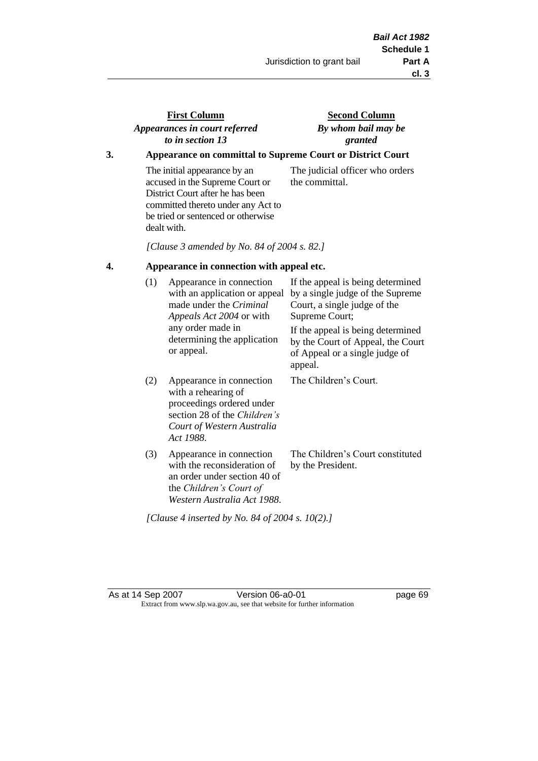| First Column<br>*Appearances in court referred to in section 13* | Second Column<br>*By whom bail may be granted* |
|---|---|

**3. Appearance on committal to Supreme Court or District Court**

| | |
|---|---|
| The initial appearance by an accused in the Supreme Court or District Court after he has been committed thereto under any Act to be tried or sentenced or otherwise dealt with. | The judicial officer who orders the committal. |

*[Clause 3 amended by No. 84 of 2004 s. 82.]*

**4. Appearance in connection with appeal etc.**

| | | |
|---|---|---|
| (1) | Appearance in connection with an application or appeal made under the *Criminal Appeals Act 2004* or with any order made in determining the application or appeal. | If the appeal is being determined by a single judge of the Supreme Court, a single judge of the Supreme Court;<br>If the appeal is being determined by the Court of Appeal, the Court of Appeal or a single judge of appeal. |
| (2) | Appearance in connection with a rehearing of proceedings ordered under section 28 of the *Children's Court of Western Australia Act 1988*. | The Children's Court. |
| (3) | Appearance in connection with the reconsideration of an order under section 40 of the *Children's Court of Western Australia Act 1988*. | The Children's Court constituted by the President. |

*[Clause 4 inserted by No. 84 of 2004 s. 10(2).]*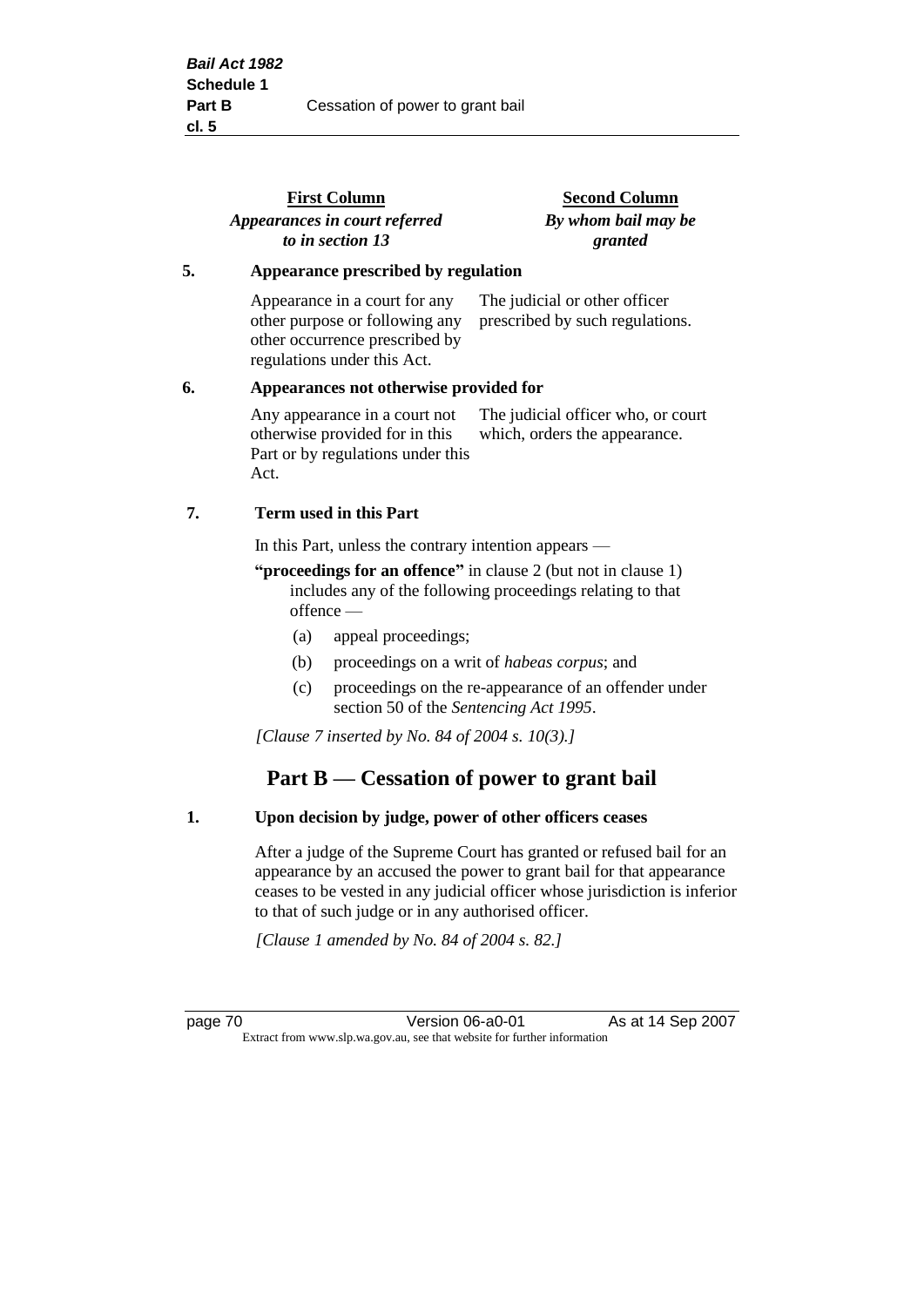| First Column *Appearances in court referred to in section 13* | Second Column *By whom bail may be granted* |
|---|---|
| **5. Appearance prescribed by regulation** | |
| Appearance in a court for any other purpose or following any other occurrence prescribed by regulations under this Act. | The judicial or other officer prescribed by such regulations. |
| **6. Appearances not otherwise provided for** | |
| Any appearance in a court not otherwise provided for in this Part or by regulations under this Act. | The judicial officer who, or court which, orders the appearance. |

**7. Term used in this Part**

In this Part, unless the contrary intention appears —

**"proceedings for an offence"** in clause 2 (but not in clause 1) includes any of the following proceedings relating to that offence —

(a) appeal proceedings;

(b) proceedings on a writ of *habeas corpus*; and

(c) proceedings on the re-appearance of an offender under section 50 of the *Sentencing Act 1995*.

*[Clause 7 inserted by No. 84 of 2004 s. 10(3).]*

## Part B — Cessation of power to grant bail

**1. Upon decision by judge, power of other officers ceases**

After a judge of the Supreme Court has granted or refused bail for an appearance by an accused the power to grant bail for that appearance ceases to be vested in any judicial officer whose jurisdiction is inferior to that of such judge or in any authorised officer.

*[Clause 1 amended by No. 84 of 2004 s. 82.]*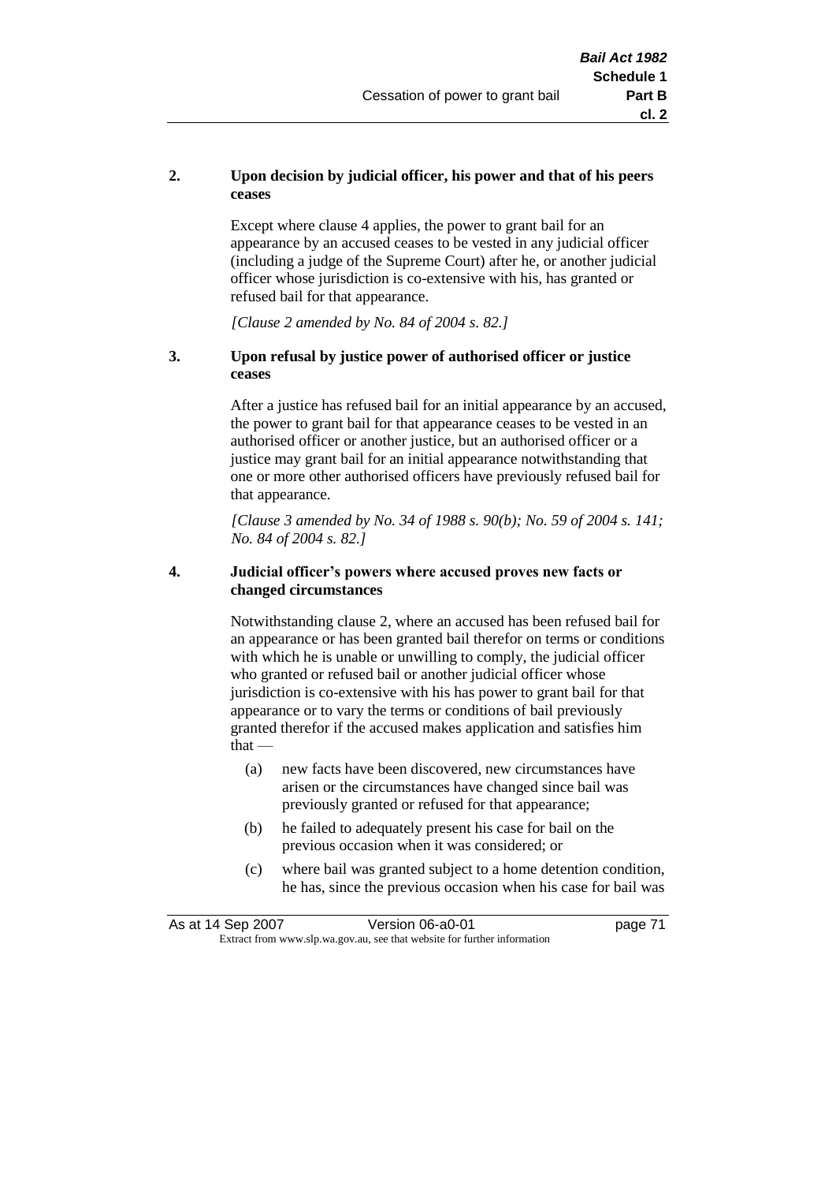**2. Upon decision by judicial officer, his power and that of his peers ceases**

Except where clause 4 applies, the power to grant bail for an appearance by an accused ceases to be vested in any judicial officer (including a judge of the Supreme Court) after he, or another judicial officer whose jurisdiction is co-extensive with his, has granted or refused bail for that appearance.

*[Clause 2 amended by No. 84 of 2004 s. 82.]*

**3. Upon refusal by justice power of authorised officer or justice ceases**

After a justice has refused bail for an initial appearance by an accused, the power to grant bail for that appearance ceases to be vested in an authorised officer or another justice, but an authorised officer or a justice may grant bail for an initial appearance notwithstanding that one or more other authorised officers have previously refused bail for that appearance.

*[Clause 3 amended by No. 34 of 1988 s. 90(b); No. 59 of 2004 s. 141; No. 84 of 2004 s. 82.]*

**4. Judicial officer's powers where accused proves new facts or changed circumstances**

Notwithstanding clause 2, where an accused has been refused bail for an appearance or has been granted bail therefor on terms or conditions with which he is unable or unwilling to comply, the judicial officer who granted or refused bail or another judicial officer whose jurisdiction is co-extensive with his has power to grant bail for that appearance or to vary the terms or conditions of bail previously granted therefor if the accused makes application and satisfies him that —

(a) new facts have been discovered, new circumstances have arisen or the circumstances have changed since bail was previously granted or refused for that appearance;

(b) he failed to adequately present his case for bail on the previous occasion when it was considered; or

(c) where bail was granted subject to a home detention condition, he has, since the previous occasion when his case for bail was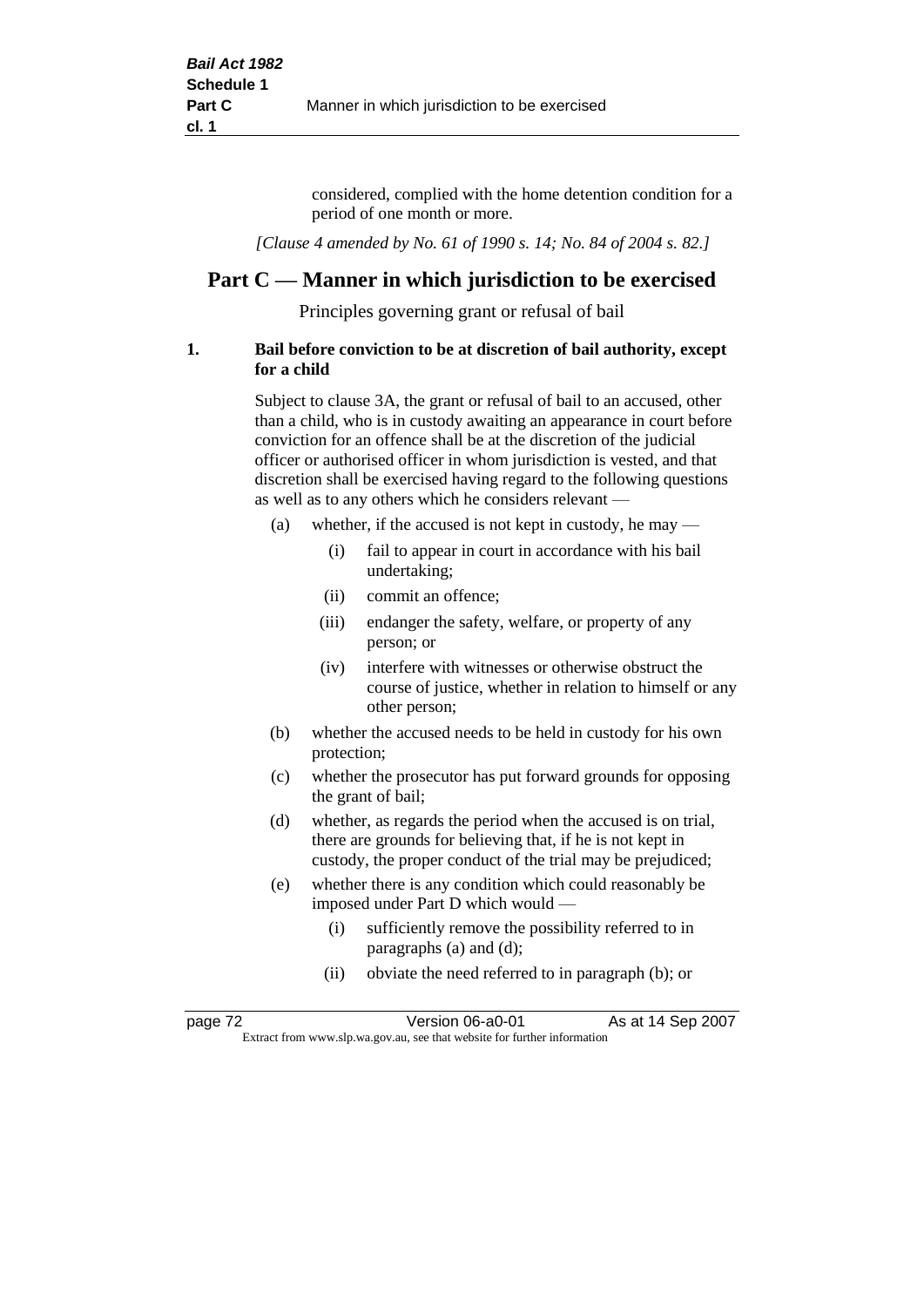considered, complied with the home detention condition for a period of one month or more.

*[Clause 4 amended by No. 61 of 1990 s. 14; No. 84 of 2004 s. 82.]*

## Part C — Manner in which jurisdiction to be exercised

Principles governing grant or refusal of bail

**1. Bail before conviction to be at discretion of bail authority, except for a child**

Subject to clause 3A, the grant or refusal of bail to an accused, other than a child, who is in custody awaiting an appearance in court before conviction for an offence shall be at the discretion of the judicial officer or authorised officer in whom jurisdiction is vested, and that discretion shall be exercised having regard to the following questions as well as to any others which he considers relevant —

- (a) whether, if the accused is not kept in custody, he may —
  - (i) fail to appear in court in accordance with his bail undertaking;
  - (ii) commit an offence;
  - (iii) endanger the safety, welfare, or property of any person; or
  - (iv) interfere with witnesses or otherwise obstruct the course of justice, whether in relation to himself or any other person;
- (b) whether the accused needs to be held in custody for his own protection;
- (c) whether the prosecutor has put forward grounds for opposing the grant of bail;
- (d) whether, as regards the period when the accused is on trial, there are grounds for believing that, if he is not kept in custody, the proper conduct of the trial may be prejudiced;
- (e) whether there is any condition which could reasonably be imposed under Part D which would —
  - (i) sufficiently remove the possibility referred to in paragraphs (a) and (d);
  - (ii) obviate the need referred to in paragraph (b); or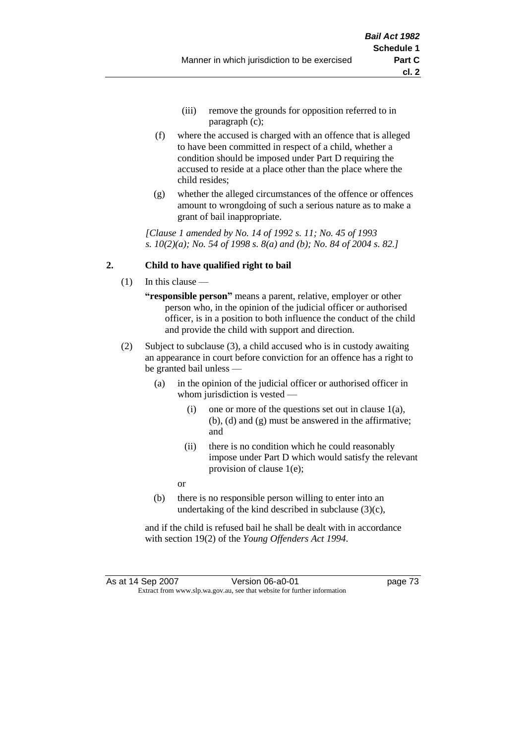- (iii) remove the grounds for opposition referred to in paragraph (c);
- (f) where the accused is charged with an offence that is alleged to have been committed in respect of a child, whether a condition should be imposed under Part D requiring the accused to reside at a place other than the place where the child resides;
- (g) whether the alleged circumstances of the offence or offences amount to wrongdoing of such a serious nature as to make a grant of bail inappropriate.

*[Clause 1 amended by No. 14 of 1992 s. 11; No. 45 of 1993 s. 10(2)(a); No. 54 of 1998 s. 8(a) and (b); No. 84 of 2004 s. 82.]*

### 2. Child to have qualified right to bail

(1) In this clause —

**"responsible person"** means a parent, relative, employer or other person who, in the opinion of the judicial officer or authorised officer, is in a position to both influence the conduct of the child and provide the child with support and direction.

(2) Subject to subclause (3), a child accused who is in custody awaiting an appearance in court before conviction for an offence has a right to be granted bail unless —

- (a) in the opinion of the judicial officer or authorised officer in whom jurisdiction is vested —
  - (i) one or more of the questions set out in clause 1(a), (b), (d) and (g) must be answered in the affirmative; and
  - (ii) there is no condition which he could reasonably impose under Part D which would satisfy the relevant provision of clause 1(e);

  or
- (b) there is no responsible person willing to enter into an undertaking of the kind described in subclause (3)(c),

and if the child is refused bail he shall be dealt with in accordance with section 19(2) of the *Young Offenders Act 1994*.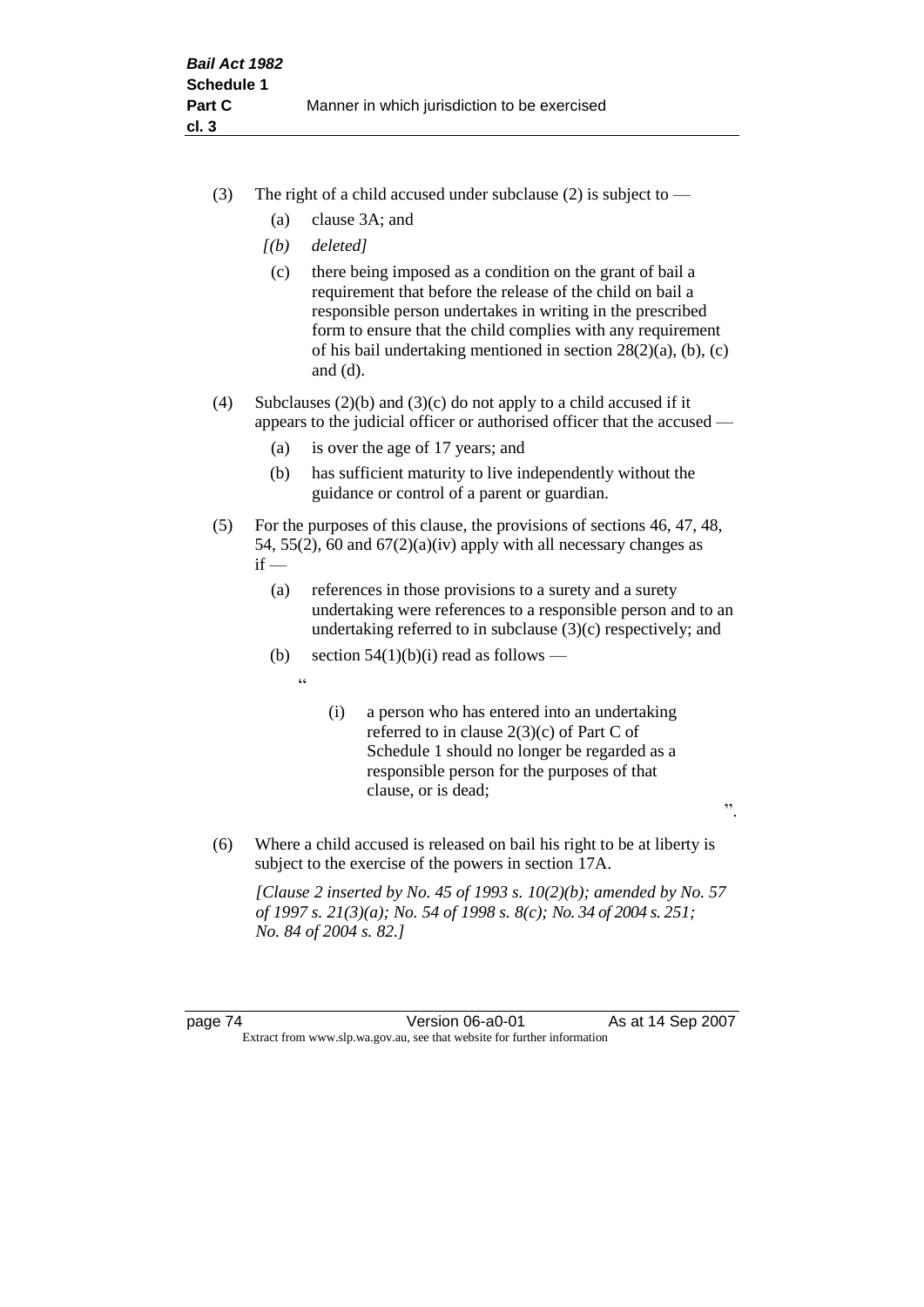(3) The right of a child accused under subclause (2) is subject to —

(a) clause 3A; and

*[(b) deleted]*

(c) there being imposed as a condition on the grant of bail a requirement that before the release of the child on bail a responsible person undertakes in writing in the prescribed form to ensure that the child complies with any requirement of his bail undertaking mentioned in section 28(2)(a), (b), (c) and (d).

(4) Subclauses (2)(b) and (3)(c) do not apply to a child accused if it appears to the judicial officer or authorised officer that the accused —

(a) is over the age of 17 years; and

(b) has sufficient maturity to live independently without the guidance or control of a parent or guardian.

(5) For the purposes of this clause, the provisions of sections 46, 47, 48, 54, 55(2), 60 and 67(2)(a)(iv) apply with all necessary changes as if —

(a) references in those provisions to a surety and a surety undertaking were references to a responsible person and to an undertaking referred to in subclause (3)(c) respectively; and

(b) section 54(1)(b)(i) read as follows —

"

(i) a person who has entered into an undertaking referred to in clause 2(3)(c) of Part C of Schedule 1 should no longer be regarded as a responsible person for the purposes of that clause, or is dead;

".

(6) Where a child accused is released on bail his right to be at liberty is subject to the exercise of the powers in section 17A.

*[Clause 2 inserted by No. 45 of 1993 s. 10(2)(b); amended by No. 57 of 1997 s. 21(3)(a); No. 54 of 1998 s. 8(c); No. 34 of 2004 s. 251; No. 84 of 2004 s. 82.]*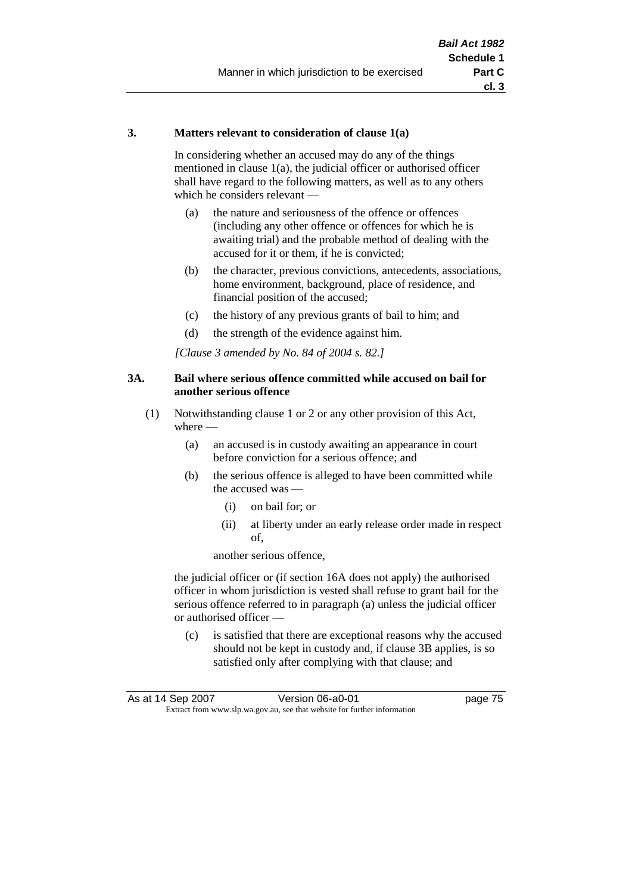### 3. Matters relevant to consideration of clause 1(a)

In considering whether an accused may do any of the things mentioned in clause 1(a), the judicial officer or authorised officer shall have regard to the following matters, as well as to any others which he considers relevant —

(a) the nature and seriousness of the offence or offences (including any other offence or offences for which he is awaiting trial) and the probable method of dealing with the accused for it or them, if he is convicted;

(b) the character, previous convictions, antecedents, associations, home environment, background, place of residence, and financial position of the accused;

(c) the history of any previous grants of bail to him; and

(d) the strength of the evidence against him.

*[Clause 3 amended by No. 84 of 2004 s. 82.]*

### 3A. Bail where serious offence committed while accused on bail for another serious offence

(1) Notwithstanding clause 1 or 2 or any other provision of this Act, where —

(a) an accused is in custody awaiting an appearance in court before conviction for a serious offence; and

(b) the serious offence is alleged to have been committed while the accused was —

(i) on bail for; or

(ii) at liberty under an early release order made in respect of,

another serious offence,

the judicial officer or (if section 16A does not apply) the authorised officer in whom jurisdiction is vested shall refuse to grant bail for the serious offence referred to in paragraph (a) unless the judicial officer or authorised officer —

(c) is satisfied that there are exceptional reasons why the accused should not be kept in custody and, if clause 3B applies, is so satisfied only after complying with that clause; and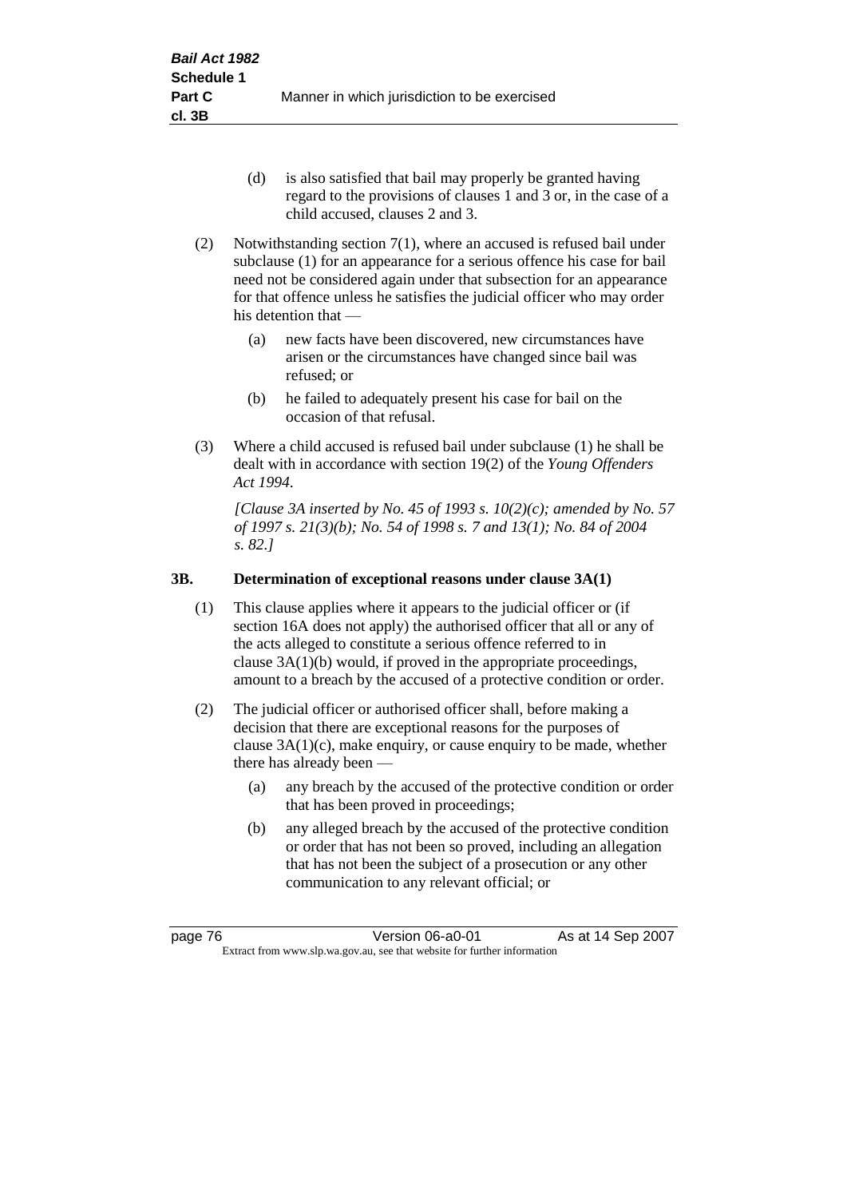(d) is also satisfied that bail may properly be granted having regard to the provisions of clauses 1 and 3 or, in the case of a child accused, clauses 2 and 3.

(2) Notwithstanding section 7(1), where an accused is refused bail under subclause (1) for an appearance for a serious offence his case for bail need not be considered again under that subsection for an appearance for that offence unless he satisfies the judicial officer who may order his detention that —

(a) new facts have been discovered, new circumstances have arisen or the circumstances have changed since bail was refused; or

(b) he failed to adequately present his case for bail on the occasion of that refusal.

(3) Where a child accused is refused bail under subclause (1) he shall be dealt with in accordance with section 19(2) of the *Young Offenders Act 1994*.

*[Clause 3A inserted by No. 45 of 1993 s. 10(2)(c); amended by No. 57 of 1997 s. 21(3)(b); No. 54 of 1998 s. 7 and 13(1); No. 84 of 2004 s. 82.]*

## 3B. Determination of exceptional reasons under clause 3A(1)

(1) This clause applies where it appears to the judicial officer or (if section 16A does not apply) the authorised officer that all or any of the acts alleged to constitute a serious offence referred to in clause 3A(1)(b) would, if proved in the appropriate proceedings, amount to a breach by the accused of a protective condition or order.

(2) The judicial officer or authorised officer shall, before making a decision that there are exceptional reasons for the purposes of clause 3A(1)(c), make enquiry, or cause enquiry to be made, whether there has already been —

(a) any breach by the accused of the protective condition or order that has been proved in proceedings;

(b) any alleged breach by the accused of the protective condition or order that has not been so proved, including an allegation that has not been the subject of a prosecution or any other communication to any relevant official; or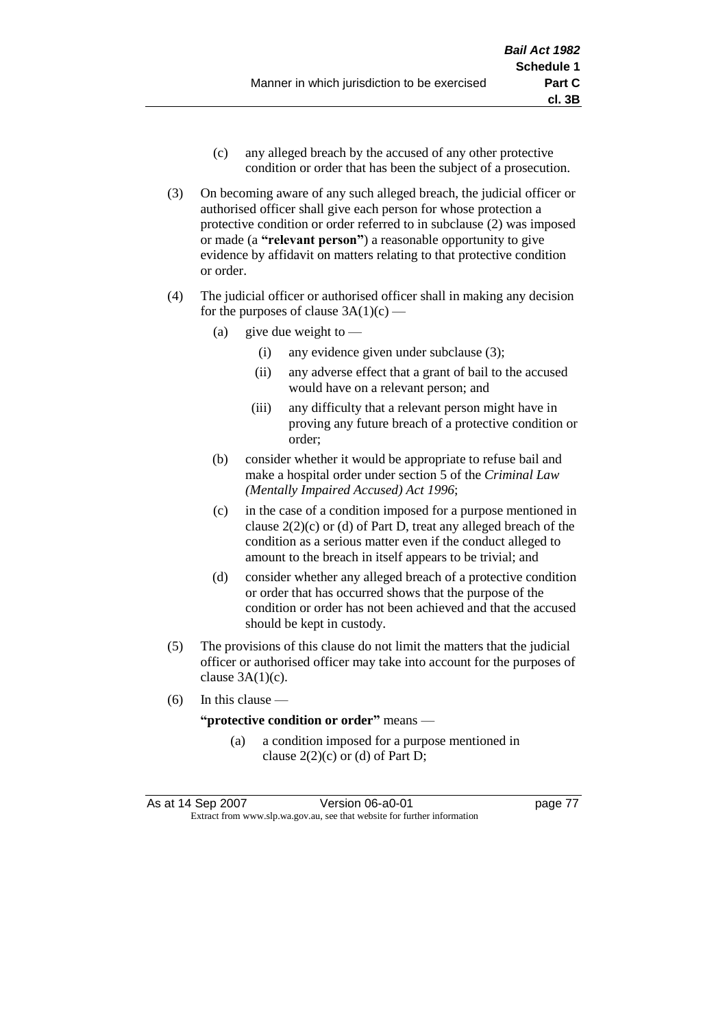(c) any alleged breach by the accused of any other protective condition or order that has been the subject of a prosecution.

(3) On becoming aware of any such alleged breach, the judicial officer or authorised officer shall give each person for whose protection a protective condition or order referred to in subclause (2) was imposed or made (a **"relevant person"**) a reasonable opportunity to give evidence by affidavit on matters relating to that protective condition or order.

(4) The judicial officer or authorised officer shall in making any decision for the purposes of clause 3A(1)(c) —

(a) give due weight to —

(i) any evidence given under subclause (3);

(ii) any adverse effect that a grant of bail to the accused would have on a relevant person; and

(iii) any difficulty that a relevant person might have in proving any future breach of a protective condition or order;

(b) consider whether it would be appropriate to refuse bail and make a hospital order under section 5 of the *Criminal Law (Mentally Impaired Accused) Act 1996*;

(c) in the case of a condition imposed for a purpose mentioned in clause 2(2)(c) or (d) of Part D, treat any alleged breach of the condition as a serious matter even if the conduct alleged to amount to the breach in itself appears to be trivial; and

(d) consider whether any alleged breach of a protective condition or order that has occurred shows that the purpose of the condition or order has not been achieved and that the accused should be kept in custody.

(5) The provisions of this clause do not limit the matters that the judicial officer or authorised officer may take into account for the purposes of clause 3A(1)(c).

(6) In this clause —

**"protective condition or order"** means —

(a) a condition imposed for a purpose mentioned in clause 2(2)(c) or (d) of Part D;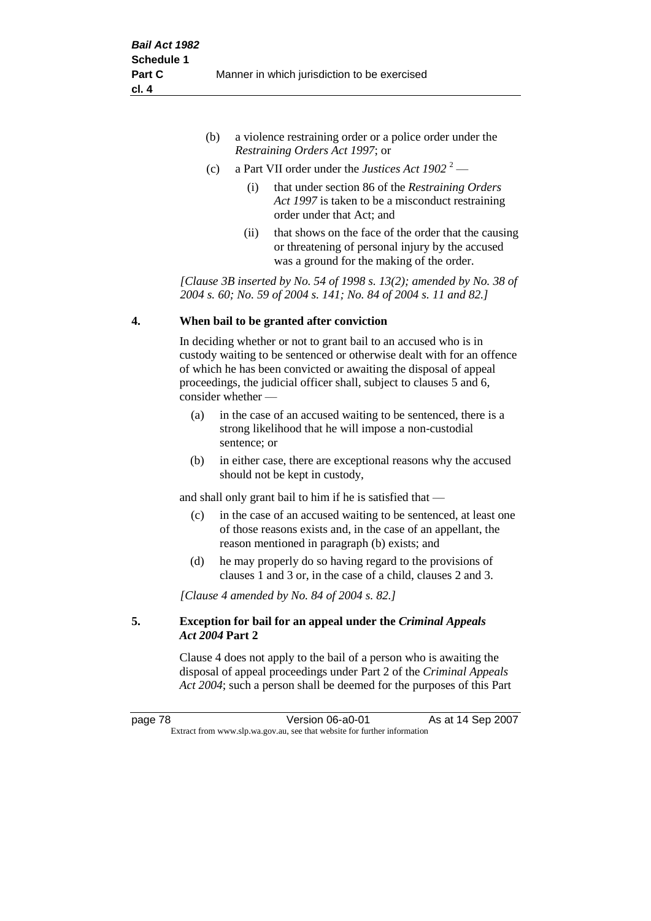(b) a violence restraining order or a police order under the *Restraining Orders Act 1997*; or

(c) a Part VII order under the *Justices Act 1902* [2] —

   (i) that under section 86 of the *Restraining Orders Act 1997* is taken to be a misconduct restraining order under that Act; and

   (ii) that shows on the face of the order that the causing or threatening of personal injury by the accused was a ground for the making of the order.

*[Clause 3B inserted by No. 54 of 1998 s. 13(2); amended by No. 38 of 2004 s. 60; No. 59 of 2004 s. 141; No. 84 of 2004 s. 11 and 82.]*

## 4. When bail to be granted after conviction

In deciding whether or not to grant bail to an accused who is in custody waiting to be sentenced or otherwise dealt with for an offence of which he has been convicted or awaiting the disposal of appeal proceedings, the judicial officer shall, subject to clauses 5 and 6, consider whether —

(a) in the case of an accused waiting to be sentenced, there is a strong likelihood that he will impose a non-custodial sentence; or

(b) in either case, there are exceptional reasons why the accused should not be kept in custody,

and shall only grant bail to him if he is satisfied that —

(c) in the case of an accused waiting to be sentenced, at least one of those reasons exists and, in the case of an appellant, the reason mentioned in paragraph (b) exists; and

(d) he may properly do so having regard to the provisions of clauses 1 and 3 or, in the case of a child, clauses 2 and 3.

*[Clause 4 amended by No. 84 of 2004 s. 82.]*

## 5. Exception for bail for an appeal under the *Criminal Appeals Act 2004* Part 2

Clause 4 does not apply to the bail of a person who is awaiting the disposal of appeal proceedings under Part 2 of the *Criminal Appeals Act 2004*; such a person shall be deemed for the purposes of this Part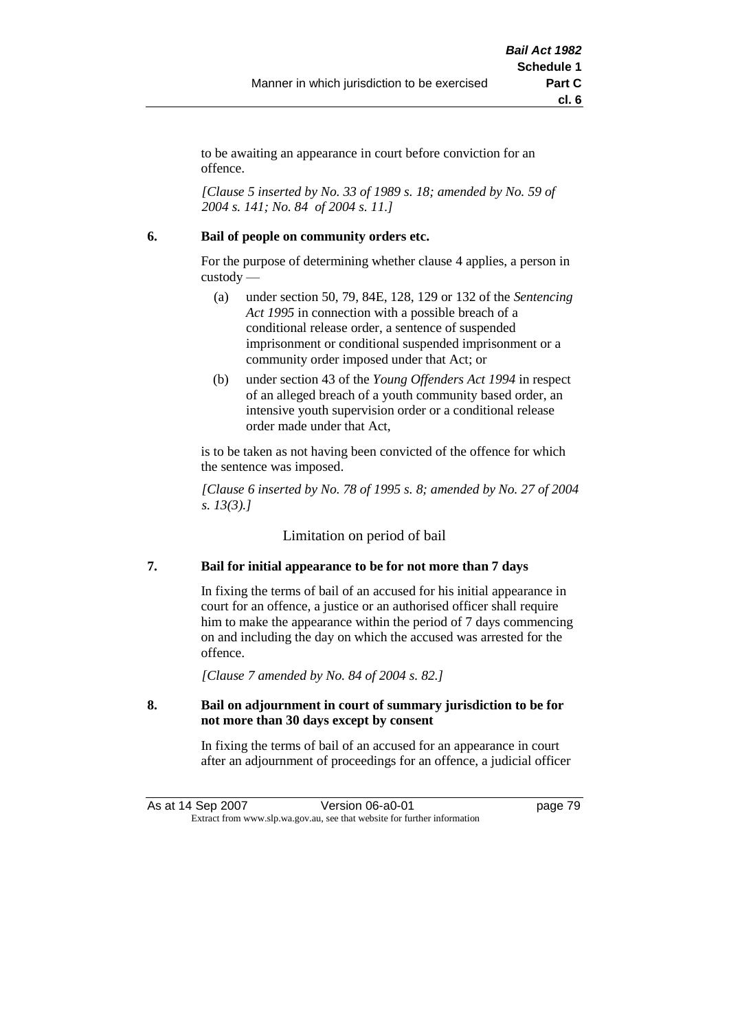to be awaiting an appearance in court before conviction for an offence.

*[Clause 5 inserted by No. 33 of 1989 s. 18; amended by No. 59 of 2004 s. 141; No. 84 of 2004 s. 11.]*

**6. Bail of people on community orders etc.**

For the purpose of determining whether clause 4 applies, a person in custody —

(a) under section 50, 79, 84E, 128, 129 or 132 of the *Sentencing Act 1995* in connection with a possible breach of a conditional release order, a sentence of suspended imprisonment or conditional suspended imprisonment or a community order imposed under that Act; or

(b) under section 43 of the *Young Offenders Act 1994* in respect of an alleged breach of a youth community based order, an intensive youth supervision order or a conditional release order made under that Act,

is to be taken as not having been convicted of the offence for which the sentence was imposed.

*[Clause 6 inserted by No. 78 of 1995 s. 8; amended by No. 27 of 2004 s. 13(3).]*

Limitation on period of bail

**7. Bail for initial appearance to be for not more than 7 days**

In fixing the terms of bail of an accused for his initial appearance in court for an offence, a justice or an authorised officer shall require him to make the appearance within the period of 7 days commencing on and including the day on which the accused was arrested for the offence.

*[Clause 7 amended by No. 84 of 2004 s. 82.]*

**8. Bail on adjournment in court of summary jurisdiction to be for not more than 30 days except by consent**

In fixing the terms of bail of an accused for an appearance in court after an adjournment of proceedings for an offence, a judicial officer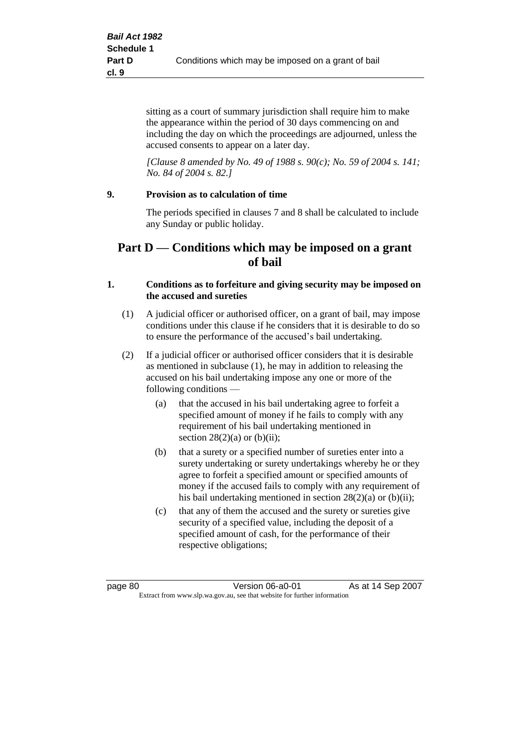sitting as a court of summary jurisdiction shall require him to make the appearance within the period of 30 days commencing on and including the day on which the proceedings are adjourned, unless the accused consents to appear on a later day.

*[Clause 8 amended by No. 49 of 1988 s. 90(c); No. 59 of 2004 s. 141; No. 84 of 2004 s. 82.]*

**9. Provision as to calculation of time**

The periods specified in clauses 7 and 8 shall be calculated to include any Sunday or public holiday.

## Part D — Conditions which may be imposed on a grant of bail

**1. Conditions as to forfeiture and giving security may be imposed on the accused and sureties**

(1) A judicial officer or authorised officer, on a grant of bail, may impose conditions under this clause if he considers that it is desirable to do so to ensure the performance of the accused's bail undertaking.

(2) If a judicial officer or authorised officer considers that it is desirable as mentioned in subclause (1), he may in addition to releasing the accused on his bail undertaking impose any one or more of the following conditions —

(a) that the accused in his bail undertaking agree to forfeit a specified amount of money if he fails to comply with any requirement of his bail undertaking mentioned in section 28(2)(a) or (b)(ii);

(b) that a surety or a specified number of sureties enter into a surety undertaking or surety undertakings whereby he or they agree to forfeit a specified amount or specified amounts of money if the accused fails to comply with any requirement of his bail undertaking mentioned in section 28(2)(a) or (b)(ii);

(c) that any of them the accused and the surety or sureties give security of a specified value, including the deposit of a specified amount of cash, for the performance of their respective obligations;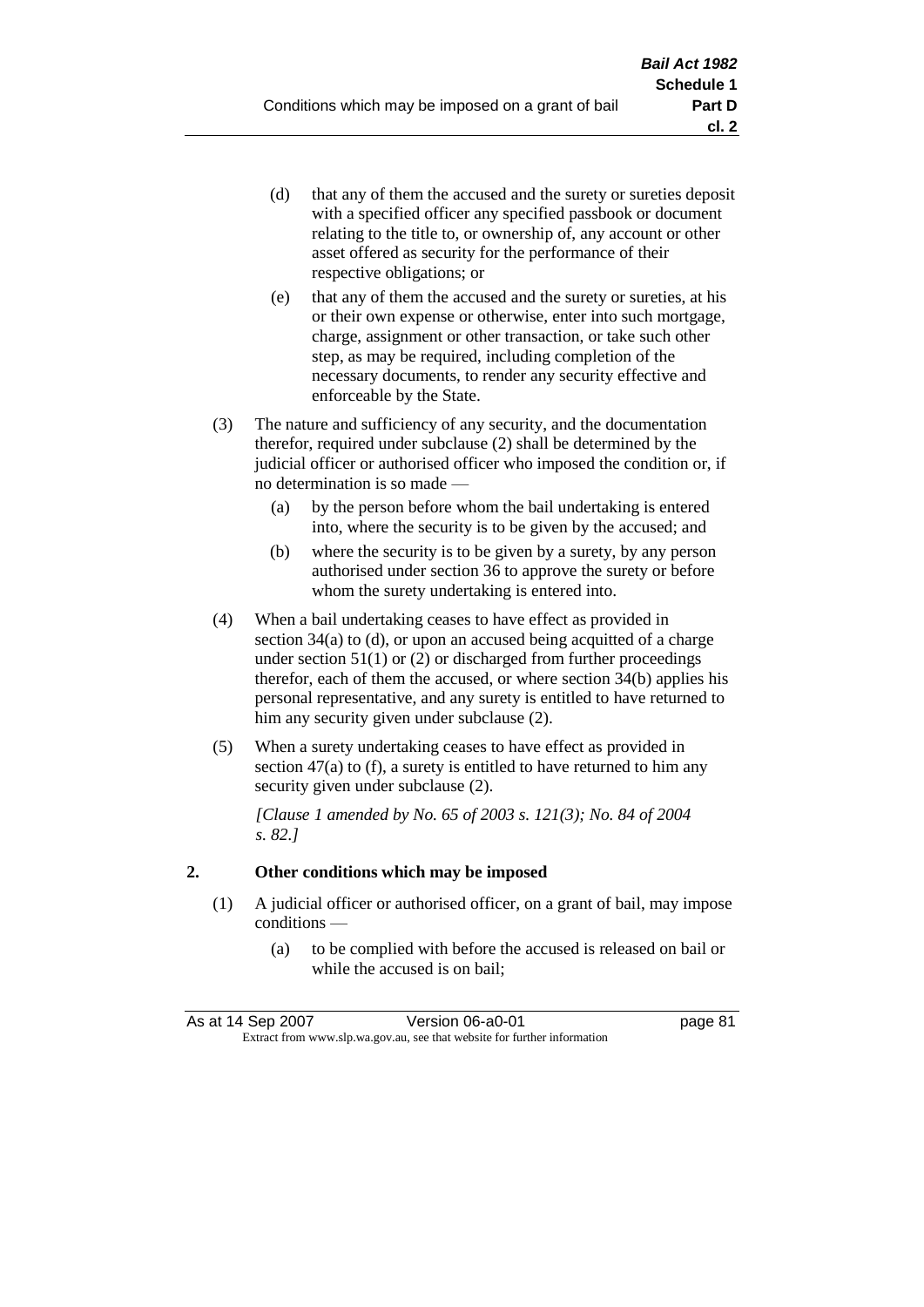(d) that any of them the accused and the surety or sureties deposit with a specified officer any specified passbook or document relating to the title to, or ownership of, any account or other asset offered as security for the performance of their respective obligations; or

(e) that any of them the accused and the surety or sureties, at his or their own expense or otherwise, enter into such mortgage, charge, assignment or other transaction, or take such other step, as may be required, including completion of the necessary documents, to render any security effective and enforceable by the State.

(3) The nature and sufficiency of any security, and the documentation therefor, required under subclause (2) shall be determined by the judicial officer or authorised officer who imposed the condition or, if no determination is so made —

(a) by the person before whom the bail undertaking is entered into, where the security is to be given by the accused; and

(b) where the security is to be given by a surety, by any person authorised under section 36 to approve the surety or before whom the surety undertaking is entered into.

(4) When a bail undertaking ceases to have effect as provided in section 34(a) to (d), or upon an accused being acquitted of a charge under section 51(1) or (2) or discharged from further proceedings therefor, each of them the accused, or where section 34(b) applies his personal representative, and any surety is entitled to have returned to him any security given under subclause (2).

(5) When a surety undertaking ceases to have effect as provided in section 47(a) to (f), a surety is entitled to have returned to him any security given under subclause (2).

*[Clause 1 amended by No. 65 of 2003 s. 121(3); No. 84 of 2004 s. 82.]*

## 2. Other conditions which may be imposed

(1) A judicial officer or authorised officer, on a grant of bail, may impose conditions —

(a) to be complied with before the accused is released on bail or while the accused is on bail;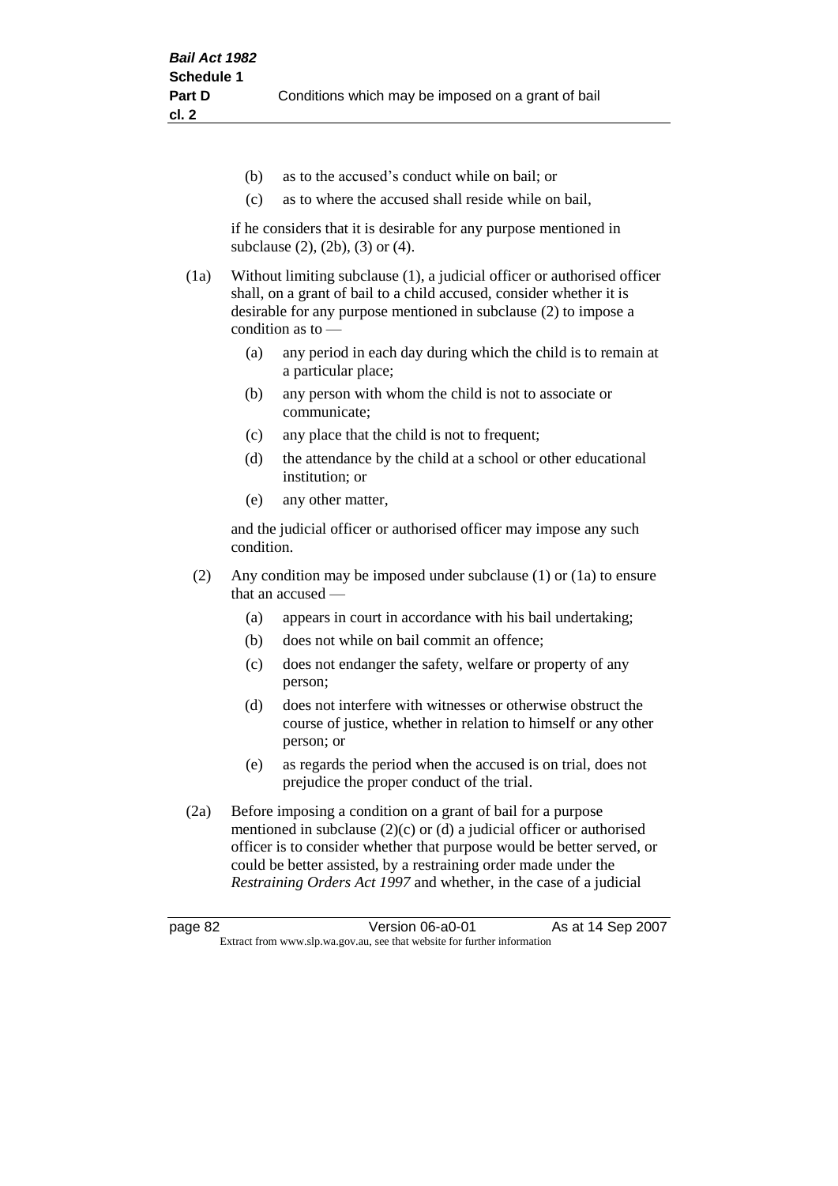(b) as to the accused's conduct while on bail; or

(c) as to where the accused shall reside while on bail,

if he considers that it is desirable for any purpose mentioned in subclause (2), (2b), (3) or (4).

(1a) Without limiting subclause (1), a judicial officer or authorised officer shall, on a grant of bail to a child accused, consider whether it is desirable for any purpose mentioned in subclause (2) to impose a condition as to —

(a) any period in each day during which the child is to remain at a particular place;

(b) any person with whom the child is not to associate or communicate;

(c) any place that the child is not to frequent;

(d) the attendance by the child at a school or other educational institution; or

(e) any other matter,

and the judicial officer or authorised officer may impose any such condition.

(2) Any condition may be imposed under subclause (1) or (1a) to ensure that an accused —

(a) appears in court in accordance with his bail undertaking;

(b) does not while on bail commit an offence;

(c) does not endanger the safety, welfare or property of any person;

(d) does not interfere with witnesses or otherwise obstruct the course of justice, whether in relation to himself or any other person; or

(e) as regards the period when the accused is on trial, does not prejudice the proper conduct of the trial.

(2a) Before imposing a condition on a grant of bail for a purpose mentioned in subclause (2)(c) or (d) a judicial officer or authorised officer is to consider whether that purpose would be better served, or could be better assisted, by a restraining order made under the *Restraining Orders Act 1997* and whether, in the case of a judicial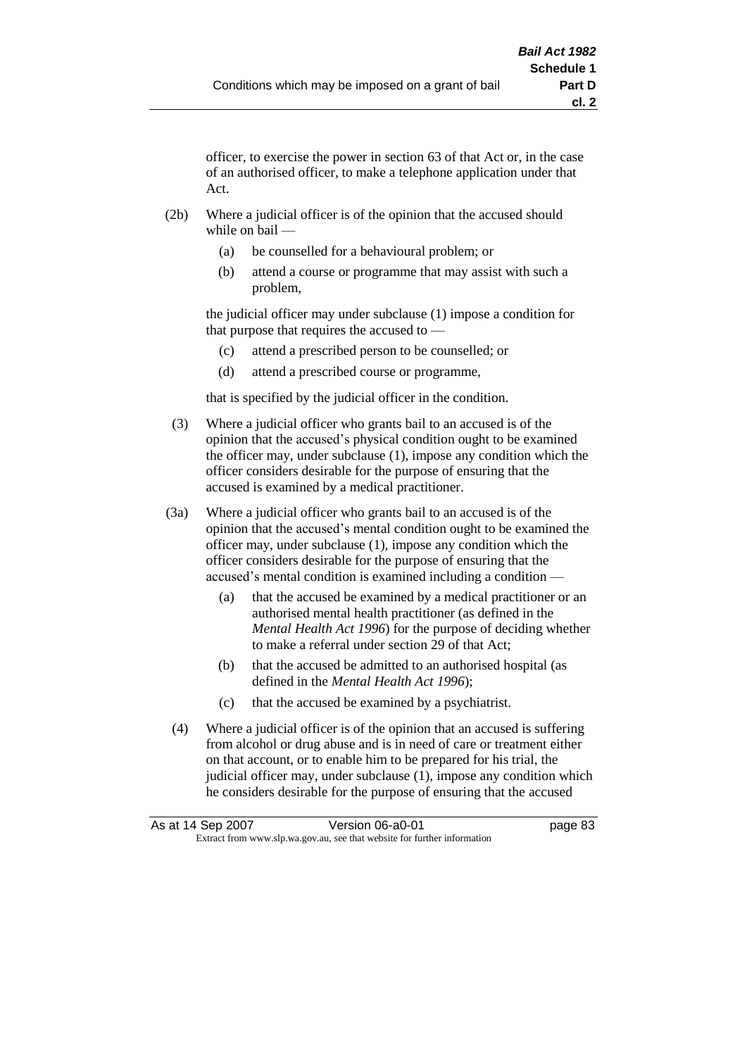officer, to exercise the power in section 63 of that Act or, in the case of an authorised officer, to make a telephone application under that Act.

(2b) Where a judicial officer is of the opinion that the accused should while on bail —

(a) be counselled for a behavioural problem; or

(b) attend a course or programme that may assist with such a problem,

the judicial officer may under subclause (1) impose a condition for that purpose that requires the accused to —

(c) attend a prescribed person to be counselled; or

(d) attend a prescribed course or programme,

that is specified by the judicial officer in the condition.

(3) Where a judicial officer who grants bail to an accused is of the opinion that the accused's physical condition ought to be examined the officer may, under subclause (1), impose any condition which the officer considers desirable for the purpose of ensuring that the accused is examined by a medical practitioner.

(3a) Where a judicial officer who grants bail to an accused is of the opinion that the accused's mental condition ought to be examined the officer may, under subclause (1), impose any condition which the officer considers desirable for the purpose of ensuring that the accused's mental condition is examined including a condition —

(a) that the accused be examined by a medical practitioner or an authorised mental health practitioner (as defined in the *Mental Health Act 1996*) for the purpose of deciding whether to make a referral under section 29 of that Act;

(b) that the accused be admitted to an authorised hospital (as defined in the *Mental Health Act 1996*);

(c) that the accused be examined by a psychiatrist.

(4) Where a judicial officer is of the opinion that an accused is suffering from alcohol or drug abuse and is in need of care or treatment either on that account, or to enable him to be prepared for his trial, the judicial officer may, under subclause (1), impose any condition which he considers desirable for the purpose of ensuring that the accused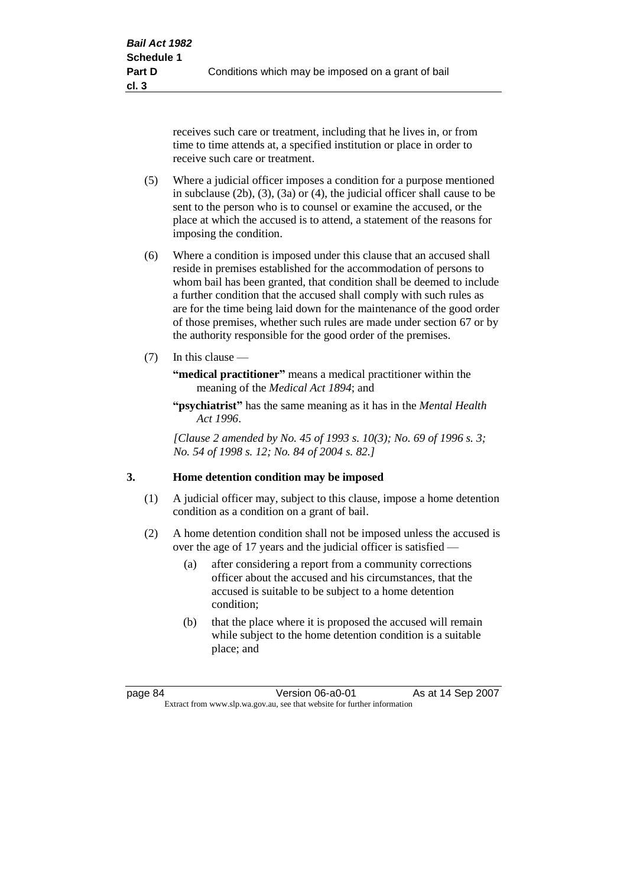receives such care or treatment, including that he lives in, or from time to time attends at, a specified institution or place in order to receive such care or treatment.

(5) Where a judicial officer imposes a condition for a purpose mentioned in subclause (2b), (3), (3a) or (4), the judicial officer shall cause to be sent to the person who is to counsel or examine the accused, or the place at which the accused is to attend, a statement of the reasons for imposing the condition.

(6) Where a condition is imposed under this clause that an accused shall reside in premises established for the accommodation of persons to whom bail has been granted, that condition shall be deemed to include a further condition that the accused shall comply with such rules as are for the time being laid down for the maintenance of the good order of those premises, whether such rules are made under section 67 or by the authority responsible for the good order of the premises.

(7) In this clause —

**"medical practitioner"** means a medical practitioner within the meaning of the *Medical Act 1894*; and

**"psychiatrist"** has the same meaning as it has in the *Mental Health Act 1996*.

*[Clause 2 amended by No. 45 of 1993 s. 10(3); No. 69 of 1996 s. 3; No. 54 of 1998 s. 12; No. 84 of 2004 s. 82.]*

## 3. Home detention condition may be imposed

(1) A judicial officer may, subject to this clause, impose a home detention condition as a condition on a grant of bail.

(2) A home detention condition shall not be imposed unless the accused is over the age of 17 years and the judicial officer is satisfied —

(a) after considering a report from a community corrections officer about the accused and his circumstances, that the accused is suitable to be subject to a home detention condition;

(b) that the place where it is proposed the accused will remain while subject to the home detention condition is a suitable place; and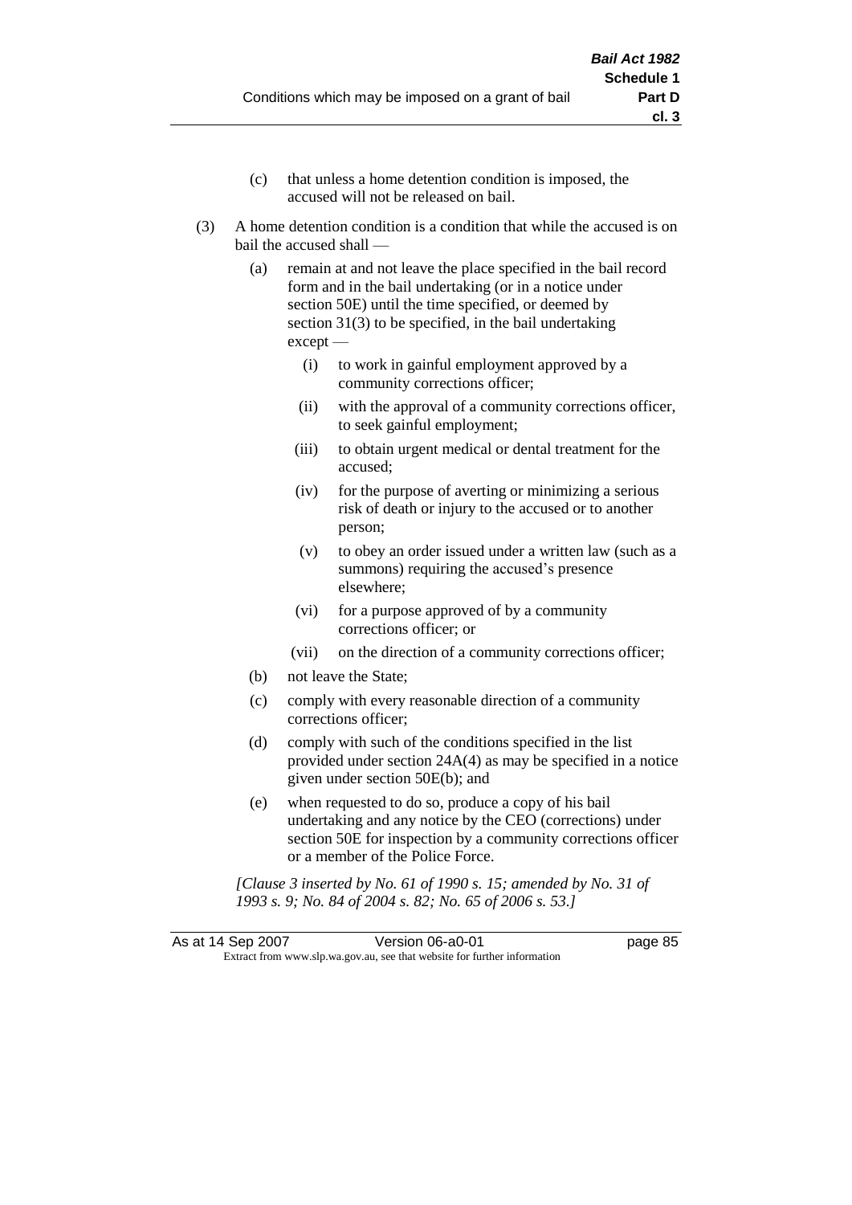(c) that unless a home detention condition is imposed, the accused will not be released on bail.

(3) A home detention condition is a condition that while the accused is on bail the accused shall —

(a) remain at and not leave the place specified in the bail record form and in the bail undertaking (or in a notice under section 50E) until the time specified, or deemed by section 31(3) to be specified, in the bail undertaking except —

(i) to work in gainful employment approved by a community corrections officer;

(ii) with the approval of a community corrections officer, to seek gainful employment;

(iii) to obtain urgent medical or dental treatment for the accused;

(iv) for the purpose of averting or minimizing a serious risk of death or injury to the accused or to another person;

(v) to obey an order issued under a written law (such as a summons) requiring the accused's presence elsewhere;

(vi) for a purpose approved of by a community corrections officer; or

(vii) on the direction of a community corrections officer;

(b) not leave the State;

(c) comply with every reasonable direction of a community corrections officer;

(d) comply with such of the conditions specified in the list provided under section 24A(4) as may be specified in a notice given under section 50E(b); and

(e) when requested to do so, produce a copy of his bail undertaking and any notice by the CEO (corrections) under section 50E for inspection by a community corrections officer or a member of the Police Force.

*[Clause 3 inserted by No. 61 of 1990 s. 15; amended by No. 31 of 1993 s. 9; No. 84 of 2004 s. 82; No. 65 of 2006 s. 53.]*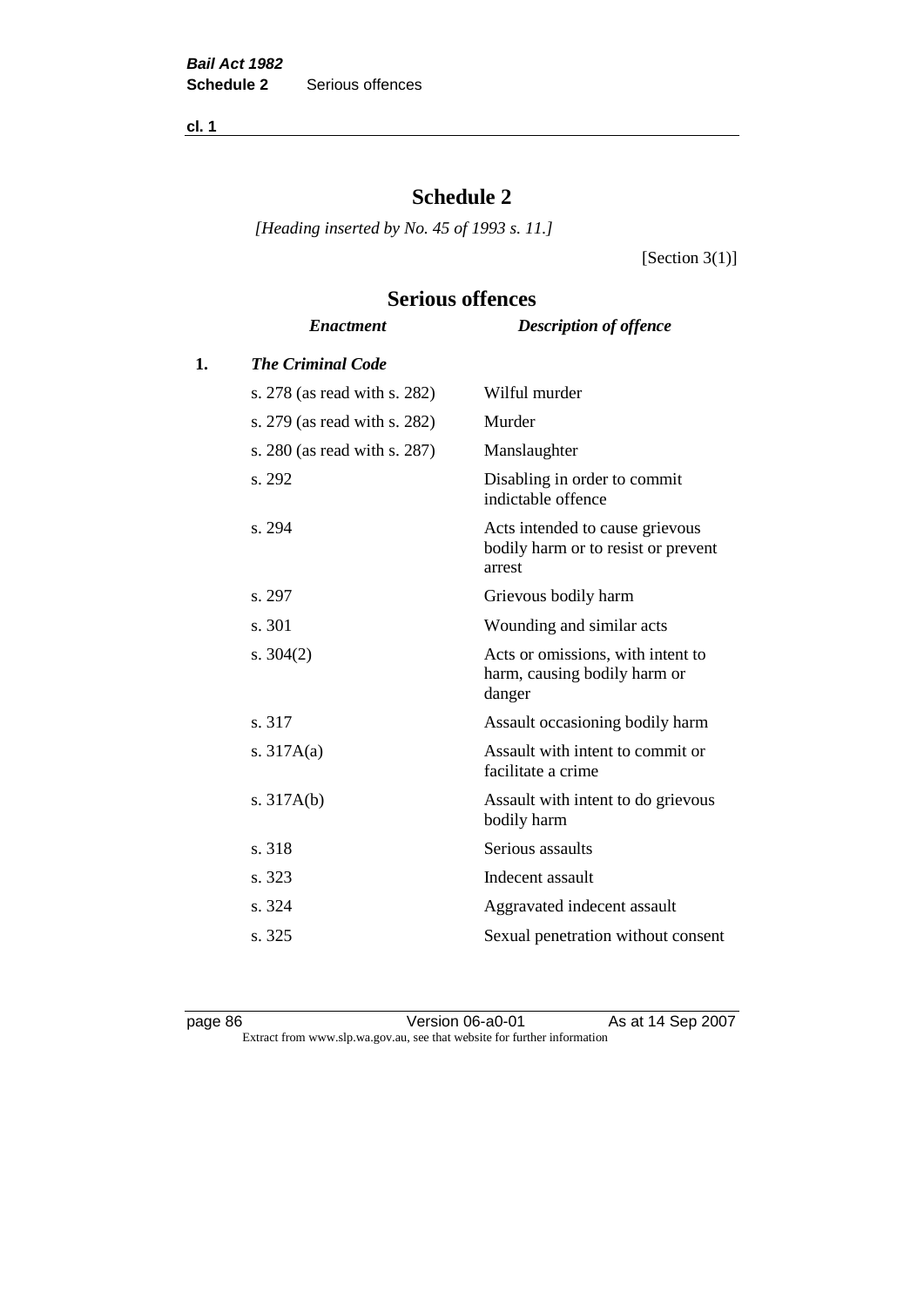# Schedule 2

*[Heading inserted by No. 45 of 1993 s. 11.]*

[Section 3(1)]

## Serious offences

| | *Enactment* | *Description of offence* |
|---|---|---|
| **1.** | ***The Criminal Code*** | |
| | s. 278 (as read with s. 282) | Wilful murder |
| | s. 279 (as read with s. 282) | Murder |
| | s. 280 (as read with s. 287) | Manslaughter |
| | s. 292 | Disabling in order to commit indictable offence |
| | s. 294 | Acts intended to cause grievous bodily harm or to resist or prevent arrest |
| | s. 297 | Grievous bodily harm |
| | s. 301 | Wounding and similar acts |
| | s. 304(2) | Acts or omissions, with intent to harm, causing bodily harm or danger |
| | s. 317 | Assault occasioning bodily harm |
| | s. 317A(a) | Assault with intent to commit or facilitate a crime |
| | s. 317A(b) | Assault with intent to do grievous bodily harm |
| | s. 318 | Serious assaults |
| | s. 323 | Indecent assault |
| | s. 324 | Aggravated indecent assault |
| | s. 325 | Sexual penetration without consent |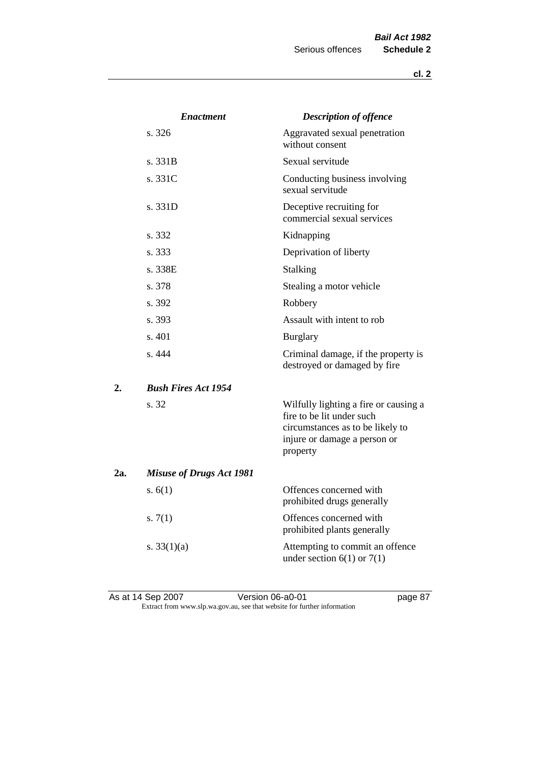| | *Enactment* | *Description of offence* |
|---|---|---|
| | s. 326 | Aggravated sexual penetration without consent |
| | s. 331B | Sexual servitude |
| | s. 331C | Conducting business involving sexual servitude |
| | s. 331D | Deceptive recruiting for commercial sexual services |
| | s. 332 | Kidnapping |
| | s. 333 | Deprivation of liberty |
| | s. 338E | Stalking |
| | s. 378 | Stealing a motor vehicle |
| | s. 392 | Robbery |
| | s. 393 | Assault with intent to rob |
| | s. 401 | Burglary |
| | s. 444 | Criminal damage, if the property is destroyed or damaged by fire |
| **2.** | ***Bush Fires Act 1954*** | |
| | s. 32 | Wilfully lighting a fire or causing a fire to be lit under such circumstances as to be likely to injure or damage a person or property |
| **2a.** | ***Misuse of Drugs Act 1981*** | |
| | s. 6(1) | Offences concerned with prohibited drugs generally |
| | s. 7(1) | Offences concerned with prohibited plants generally |
| | s. 33(1)(a) | Attempting to commit an offence under section 6(1) or 7(1) |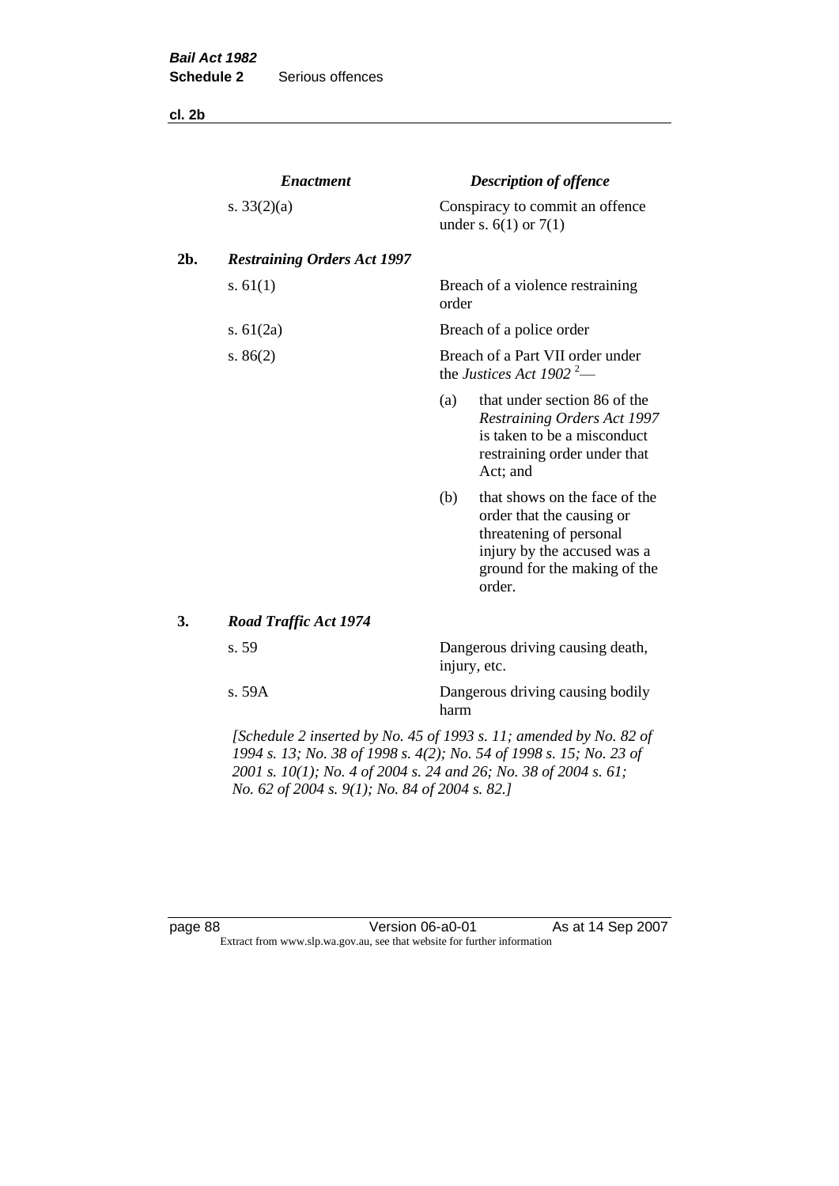| | *Enactment* | *Description of offence* |
|---|---|---|
| | s. 33(2)(a) | Conspiracy to commit an offence under s. 6(1) or 7(1) |
| **2b.** | ***Restraining Orders Act 1997*** | |
| | s. 61(1) | Breach of a violence restraining order |
| | s. 61(2a) | Breach of a police order |
| | s. 86(2) | Breach of a Part VII order under the *Justices Act 1902* [2]— (a) that under section 86 of the *Restraining Orders Act 1997* is taken to be a misconduct restraining order under that Act; and (b) that shows on the face of the order that the causing or threatening of personal injury by the accused was a ground for the making of the order. |
| **3.** | ***Road Traffic Act 1974*** | |
| | s. 59 | Dangerous driving causing death, injury, etc. |
| | s. 59A | Dangerous driving causing bodily harm |

*[Schedule 2 inserted by No. 45 of 1993 s. 11; amended by No. 82 of 1994 s. 13; No. 38 of 1998 s. 4(2); No. 54 of 1998 s. 15; No. 23 of 2001 s. 10(1); No. 4 of 2004 s. 24 and 26; No. 38 of 2004 s. 61; No. 62 of 2004 s. 9(1); No. 84 of 2004 s. 82.]*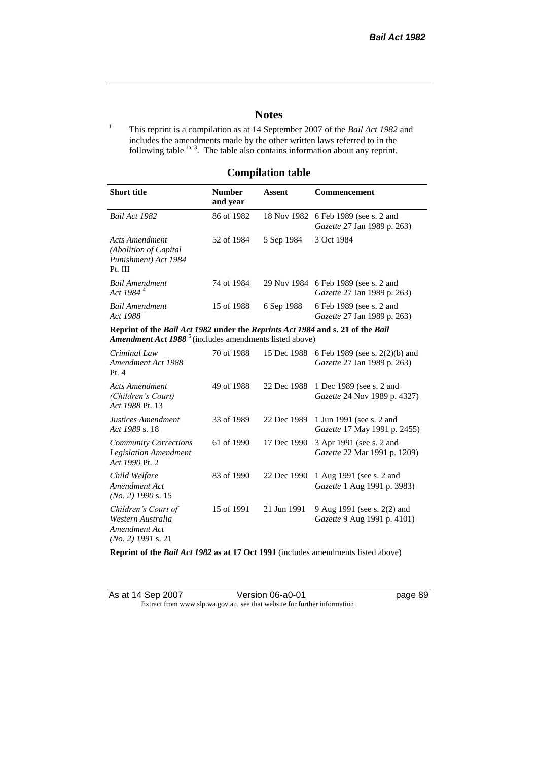# Notes

[1] This reprint is a compilation as at 14 September 2007 of the *Bail Act 1982* and includes the amendments made by the other written laws referred to in the following table [1a, 3]. The table also contains information about any reprint.

## Compilation table

| Short title | Number and year | Assent | Commencement |
|---|---|---|---|
| *Bail Act 1982* | 86 of 1982 | 18 Nov 1982 | 6 Feb 1989 (see s. 2 and *Gazette* 27 Jan 1989 p. 263) |
| *Acts Amendment (Abolition of Capital Punishment) Act 1984* Pt. III | 52 of 1984 | 5 Sep 1984 | 3 Oct 1984 |
| *Bail Amendment Act 1984* [4] | 74 of 1984 | 29 Nov 1984 | 6 Feb 1989 (see s. 2 and *Gazette* 27 Jan 1989 p. 263) |
| *Bail Amendment Act 1988* | 15 of 1988 | 6 Sep 1988 | 6 Feb 1989 (see s. 2 and *Gazette* 27 Jan 1989 p. 263) |
| **Reprint of the *Bail Act 1982* under the *Reprints Act 1984* and s. 21 of the *Bail Amendment Act 1988*** [5] (includes amendments listed above) | | | |
| *Criminal Law Amendment Act 1988* Pt. 4 | 70 of 1988 | 15 Dec 1988 | 6 Feb 1989 (see s. 2(2)(b) and *Gazette* 27 Jan 1989 p. 263) |
| *Acts Amendment (Children's Court) Act 1988* Pt. 13 | 49 of 1988 | 22 Dec 1988 | 1 Dec 1989 (see s. 2 and *Gazette* 24 Nov 1989 p. 4327) |
| *Justices Amendment Act 1989* s. 18 | 33 of 1989 | 22 Dec 1989 | 1 Jun 1991 (see s. 2 and *Gazette* 17 May 1991 p. 2455) |
| *Community Corrections Legislation Amendment Act 1990* Pt. 2 | 61 of 1990 | 17 Dec 1990 | 3 Apr 1991 (see s. 2 and *Gazette* 22 Mar 1991 p. 1209) |
| *Child Welfare Amendment Act (No. 2) 1990* s. 15 | 83 of 1990 | 22 Dec 1990 | 1 Aug 1991 (see s. 2 and *Gazette* 1 Aug 1991 p. 3983) |
| *Children's Court of Western Australia Amendment Act (No. 2) 1991* s. 21 | 15 of 1991 | 21 Jun 1991 | 9 Aug 1991 (see s. 2(2) and *Gazette* 9 Aug 1991 p. 4101) |
| **Reprint of the *Bail Act 1982* as at 17 Oct 1991** (includes amendments listed above) | | | |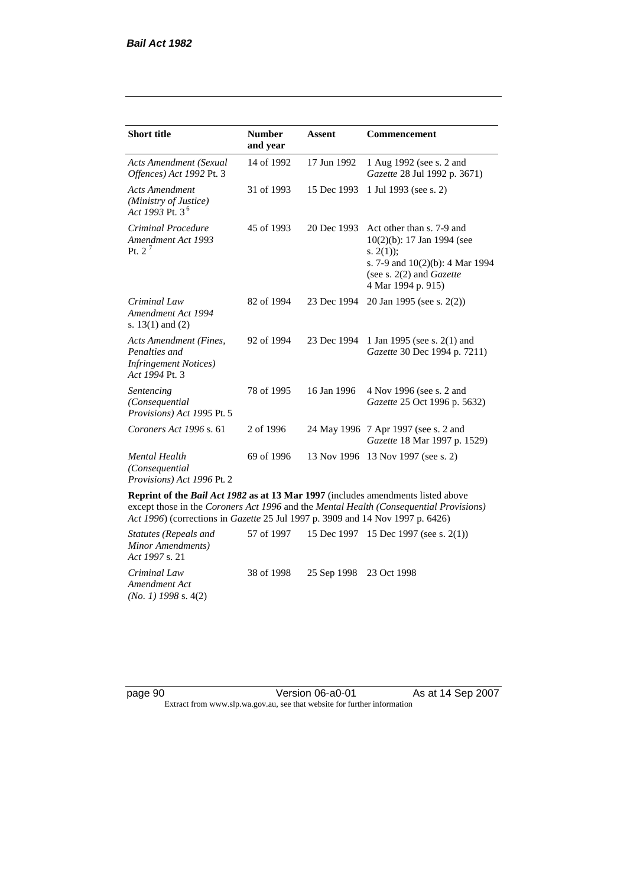| Short title | Number and year | Assent | Commencement |
|---|---|---|---|
| *Acts Amendment (Sexual Offences) Act 1992* Pt. 3 | 14 of 1992 | 17 Jun 1992 | 1 Aug 1992 (see s. 2 and *Gazette* 28 Jul 1992 p. 3671) |
| *Acts Amendment (Ministry of Justice) Act 1993* Pt. 3 [6] | 31 of 1993 | 15 Dec 1993 | 1 Jul 1993 (see s. 2) |
| *Criminal Procedure Amendment Act 1993* Pt. 2 [7] | 45 of 1993 | 20 Dec 1993 | Act other than s. 7-9 and 10(2)(b): 17 Jan 1994 (see s. 2(1)); s. 7-9 and 10(2)(b): 4 Mar 1994 (see s. 2(2) and *Gazette* 4 Mar 1994 p. 915) |
| *Criminal Law Amendment Act 1994* s. 13(1) and (2) | 82 of 1994 | 23 Dec 1994 | 20 Jan 1995 (see s. 2(2)) |
| *Acts Amendment (Fines, Penalties and Infringement Notices) Act 1994* Pt. 3 | 92 of 1994 | 23 Dec 1994 | 1 Jan 1995 (see s. 2(1) and *Gazette* 30 Dec 1994 p. 7211) |
| *Sentencing (Consequential Provisions) Act 1995* Pt. 5 | 78 of 1995 | 16 Jan 1996 | 4 Nov 1996 (see s. 2 and *Gazette* 25 Oct 1996 p. 5632) |
| *Coroners Act 1996* s. 61 | 2 of 1996 | 24 May 1996 | 7 Apr 1997 (see s. 2 and *Gazette* 18 Mar 1997 p. 1529) |
| *Mental Health (Consequential Provisions) Act 1996* Pt. 2 | 69 of 1996 | 13 Nov 1996 | 13 Nov 1997 (see s. 2) |
| **Reprint of the *Bail Act 1982* as at 13 Mar 1997** (includes amendments listed above except those in the *Coroners Act 1996* and the *Mental Health (Consequential Provisions) Act 1996*) (corrections in *Gazette* 25 Jul 1997 p. 3909 and 14 Nov 1997 p. 6426) | | | |
| *Statutes (Repeals and Minor Amendments) Act 1997* s. 21 | 57 of 1997 | 15 Dec 1997 | 15 Dec 1997 (see s. 2(1)) |
| *Criminal Law Amendment Act (No. 1) 1998* s. 4(2) | 38 of 1998 | 25 Sep 1998 | 23 Oct 1998 |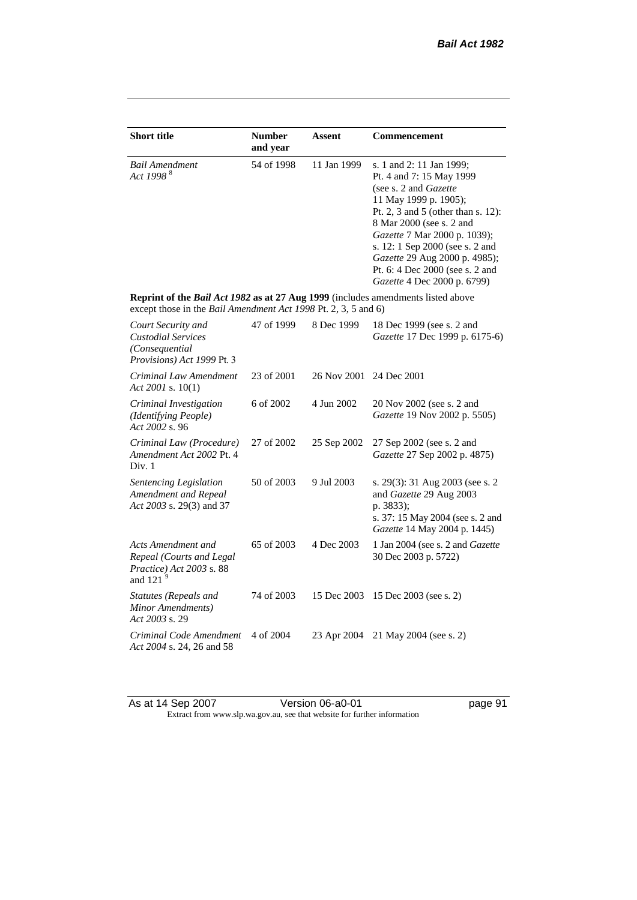| Short title | Number and year | Assent | Commencement |
|---|---|---|---|
| *Bail Amendment Act 1998* [8] | 54 of 1998 | 11 Jan 1999 | s. 1 and 2: 11 Jan 1999; Pt. 4 and 7: 15 May 1999 (see s. 2 and *Gazette* 11 May 1999 p. 1905); Pt. 2, 3 and 5 (other than s. 12): 8 Mar 2000 (see s. 2 and *Gazette* 7 Mar 2000 p. 1039); s. 12: 1 Sep 2000 (see s. 2 and *Gazette* 29 Aug 2000 p. 4985); Pt. 6: 4 Dec 2000 (see s. 2 and *Gazette* 4 Dec 2000 p. 6799) |
| **Reprint of the *Bail Act 1982* as at 27 Aug 1999** (includes amendments listed above except those in the *Bail Amendment Act 1998* Pt. 2, 3, 5 and 6) | | | |
| *Court Security and Custodial Services (Consequential Provisions) Act 1999* Pt. 3 | 47 of 1999 | 8 Dec 1999 | 18 Dec 1999 (see s. 2 and *Gazette* 17 Dec 1999 p. 6175-6) |
| *Criminal Law Amendment Act 2001* s. 10(1) | 23 of 2001 | 26 Nov 2001 | 24 Dec 2001 |
| *Criminal Investigation (Identifying People) Act 2002* s. 96 | 6 of 2002 | 4 Jun 2002 | 20 Nov 2002 (see s. 2 and *Gazette* 19 Nov 2002 p. 5505) |
| *Criminal Law (Procedure) Amendment Act 2002* Pt. 4 Div. 1 | 27 of 2002 | 25 Sep 2002 | 27 Sep 2002 (see s. 2 and *Gazette* 27 Sep 2002 p. 4875) |
| *Sentencing Legislation Amendment and Repeal Act 2003* s. 29(3) and 37 | 50 of 2003 | 9 Jul 2003 | s. 29(3): 31 Aug 2003 (see s. 2 and *Gazette* 29 Aug 2003 p. 3833); s. 37: 15 May 2004 (see s. 2 and *Gazette* 14 May 2004 p. 1445) |
| *Acts Amendment and Repeal (Courts and Legal Practice) Act 2003* s. 88 and 121 [9] | 65 of 2003 | 4 Dec 2003 | 1 Jan 2004 (see s. 2 and *Gazette* 30 Dec 2003 p. 5722) |
| *Statutes (Repeals and Minor Amendments) Act 2003* s. 29 | 74 of 2003 | 15 Dec 2003 | 15 Dec 2003 (see s. 2) |
| *Criminal Code Amendment Act 2004* s. 24, 26 and 58 | 4 of 2004 | 23 Apr 2004 | 21 May 2004 (see s. 2) |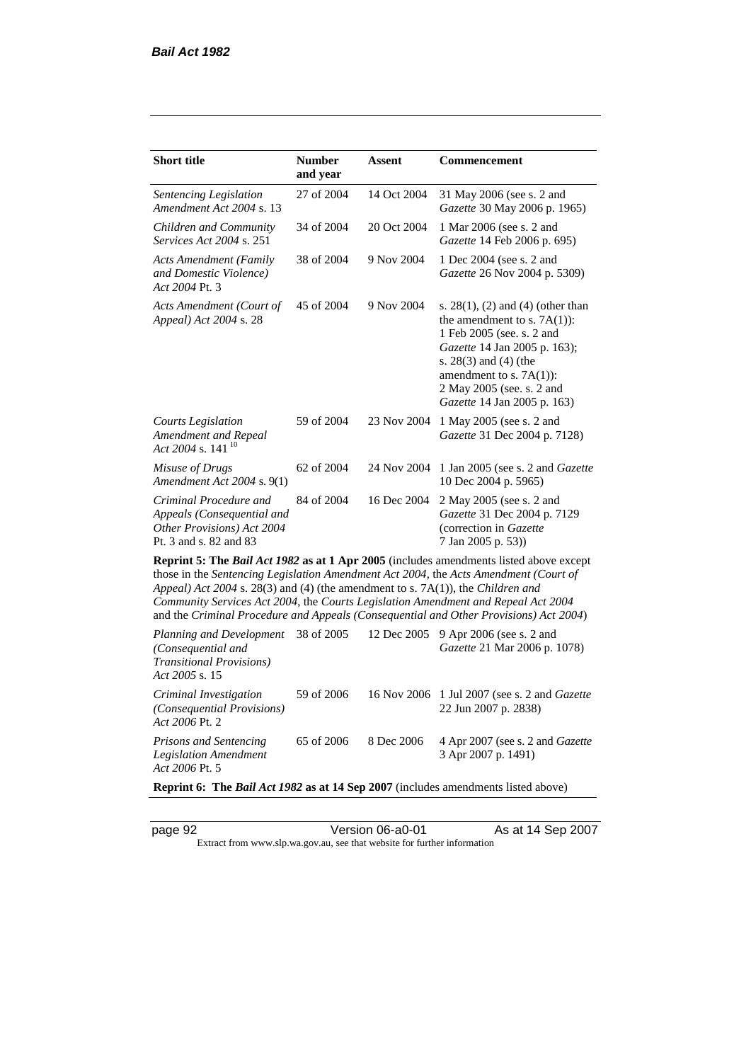| Short title | Number and year | Assent | Commencement |
|---|---|---|---|
| *Sentencing Legislation Amendment Act 2004* s. 13 | 27 of 2004 | 14 Oct 2004 | 31 May 2006 (see s. 2 and *Gazette* 30 May 2006 p. 1965) |
| *Children and Community Services Act 2004* s. 251 | 34 of 2004 | 20 Oct 2004 | 1 Mar 2006 (see s. 2 and *Gazette* 14 Feb 2006 p. 695) |
| *Acts Amendment (Family and Domestic Violence) Act 2004* Pt. 3 | 38 of 2004 | 9 Nov 2004 | 1 Dec 2004 (see s. 2 and *Gazette* 26 Nov 2004 p. 5309) |
| *Acts Amendment (Court of Appeal) Act 2004* s. 28 | 45 of 2004 | 9 Nov 2004 | s. 28(1), (2) and (4) (other than the amendment to s. 7A(1)): 1 Feb 2005 (see. s. 2 and *Gazette* 14 Jan 2005 p. 163); s. 28(3) and (4) (the amendment to s. 7A(1)): 2 May 2005 (see. s. 2 and *Gazette* 14 Jan 2005 p. 163) |
| *Courts Legislation Amendment and Repeal Act 2004* s. 141 [10] | 59 of 2004 | 23 Nov 2004 | 1 May 2005 (see s. 2 and *Gazette* 31 Dec 2004 p. 7128) |
| *Misuse of Drugs Amendment Act 2004* s. 9(1) | 62 of 2004 | 24 Nov 2004 | 1 Jan 2005 (see s. 2 and *Gazette* 10 Dec 2004 p. 5965) |
| *Criminal Procedure and Appeals (Consequential and Other Provisions) Act 2004* Pt. 3 and s. 82 and 83 | 84 of 2004 | 16 Dec 2004 | 2 May 2005 (see s. 2 and *Gazette* 31 Dec 2004 p. 7129 (correction in *Gazette* 7 Jan 2005 p. 53)) |
| **Reprint 5: The *Bail Act 1982* as at 1 Apr 2005** (includes amendments listed above except those in the *Sentencing Legislation Amendment Act 2004*, the *Acts Amendment (Court of Appeal) Act 2004* s. 28(3) and (4) (the amendment to s. 7A(1)), the *Children and Community Services Act 2004*, the *Courts Legislation Amendment and Repeal Act 2004* and the *Criminal Procedure and Appeals (Consequential and Other Provisions) Act 2004*) | | | |
| *Planning and Development (Consequential and Transitional Provisions) Act 2005* s. 15 | 38 of 2005 | 12 Dec 2005 | 9 Apr 2006 (see s. 2 and *Gazette* 21 Mar 2006 p. 1078) |
| *Criminal Investigation (Consequential Provisions) Act 2006* Pt. 2 | 59 of 2006 | 16 Nov 2006 | 1 Jul 2007 (see s. 2 and *Gazette* 22 Jun 2007 p. 2838) |
| *Prisons and Sentencing Legislation Amendment Act 2006* Pt. 5 | 65 of 2006 | 8 Dec 2006 | 4 Apr 2007 (see s. 2 and *Gazette* 3 Apr 2007 p. 1491) |
| **Reprint 6: The *Bail Act 1982* as at 14 Sep 2007** (includes amendments listed above) | | | |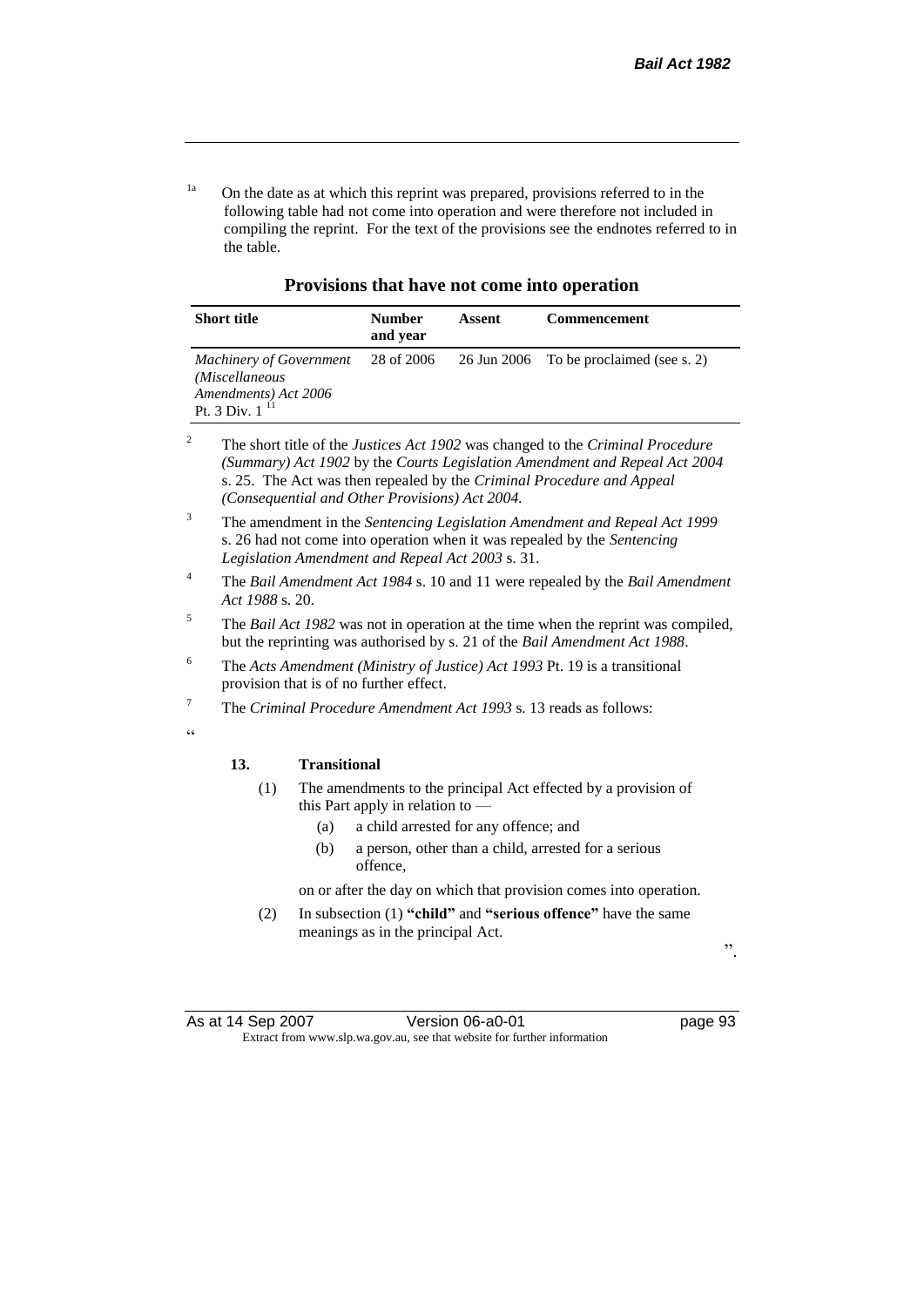[1a] On the date as at which this reprint was prepared, provisions referred to in the following table had not come into operation and were therefore not included in compiling the reprint. For the text of the provisions see the endnotes referred to in the table.

**Provisions that have not come into operation**

| Short title | Number and year | Assent | Commencement |
|---|---|---|---|
| *Machinery of Government (Miscellaneous Amendments) Act 2006* Pt. 3 Div. 1 [11] | 28 of 2006 | 26 Jun 2006 | To be proclaimed (see s. 2) |

[2] The short title of the *Justices Act 1902* was changed to the *Criminal Procedure (Summary) Act 1902* by the *Courts Legislation Amendment and Repeal Act 2004* s. 25. The Act was then repealed by the *Criminal Procedure and Appeal (Consequential and Other Provisions) Act 2004*.

[3] The amendment in the *Sentencing Legislation Amendment and Repeal Act 1999* s. 26 had not come into operation when it was repealed by the *Sentencing Legislation Amendment and Repeal Act 2003* s. 31.

[4] The *Bail Amendment Act 1984* s. 10 and 11 were repealed by the *Bail Amendment Act 1988* s. 20.

[5] The *Bail Act 1982* was not in operation at the time when the reprint was compiled, but the reprinting was authorised by s. 21 of the *Bail Amendment Act 1988*.

[6] The *Acts Amendment (Ministry of Justice) Act 1993* Pt. 19 is a transitional provision that is of no further effect.

[7] The *Criminal Procedure Amendment Act 1993* s. 13 reads as follows:

"

**13. Transitional**

(1) The amendments to the principal Act effected by a provision of this Part apply in relation to —

(a) a child arrested for any offence; and

(b) a person, other than a child, arrested for a serious offence,

on or after the day on which that provision comes into operation.

(2) In subsection (1) **"child"** and **"serious offence"** have the same meanings as in the principal Act.

".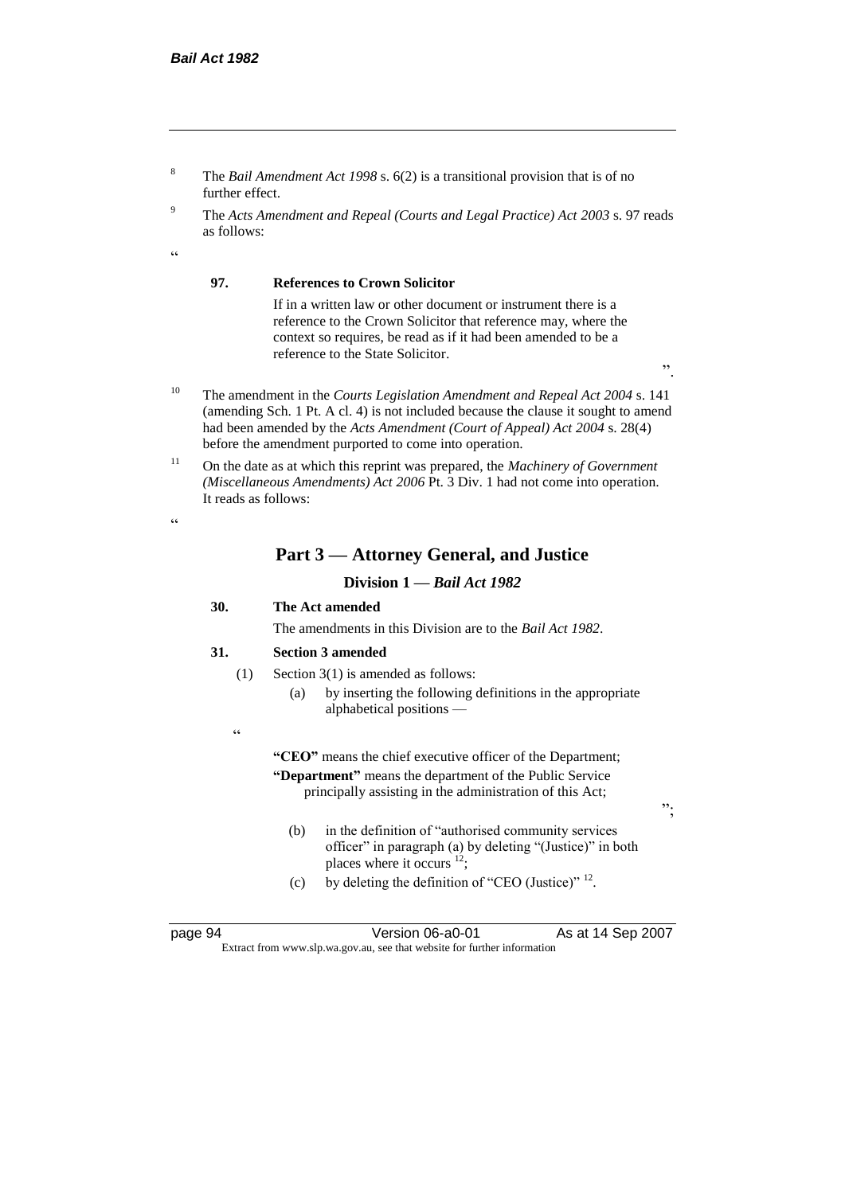[8] The *Bail Amendment Act 1998* s. 6(2) is a transitional provision that is of no further effect.

[9] The *Acts Amendment and Repeal (Courts and Legal Practice) Act 2003* s. 97 reads as follows:

"

**97. References to Crown Solicitor**

If in a written law or other document or instrument there is a reference to the Crown Solicitor that reference may, where the context so requires, be read as if it had been amended to be a reference to the State Solicitor.

".

[10] The amendment in the *Courts Legislation Amendment and Repeal Act 2004* s. 141 (amending Sch. 1 Pt. A cl. 4) is not included because the clause it sought to amend had been amended by the *Acts Amendment (Court of Appeal) Act 2004* s. 28(4) before the amendment purported to come into operation.

[11] On the date as at which this reprint was prepared, the *Machinery of Government (Miscellaneous Amendments) Act 2006* Pt. 3 Div. 1 had not come into operation. It reads as follows:

"

## Part 3 — Attorney General, and Justice

### Division 1 — *Bail Act 1982*

**30. The Act amended**

The amendments in this Division are to the *Bail Act 1982*.

**31. Section 3 amended**

(1) Section 3(1) is amended as follows:

(a) by inserting the following definitions in the appropriate alphabetical positions —

"

**"CEO"** means the chief executive officer of the Department;

**"Department"** means the department of the Public Service principally assisting in the administration of this Act;

";

(b) in the definition of "authorised community services officer" in paragraph (a) by deleting "(Justice)" in both places where it occurs [12];

(c) by deleting the definition of "CEO (Justice)" [12].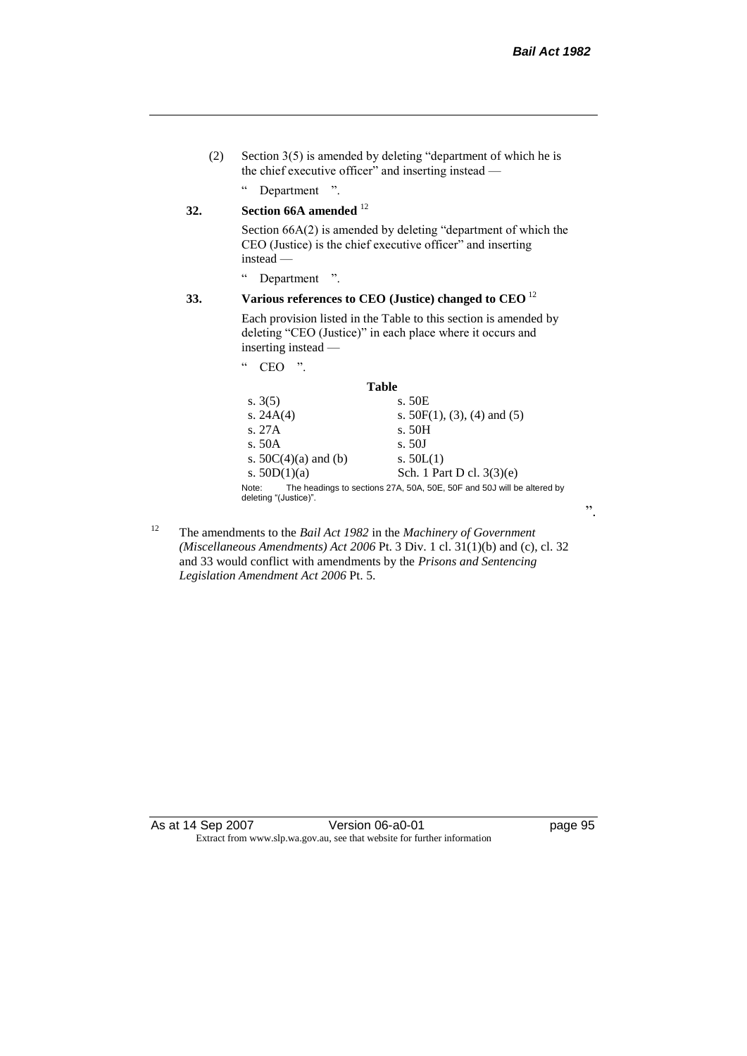(2) Section 3(5) is amended by deleting "department of which he is the chief executive officer" and inserting instead —

" Department ".

**32. Section 66A amended** [12]

Section 66A(2) is amended by deleting "department of which the CEO (Justice) is the chief executive officer" and inserting instead —

" Department ".

**33. Various references to CEO (Justice) changed to CEO** [12]

Each provision listed in the Table to this section is amended by deleting "CEO (Justice)" in each place where it occurs and inserting instead —

" CEO ".

**Table**

| | |
|---|---|
| s. 3(5) | s. 50E |
| s. 24A(4) | s. 50F(1), (3), (4) and (5) |
| s. 27A | s. 50H |
| s. 50A | s. 50J |
| s. 50C(4)(a) and (b) | s. 50L(1) |
| s. 50D(1)(a) | Sch. 1 Part D cl. 3(3)(e) |

Note: The headings to sections 27A, 50A, 50E, 50F and 50J will be altered by deleting "(Justice)".

".

[12] The amendments to the *Bail Act 1982* in the *Machinery of Government (Miscellaneous Amendments) Act 2006* Pt. 3 Div. 1 cl. 31(1)(b) and (c), cl. 32 and 33 would conflict with amendments by the *Prisons and Sentencing Legislation Amendment Act 2006* Pt. 5.